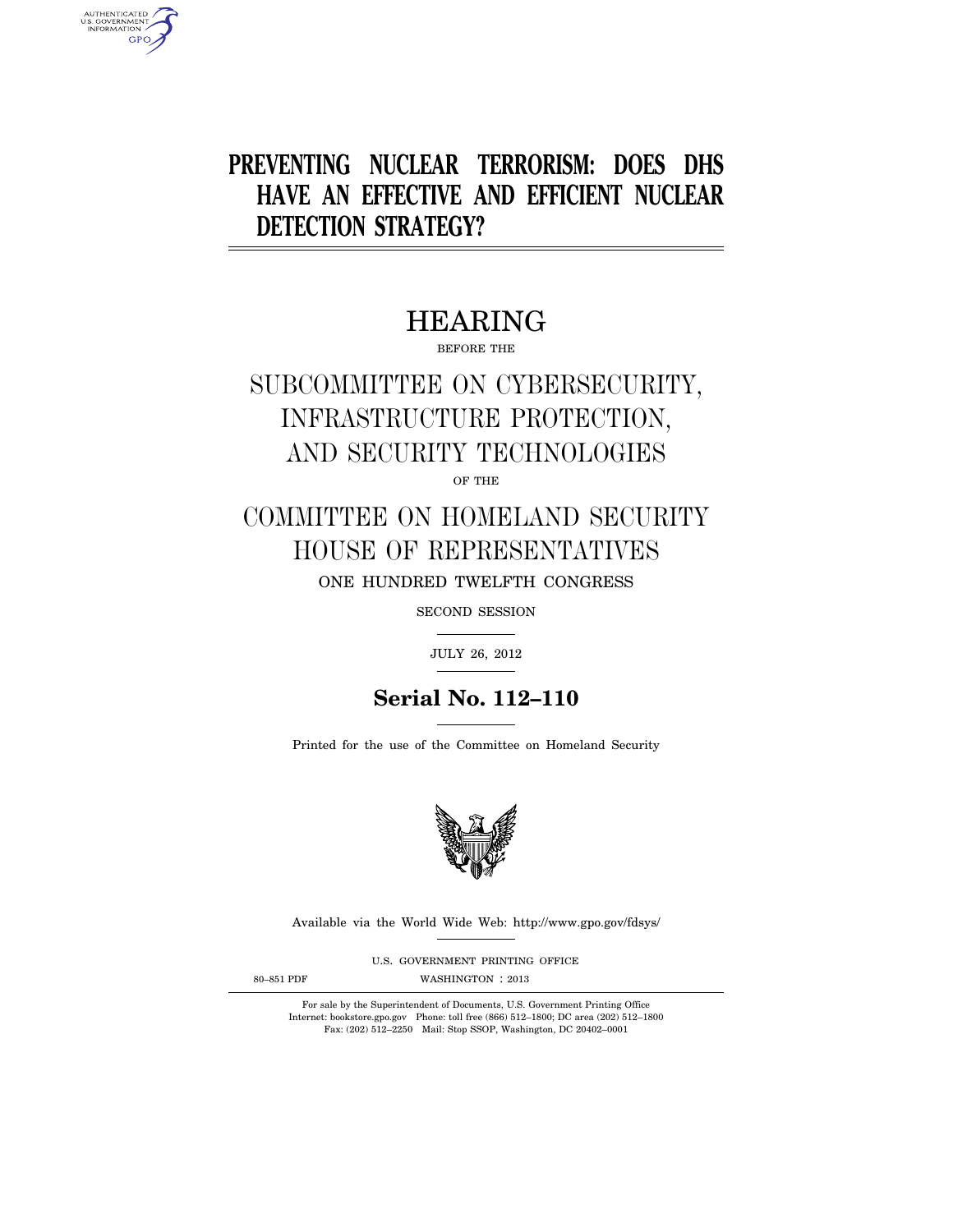# PREVENTING NUCLEAR TERRORISM: DOES DHS HAVE AN EFFECTIVE AND EFFICIENT NUCLEAR DETECTION STRATEGY?

## HEARING

BEFORE THE

## SUBCOMMITTEE ON CYBERSECURITY, INFRASTRUCTURE PROTECTION, AND SECURITY TECHNOLOGIES

OF THE

## COMMITTEE ON HOMELAND SECURITY HOUSE OF REPRESENTATIVES

ONE HUNDRED TWELFTH CONGRESS

SECOND SESSION

JULY 26, 2012

**Serial No. 112–110**

Printed for the use of the Committee on Homeland Security

Available via the World Wide Web: http://www.gpo.gov/fdsys/

U.S. GOVERNMENT PRINTING OFFICE

80–851 PDF WASHINGTON : 2013

For sale by the Superintendent of Documents, U.S. Government Printing Office
Internet: bookstore.gpo.gov Phone: toll free (866) 512–1800; DC area (202) 512–1800
Fax: (202) 512–2250 Mail: Stop SSOP, Washington, DC 20402–0001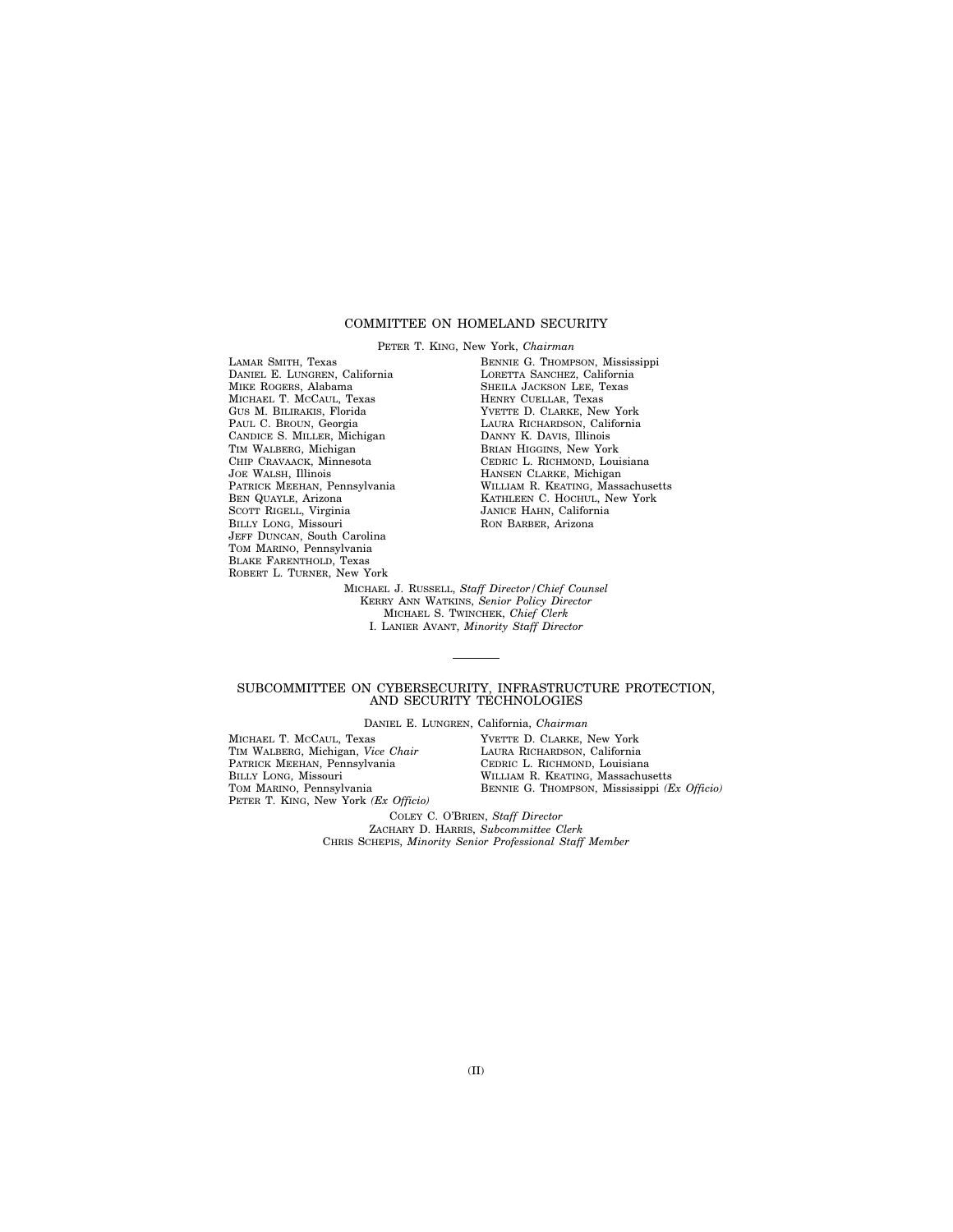## COMMITTEE ON HOMELAND SECURITY

PETER T. KING, New York, *Chairman*

LAMAR SMITH, Texas
DANIEL E. LUNGREN, California
MIKE ROGERS, Alabama
MICHAEL T. MCCAUL, Texas
GUS M. BILIRAKIS, Florida
PAUL C. BROUN, Georgia
CANDICE S. MILLER, Michigan
TIM WALBERG, Michigan
CHIP CRAVAACK, Minnesota
JOE WALSH, Illinois
PATRICK MEEHAN, Pennsylvania
BEN QUAYLE, Arizona
SCOTT RIGELL, Virginia
BILLY LONG, Missouri
JEFF DUNCAN, South Carolina
TOM MARINO, Pennsylvania
BLAKE FARENTHOLD, Texas
ROBERT L. TURNER, New York

BENNIE G. THOMPSON, Mississippi
LORETTA SANCHEZ, California
SHEILA JACKSON LEE, Texas
HENRY CUELLAR, Texas
YVETTE D. CLARKE, New York
LAURA RICHARDSON, California
DANNY K. DAVIS, Illinois
BRIAN HIGGINS, New York
CEDRIC L. RICHMOND, Louisiana
HANSEN CLARKE, Michigan
WILLIAM R. KEATING, Massachusetts
KATHLEEN C. HOCHUL, New York
JANICE HAHN, California
RON BARBER, Arizona

MICHAEL J. RUSSELL, *Staff Director/Chief Counsel*
KERRY ANN WATKINS, *Senior Policy Director*
MICHAEL S. TWINCHEK, *Chief Clerk*
I. LANIER AVANT, *Minority Staff Director*

---

## SUBCOMMITTEE ON CYBERSECURITY, INFRASTRUCTURE PROTECTION, AND SECURITY TECHNOLOGIES

DANIEL E. LUNGREN, California, *Chairman*

MICHAEL T. MCCAUL, Texas
TIM WALBERG, Michigan, *Vice Chair*
PATRICK MEEHAN, Pennsylvania
BILLY LONG, Missouri
TOM MARINO, Pennsylvania
PETER T. KING, New York *(Ex Officio)*

YVETTE D. CLARKE, New York
LAURA RICHARDSON, California
CEDRIC L. RICHMOND, Louisiana
WILLIAM R. KEATING, Massachusetts
BENNIE G. THOMPSON, Mississippi *(Ex Officio)*

COLEY C. O'BRIEN, *Staff Director*
ZACHARY D. HARRIS, *Subcommittee Clerk*
CHRIS SCHEPIS, *Minority Senior Professional Staff Member*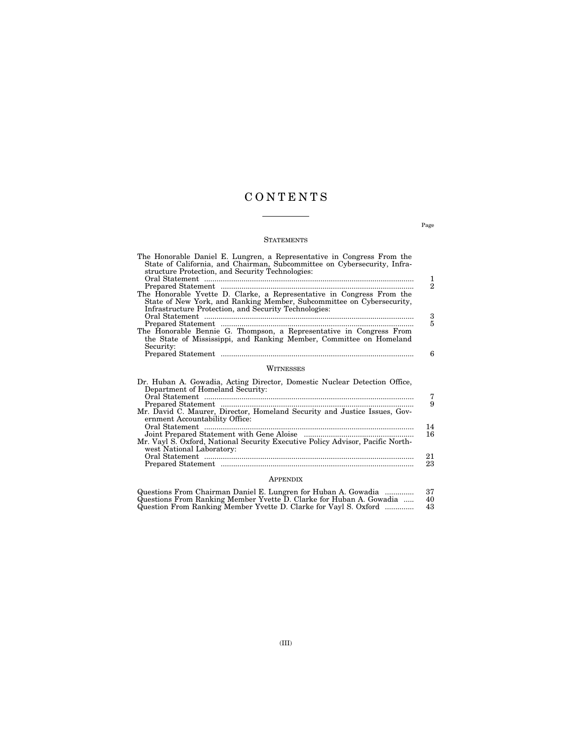# CONTENTS

Page

## STATEMENTS

The Honorable Daniel E. Lungren, a Representative in Congress From the State of California, and Chairman, Subcommittee on Cybersecurity, Infrastructure Protection, and Security Technologies:
- Oral Statement .......... 1
- Prepared Statement .......... 2

The Honorable Yvette D. Clarke, a Representative in Congress From the State of New York, and Ranking Member, Subcommittee on Cybersecurity, Infrastructure Protection, and Security Technologies:
- Oral Statement .......... 3
- Prepared Statement .......... 5

The Honorable Bennie G. Thompson, a Representative in Congress From the State of Mississippi, and Ranking Member, Committee on Homeland Security:
- Prepared Statement .......... 6

## WITNESSES

Dr. Huban A. Gowadia, Acting Director, Domestic Nuclear Detection Office, Department of Homeland Security:
- Oral Statement .......... 7
- Prepared Statement .......... 9

Mr. David C. Maurer, Director, Homeland Security and Justice Issues, Government Accountability Office:
- Oral Statement .......... 14
- Joint Prepared Statement with Gene Aloise .......... 16

Mr. Vayl S. Oxford, National Security Executive Policy Advisor, Pacific Northwest National Laboratory:
- Oral Statement .......... 21
- Prepared Statement .......... 23

## APPENDIX

Questions From Chairman Daniel E. Lungren for Huban A. Gowadia .......... 37
Questions From Ranking Member Yvette D. Clarke for Huban A. Gowadia .......... 40
Question From Ranking Member Yvette D. Clarke for Vayl S. Oxford .......... 43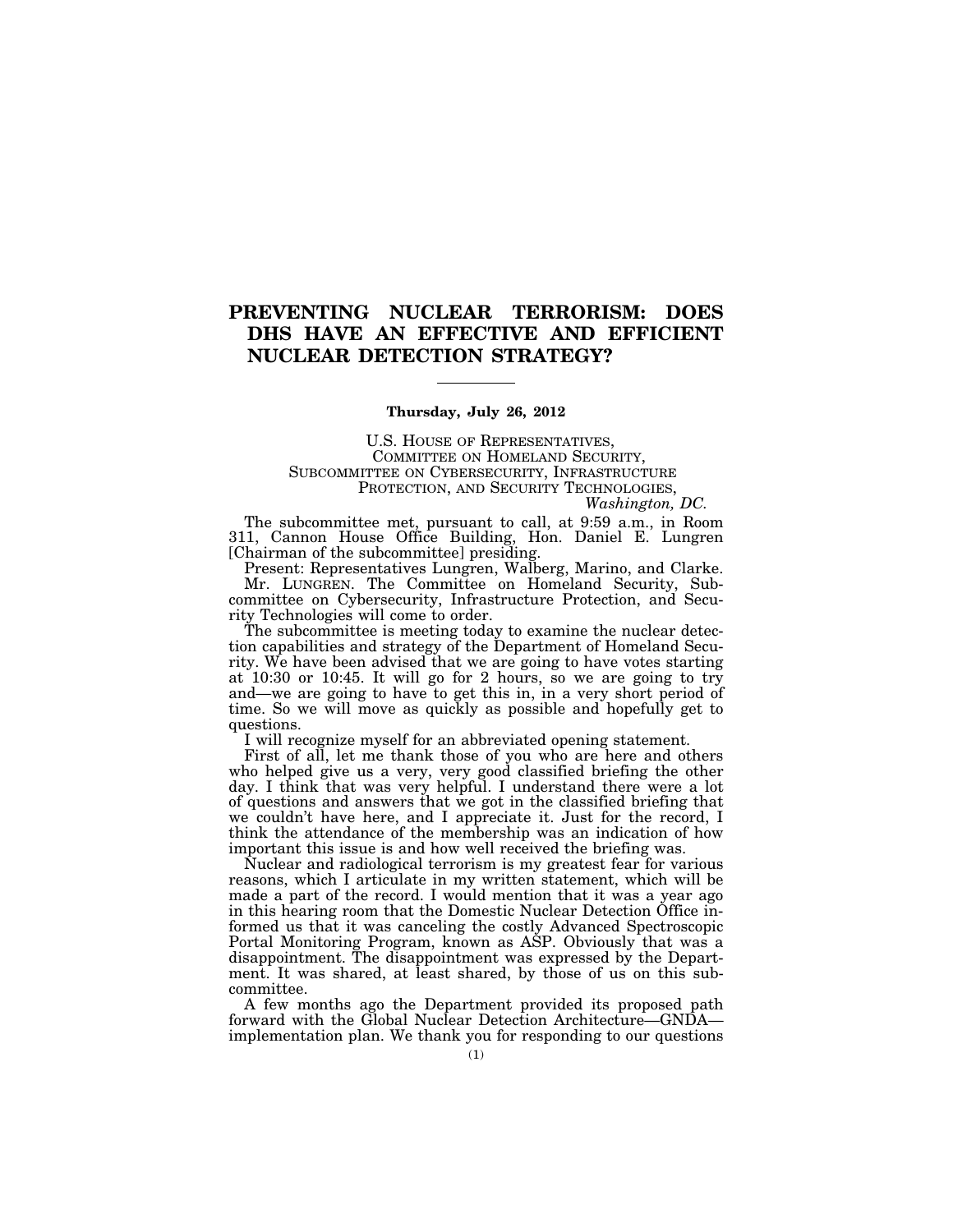# PREVENTING NUCLEAR TERRORISM: DOES DHS HAVE AN EFFECTIVE AND EFFICIENT NUCLEAR DETECTION STRATEGY?

---

**Thursday, July 26, 2012**

U.S. HOUSE OF REPRESENTATIVES,
COMMITTEE ON HOMELAND SECURITY,
SUBCOMMITTEE ON CYBERSECURITY, INFRASTRUCTURE PROTECTION, AND SECURITY TECHNOLOGIES,
*Washington, DC.*

The subcommittee met, pursuant to call, at 9:59 a.m., in Room 311, Cannon House Office Building, Hon. Daniel E. Lungren [Chairman of the subcommittee] presiding.

Present: Representatives Lungren, Walberg, Marino, and Clarke.

Mr. LUNGREN. The Committee on Homeland Security, Subcommittee on Cybersecurity, Infrastructure Protection, and Security Technologies will come to order.

The subcommittee is meeting today to examine the nuclear detection capabilities and strategy of the Department of Homeland Security. We have been advised that we are going to have votes starting at 10:30 or 10:45. It will go for 2 hours, so we are going to try and—we are going to have to get this in, in a very short period of time. So we will move as quickly as possible and hopefully get to questions.

I will recognize myself for an abbreviated opening statement.

First of all, let me thank those of you who are here and others who helped give us a very, very good classified briefing the other day. I think that was very helpful. I understand there were a lot of questions and answers that we got in the classified briefing that we couldn't have here, and I appreciate it. Just for the record, I think the attendance of the membership was an indication of how important this issue is and how well received the briefing was.

Nuclear and radiological terrorism is my greatest fear for various reasons, which I articulate in my written statement, which will be made a part of the record. I would mention that it was a year ago in this hearing room that the Domestic Nuclear Detection Office informed us that it was canceling the costly Advanced Spectroscopic Portal Monitoring Program, known as ASP. Obviously that was a disappointment. The disappointment was expressed by the Department. It was shared, at least shared, by those of us on this subcommittee.

A few months ago the Department provided its proposed path forward with the Global Nuclear Detection Architecture—GNDA—implementation plan. We thank you for responding to our questions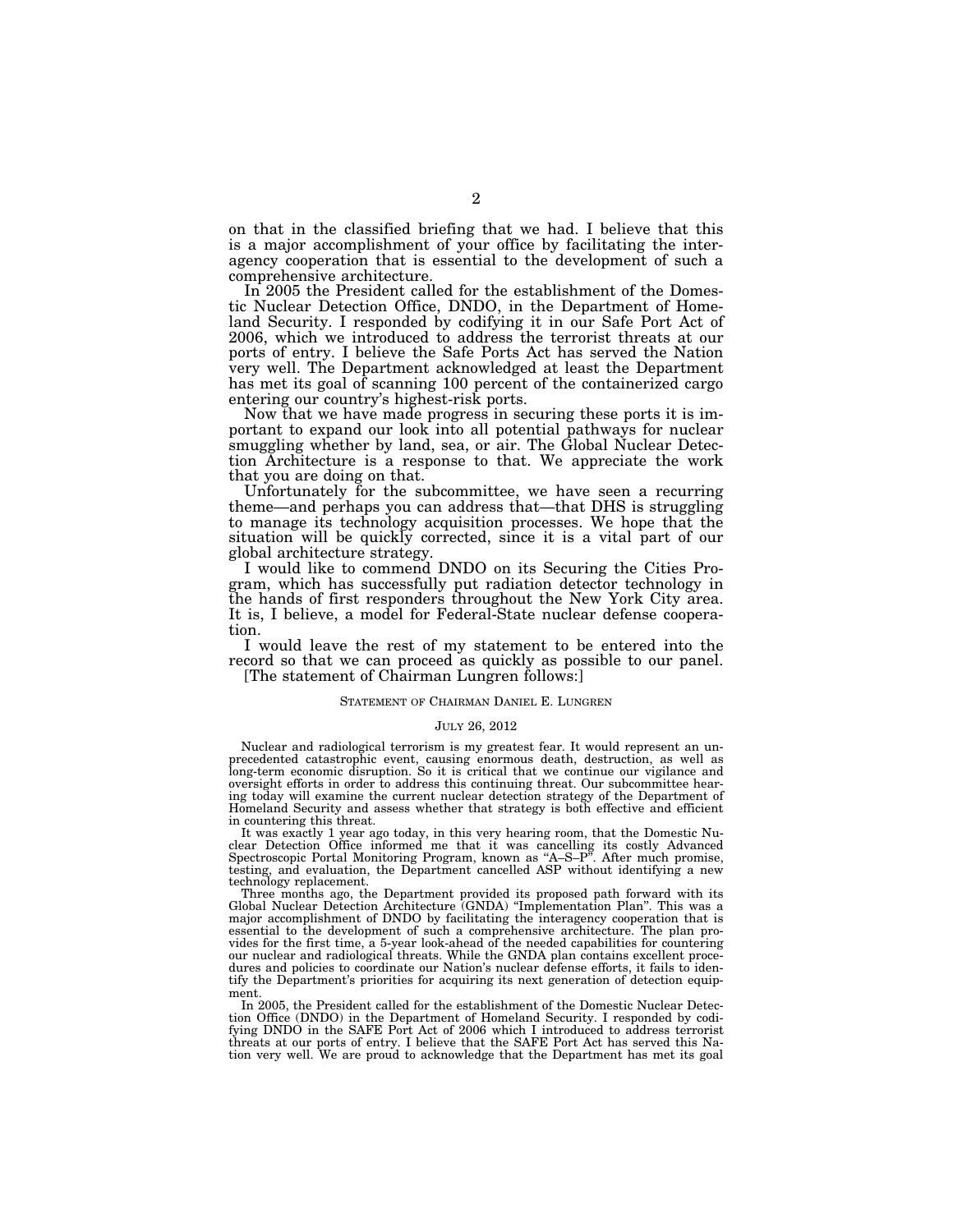on that in the classified briefing that we had. I believe that this is a major accomplishment of your office by facilitating the interagency cooperation that is essential to the development of such a comprehensive architecture.

In 2005 the President called for the establishment of the Domestic Nuclear Detection Office, DNDO, in the Department of Homeland Security. I responded by codifying it in our Safe Port Act of 2006, which we introduced to address the terrorist threats at our ports of entry. I believe the Safe Ports Act has served the Nation very well. The Department acknowledged at least the Department has met its goal of scanning 100 percent of the containerized cargo entering our country's highest-risk ports.

Now that we have made progress in securing these ports it is important to expand our look into all potential pathways for nuclear smuggling whether by land, sea, or air. The Global Nuclear Detection Architecture is a response to that. We appreciate the work that you are doing on that.

Unfortunately for the subcommittee, we have seen a recurring theme—and perhaps you can address that—that DHS is struggling to manage its technology acquisition processes. We hope that the situation will be quickly corrected, since it is a vital part of our global architecture strategy.

I would like to commend DNDO on its Securing the Cities Program, which has successfully put radiation detector technology in the hands of first responders throughout the New York City area. It is, I believe, a model for Federal-State nuclear defense cooperation.

I would leave the rest of my statement to be entered into the record so that we can proceed as quickly as possible to our panel.

[The statement of Chairman Lungren follows:]

STATEMENT OF CHAIRMAN DANIEL E. LUNGREN

JULY 26, 2012

Nuclear and radiological terrorism is my greatest fear. It would represent an unprecedented catastrophic event, causing enormous death, destruction, as well as long-term economic disruption. So it is critical that we continue our vigilance and oversight efforts in order to address this continuing threat. Our subcommittee hearing today will examine the current nuclear detection strategy of the Department of Homeland Security and assess whether that strategy is both effective and efficient in countering this threat.

It was exactly 1 year ago today, in this very hearing room, that the Domestic Nuclear Detection Office informed me that it was cancelling its costly Advanced Spectroscopic Portal Monitoring Program, known as "A–S–P". After much promise, testing, and evaluation, the Department cancelled ASP without identifying a new technology replacement.

Three months ago, the Department provided its proposed path forward with its Global Nuclear Detection Architecture (GNDA) "Implementation Plan". This was a major accomplishment of DNDO by facilitating the interagency cooperation that is essential to the development of such a comprehensive architecture. The plan provides for the first time, a 5-year look-ahead of the needed capabilities for countering our nuclear and radiological threats. While the GNDA plan contains excellent procedures and policies to coordinate our Nation's nuclear defense efforts, it fails to identify the Department's priorities for acquiring its next generation of detection equipment.

In 2005, the President called for the establishment of the Domestic Nuclear Detection Office (DNDO) in the Department of Homeland Security. I responded by codifying DNDO in the SAFE Port Act of 2006 which I introduced to address terrorist threats at our ports of entry. I believe that the SAFE Port Act has served this Nation very well. We are proud to acknowledge that the Department has met its goal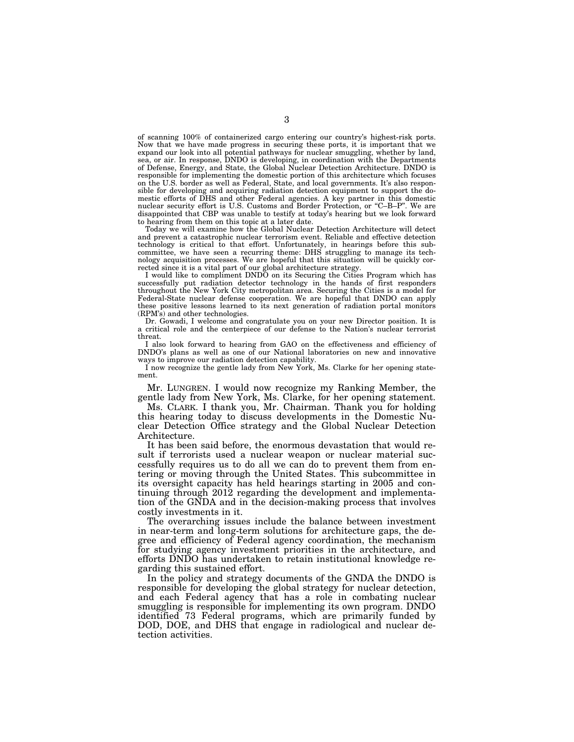of scanning 100% of containerized cargo entering our country's highest-risk ports. Now that we have made progress in securing these ports, it is important that we expand our look into all potential pathways for nuclear smuggling, whether by land, sea, or air. In response, DNDO is developing, in coordination with the Departments of Defense, Energy, and State, the Global Nuclear Detection Architecture. DNDO is responsible for implementing the domestic portion of this architecture which focuses on the U.S. border as well as Federal, State, and local governments. It's also responsible for developing and acquiring radiation detection equipment to support the domestic efforts of DHS and other Federal agencies. A key partner in this domestic nuclear security effort is U.S. Customs and Border Protection, or "C–B–P". We are disappointed that CBP was unable to testify at today's hearing but we look forward to hearing from them on this topic at a later date.

Today we will examine how the Global Nuclear Detection Architecture will detect and prevent a catastrophic nuclear terrorism event. Reliable and effective detection technology is critical to that effort. Unfortunately, in hearings before this subcommittee, we have seen a recurring theme: DHS struggling to manage its technology acquisition processes. We are hopeful that this situation will be quickly corrected since it is a vital part of our global architecture strategy.

I would like to compliment DNDO on its Securing the Cities Program which has successfully put radiation detector technology in the hands of first responders throughout the New York City metropolitan area. Securing the Cities is a model for Federal-State nuclear defense cooperation. We are hopeful that DNDO can apply these positive lessons learned to its next generation of radiation portal monitors (RPM's) and other technologies.

Dr. Gowadi, I welcome and congratulate you on your new Director position. It is a critical role and the centerpiece of our defense to the Nation's nuclear terrorist threat.

I also look forward to hearing from GAO on the effectiveness and efficiency of DNDO's plans as well as one of our National laboratories on new and innovative ways to improve our radiation detection capability.

I now recognize the gentle lady from New York, Ms. Clarke for her opening statement.

Mr. LUNGREN. I would now recognize my Ranking Member, the gentle lady from New York, Ms. Clarke, for her opening statement.

Ms. CLARK. I thank you, Mr. Chairman. Thank you for holding this hearing today to discuss developments in the Domestic Nuclear Detection Office strategy and the Global Nuclear Detection Architecture.

It has been said before, the enormous devastation that would result if terrorists used a nuclear weapon or nuclear material successfully requires us to do all we can do to prevent them from entering or moving through the United States. This subcommittee in its oversight capacity has held hearings starting in 2005 and continuing through 2012 regarding the development and implementation of the GNDA and in the decision-making process that involves costly investments in it.

The overarching issues include the balance between investment in near-term and long-term solutions for architecture gaps, the degree and efficiency of Federal agency coordination, the mechanism for studying agency investment priorities in the architecture, and efforts DNDO has undertaken to retain institutional knowledge regarding this sustained effort.

In the policy and strategy documents of the GNDA the DNDO is responsible for developing the global strategy for nuclear detection, and each Federal agency that has a role in combating nuclear smuggling is responsible for implementing its own program. DNDO identified 73 Federal programs, which are primarily funded by DOD, DOE, and DHS that engage in radiological and nuclear detection activities.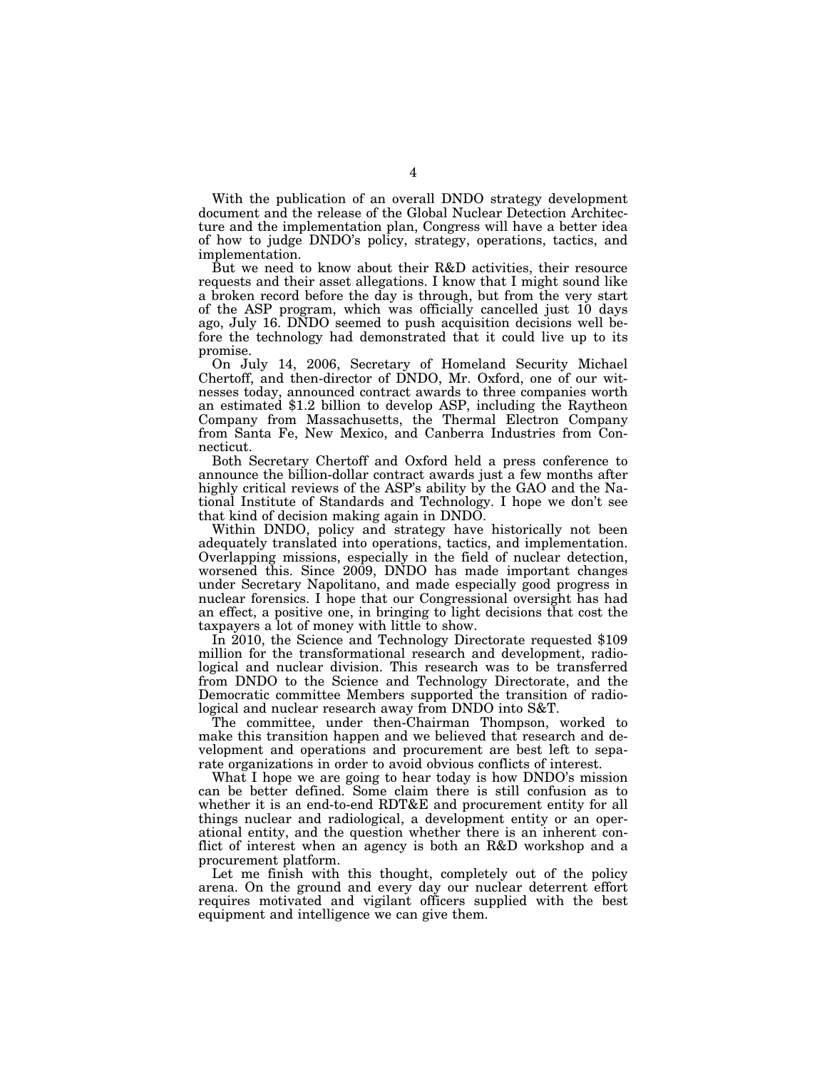With the publication of an overall DNDO strategy development document and the release of the Global Nuclear Detection Architecture and the implementation plan, Congress will have a better idea of how to judge DNDO's policy, strategy, operations, tactics, and implementation.

But we need to know about their R&D activities, their resource requests and their asset allegations. I know that I might sound like a broken record before the day is through, but from the very start of the ASP program, which was officially cancelled just 10 days ago, July 16. DNDO seemed to push acquisition decisions well before the technology had demonstrated that it could live up to its promise.

On July 14, 2006, Secretary of Homeland Security Michael Chertoff, and then-director of DNDO, Mr. Oxford, one of our witnesses today, announced contract awards to three companies worth an estimated $1.2 billion to develop ASP, including the Raytheon Company from Massachusetts, the Thermal Electron Company from Santa Fe, New Mexico, and Canberra Industries from Connecticut.

Both Secretary Chertoff and Oxford held a press conference to announce the billion-dollar contract awards just a few months after highly critical reviews of the ASP's ability by the GAO and the National Institute of Standards and Technology. I hope we don't see that kind of decision making again in DNDO.

Within DNDO, policy and strategy have historically not been adequately translated into operations, tactics, and implementation. Overlapping missions, especially in the field of nuclear detection, worsened this. Since 2009, DNDO has made important changes under Secretary Napolitano, and made especially good progress in nuclear forensics. I hope that our Congressional oversight has had an effect, a positive one, in bringing to light decisions that cost the taxpayers a lot of money with little to show.

In 2010, the Science and Technology Directorate requested $109 million for the transformational research and development, radiological and nuclear division. This research was to be transferred from DNDO to the Science and Technology Directorate, and the Democratic committee Members supported the transition of radiological and nuclear research away from DNDO into S&T.

The committee, under then-Chairman Thompson, worked to make this transition happen and we believed that research and development and operations and procurement are best left to separate organizations in order to avoid obvious conflicts of interest.

What I hope we are going to hear today is how DNDO's mission can be better defined. Some claim there is still confusion as to whether it is an end-to-end RDT&E and procurement entity for all things nuclear and radiological, a development entity or an operational entity, and the question whether there is an inherent conflict of interest when an agency is both an R&D workshop and a procurement platform.

Let me finish with this thought, completely out of the policy arena. On the ground and every day our nuclear deterrent effort requires motivated and vigilant officers supplied with the best equipment and intelligence we can give them.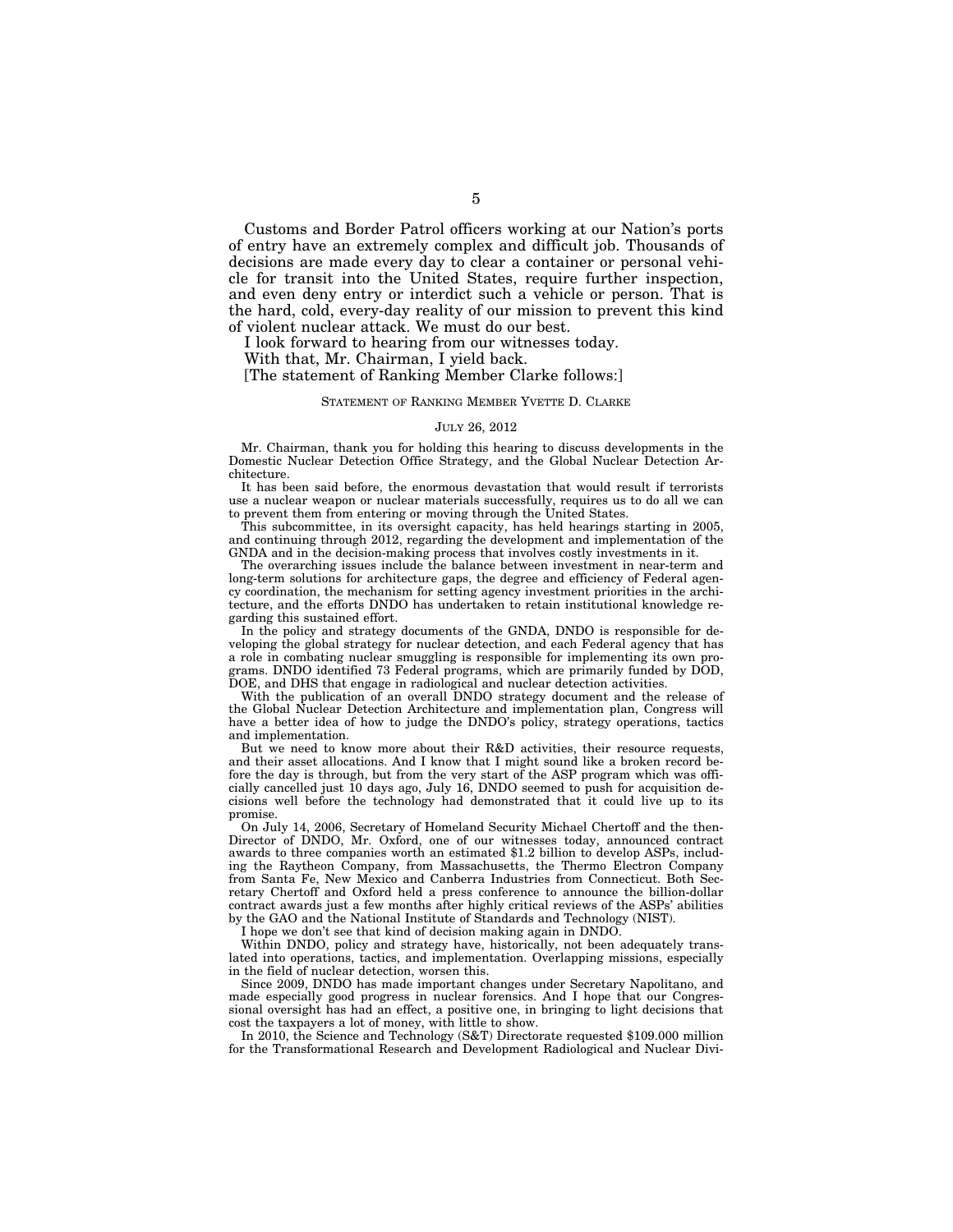Customs and Border Patrol officers working at our Nation's ports of entry have an extremely complex and difficult job. Thousands of decisions are made every day to clear a container or personal vehicle for transit into the United States, require further inspection, and even deny entry or interdict such a vehicle or person. That is the hard, cold, every-day reality of our mission to prevent this kind of violent nuclear attack. We must do our best.

I look forward to hearing from our witnesses today.

With that, Mr. Chairman, I yield back.

[The statement of Ranking Member Clarke follows:]

STATEMENT OF RANKING MEMBER YVETTE D. CLARKE

JULY 26, 2012

Mr. Chairman, thank you for holding this hearing to discuss developments in the Domestic Nuclear Detection Office Strategy, and the Global Nuclear Detection Architecture.

It has been said before, the enormous devastation that would result if terrorists use a nuclear weapon or nuclear materials successfully, requires us to do all we can to prevent them from entering or moving through the United States.

This subcommittee, in its oversight capacity, has held hearings starting in 2005, and continuing through 2012, regarding the development and implementation of the GNDA and in the decision-making process that involves costly investments in it.

The overarching issues include the balance between investment in near-term and long-term solutions for architecture gaps, the degree and efficiency of Federal agency coordination, the mechanism for setting agency investment priorities in the architecture, and the efforts DNDO has undertaken to retain institutional knowledge regarding this sustained effort.

In the policy and strategy documents of the GNDA, DNDO is responsible for developing the global strategy for nuclear detection, and each Federal agency that has a role in combating nuclear smuggling is responsible for implementing its own programs. DNDO identified 73 Federal programs, which are primarily funded by DOD, DOE, and DHS that engage in radiological and nuclear detection activities.

With the publication of an overall DNDO strategy document and the release of the Global Nuclear Detection Architecture and implementation plan, Congress will have a better idea of how to judge the DNDO's policy, strategy operations, tactics and implementation.

But we need to know more about their R&D activities, their resource requests, and their asset allocations. And I know that I might sound like a broken record before the day is through, but from the very start of the ASP program which was officially cancelled just 10 days ago, July 16, DNDO seemed to push for acquisition decisions well before the technology had demonstrated that it could live up to its promise.

On July 14, 2006, Secretary of Homeland Security Michael Chertoff and the then-Director of DNDO, Mr. Oxford, one of our witnesses today, announced contract awards to three companies worth an estimated $1.2 billion to develop ASPs, including the Raytheon Company, from Massachusetts, the Thermo Electron Company from Santa Fe, New Mexico and Canberra Industries from Connecticut. Both Secretary Chertoff and Oxford held a press conference to announce the billion-dollar contract awards just a few months after highly critical reviews of the ASPs' abilities by the GAO and the National Institute of Standards and Technology (NIST).

I hope we don't see that kind of decision making again in DNDO.

Within DNDO, policy and strategy have, historically, not been adequately translated into operations, tactics, and implementation. Overlapping missions, especially in the field of nuclear detection, worsen this.

Since 2009, DNDO has made important changes under Secretary Napolitano, and made especially good progress in nuclear forensics. And I hope that our Congressional oversight has had an effect, a positive one, in bringing to light decisions that cost the taxpayers a lot of money, with little to show.

In 2010, the Science and Technology (S&T) Directorate requested $109.000 million for the Transformational Research and Development Radiological and Nuclear Divi-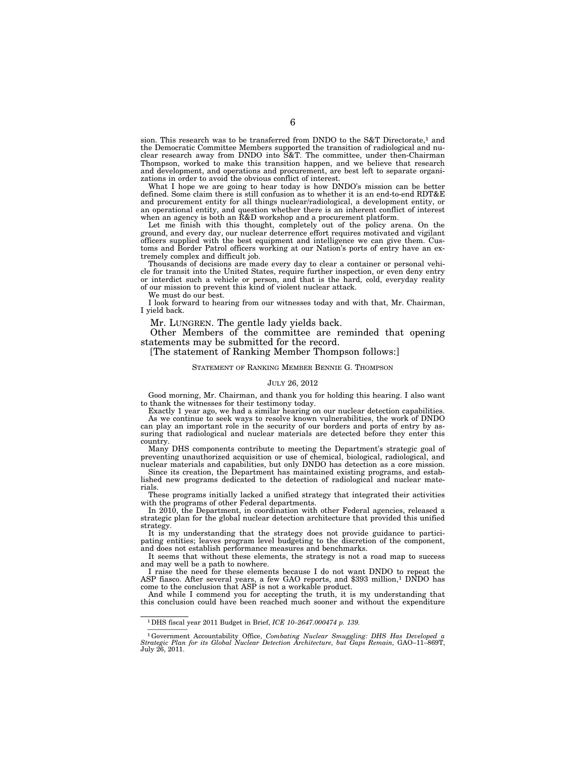sion. This research was to be transferred from DNDO to the S&T Directorate,[1] and the Democratic Committee Members supported the transition of radiological and nuclear research away from DNDO into S&T. The committee, under then-Chairman Thompson, worked to make this transition happen, and we believe that research and development, and operations and procurement, are best left to separate organizations in order to avoid the obvious conflict of interest.

What I hope we are going to hear today is how DNDO's mission can be better defined. Some claim there is still confusion as to whether it is an end-to-end RDT&E and procurement entity for all things nuclear/radiological, a development entity, or an operational entity, and question whether there is an inherent conflict of interest when an agency is both an R&D workshop and a procurement platform.

Let me finish with this thought, completely out of the policy arena. On the ground, and every day, our nuclear deterrence effort requires motivated and vigilant officers supplied with the best equipment and intelligence we can give them. Customs and Border Patrol officers working at our Nation's ports of entry have an extremely complex and difficult job.

Thousands of decisions are made every day to clear a container or personal vehicle for transit into the United States, require further inspection, or even deny entry or interdict such a vehicle or person, and that is the hard, cold, everyday reality of our mission to prevent this kind of violent nuclear attack.

We must do our best.

I look forward to hearing from our witnesses today and with that, Mr. Chairman, I yield back.

Mr. LUNGREN. The gentle lady yields back.

Other Members of the committee are reminded that opening statements may be submitted for the record.

[The statement of Ranking Member Thompson follows:]

STATEMENT OF RANKING MEMBER BENNIE G. THOMPSON

JULY 26, 2012

Good morning, Mr. Chairman, and thank you for holding this hearing. I also want to thank the witnesses for their testimony today.

Exactly 1 year ago, we had a similar hearing on our nuclear detection capabilities.

As we continue to seek ways to resolve known vulnerabilities, the work of DNDO can play an important role in the security of our borders and ports of entry by assuring that radiological and nuclear materials are detected before they enter this country.

Many DHS components contribute to meeting the Department's strategic goal of preventing unauthorized acquisition or use of chemical, biological, radiological, and nuclear materials and capabilities, but only DNDO has detection as a core mission.

Since its creation, the Department has maintained existing programs, and established new programs dedicated to the detection of radiological and nuclear materials.

These programs initially lacked a unified strategy that integrated their activities with the programs of other Federal departments.

In 2010, the Department, in coordination with other Federal agencies, released a strategic plan for the global nuclear detection architecture that provided this unified strategy.

It is my understanding that the strategy does not provide guidance to participating entities; leaves program level budgeting to the discretion of the component, and does not establish performance measures and benchmarks.

It seems that without these elements, the strategy is not a road map to success and may well be a path to nowhere.

I raise the need for these elements because I do not want DNDO to repeat the ASP fiasco. After several years, a few GAO reports, and $393 million,[1] DNDO has come to the conclusion that ASP is not a workable product.

And while I commend you for accepting the truth, it is my understanding that this conclusion could have been reached much sooner and without the expenditure

---

[1] DHS fiscal year 2011 Budget in Brief, *ICE 10–2647.000474 p. 139.*

[1] Government Accountability Office, *Combating Nuclear Smuggling: DHS Has Developed a Strategic Plan for its Global Nuclear Detection Architecture, but Gaps Remain,* GAO–11–869T, July 26, 2011.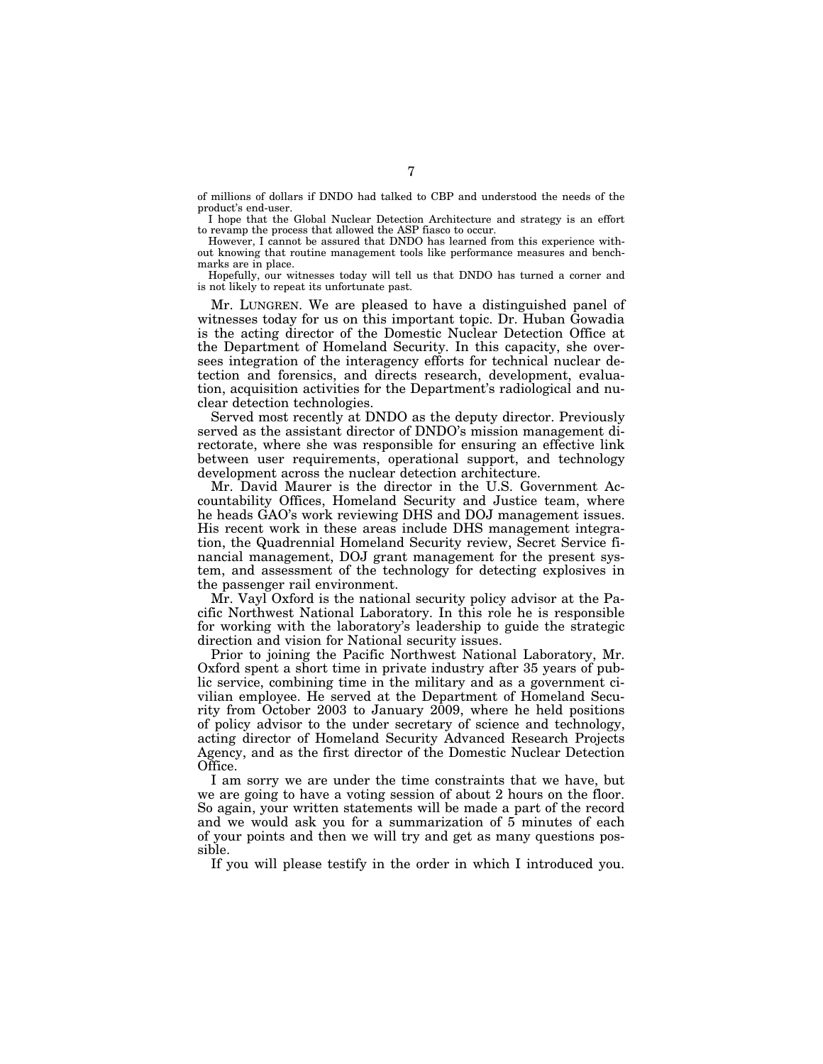of millions of dollars if DNDO had talked to CBP and understood the needs of the product's end-user.

I hope that the Global Nuclear Detection Architecture and strategy is an effort to revamp the process that allowed the ASP fiasco to occur.

However, I cannot be assured that DNDO has learned from this experience without knowing that routine management tools like performance measures and benchmarks are in place.

Hopefully, our witnesses today will tell us that DNDO has turned a corner and is not likely to repeat its unfortunate past.

Mr. LUNGREN. We are pleased to have a distinguished panel of witnesses today for us on this important topic. Dr. Huban Gowadia is the acting director of the Domestic Nuclear Detection Office at the Department of Homeland Security. In this capacity, she oversees integration of the interagency efforts for technical nuclear detection and forensics, and directs research, development, evaluation, acquisition activities for the Department's radiological and nuclear detection technologies.

Served most recently at DNDO as the deputy director. Previously served as the assistant director of DNDO's mission management directorate, where she was responsible for ensuring an effective link between user requirements, operational support, and technology development across the nuclear detection architecture.

Mr. David Maurer is the director in the U.S. Government Accountability Offices, Homeland Security and Justice team, where he heads GAO's work reviewing DHS and DOJ management issues. His recent work in these areas include DHS management integration, the Quadrennial Homeland Security review, Secret Service financial management, DOJ grant management for the present system, and assessment of the technology for detecting explosives in the passenger rail environment.

Mr. Vayl Oxford is the national security policy advisor at the Pacific Northwest National Laboratory. In this role he is responsible for working with the laboratory's leadership to guide the strategic direction and vision for National security issues.

Prior to joining the Pacific Northwest National Laboratory, Mr. Oxford spent a short time in private industry after 35 years of public service, combining time in the military and as a government civilian employee. He served at the Department of Homeland Security from October 2003 to January 2009, where he held positions of policy advisor to the under secretary of science and technology, acting director of Homeland Security Advanced Research Projects Agency, and as the first director of the Domestic Nuclear Detection Office.

I am sorry we are under the time constraints that we have, but we are going to have a voting session of about 2 hours on the floor. So again, your written statements will be made a part of the record and we would ask you for a summarization of 5 minutes of each of your points and then we will try and get as many questions possible.

If you will please testify in the order in which I introduced you.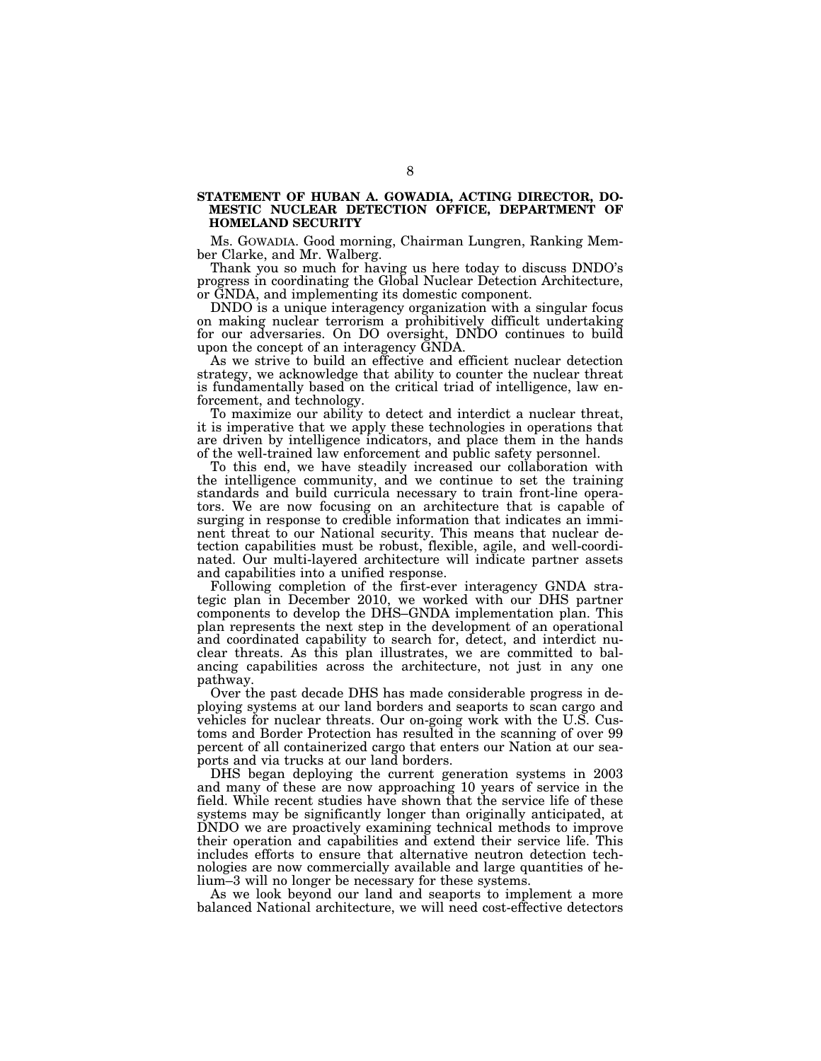**STATEMENT OF HUBAN A. GOWADIA, ACTING DIRECTOR, DOMESTIC NUCLEAR DETECTION OFFICE, DEPARTMENT OF HOMELAND SECURITY**

Ms. GOWADIA. Good morning, Chairman Lungren, Ranking Member Clarke, and Mr. Walberg.

Thank you so much for having us here today to discuss DNDO's progress in coordinating the Global Nuclear Detection Architecture, or GNDA, and implementing its domestic component.

DNDO is a unique interagency organization with a singular focus on making nuclear terrorism a prohibitively difficult undertaking for our adversaries. On DO oversight, DNDO continues to build upon the concept of an interagency GNDA.

As we strive to build an effective and efficient nuclear detection strategy, we acknowledge that ability to counter the nuclear threat is fundamentally based on the critical triad of intelligence, law enforcement, and technology.

To maximize our ability to detect and interdict a nuclear threat, it is imperative that we apply these technologies in operations that are driven by intelligence indicators, and place them in the hands of the well-trained law enforcement and public safety personnel.

To this end, we have steadily increased our collaboration with the intelligence community, and we continue to set the training standards and build curricula necessary to train front-line operators. We are now focusing on an architecture that is capable of surging in response to credible information that indicates an imminent threat to our National security. This means that nuclear detection capabilities must be robust, flexible, agile, and well-coordinated. Our multi-layered architecture will indicate partner assets and capabilities into a unified response.

Following completion of the first-ever interagency GNDA strategic plan in December 2010, we worked with our DHS partner components to develop the DHS–GNDA implementation plan. This plan represents the next step in the development of an operational and coordinated capability to search for, detect, and interdict nuclear threats. As this plan illustrates, we are committed to balancing capabilities across the architecture, not just in any one pathway.

Over the past decade DHS has made considerable progress in deploying systems at our land borders and seaports to scan cargo and vehicles for nuclear threats. Our on-going work with the U.S. Customs and Border Protection has resulted in the scanning of over 99 percent of all containerized cargo that enters our Nation at our seaports and via trucks at our land borders.

DHS began deploying the current generation systems in 2003 and many of these are now approaching 10 years of service in the field. While recent studies have shown that the service life of these systems may be significantly longer than originally anticipated, at DNDO we are proactively examining technical methods to improve their operation and capabilities and extend their service life. This includes efforts to ensure that alternative neutron detection technologies are now commercially available and large quantities of helium–3 will no longer be necessary for these systems.

As we look beyond our land and seaports to implement a more balanced National architecture, we will need cost-effective detectors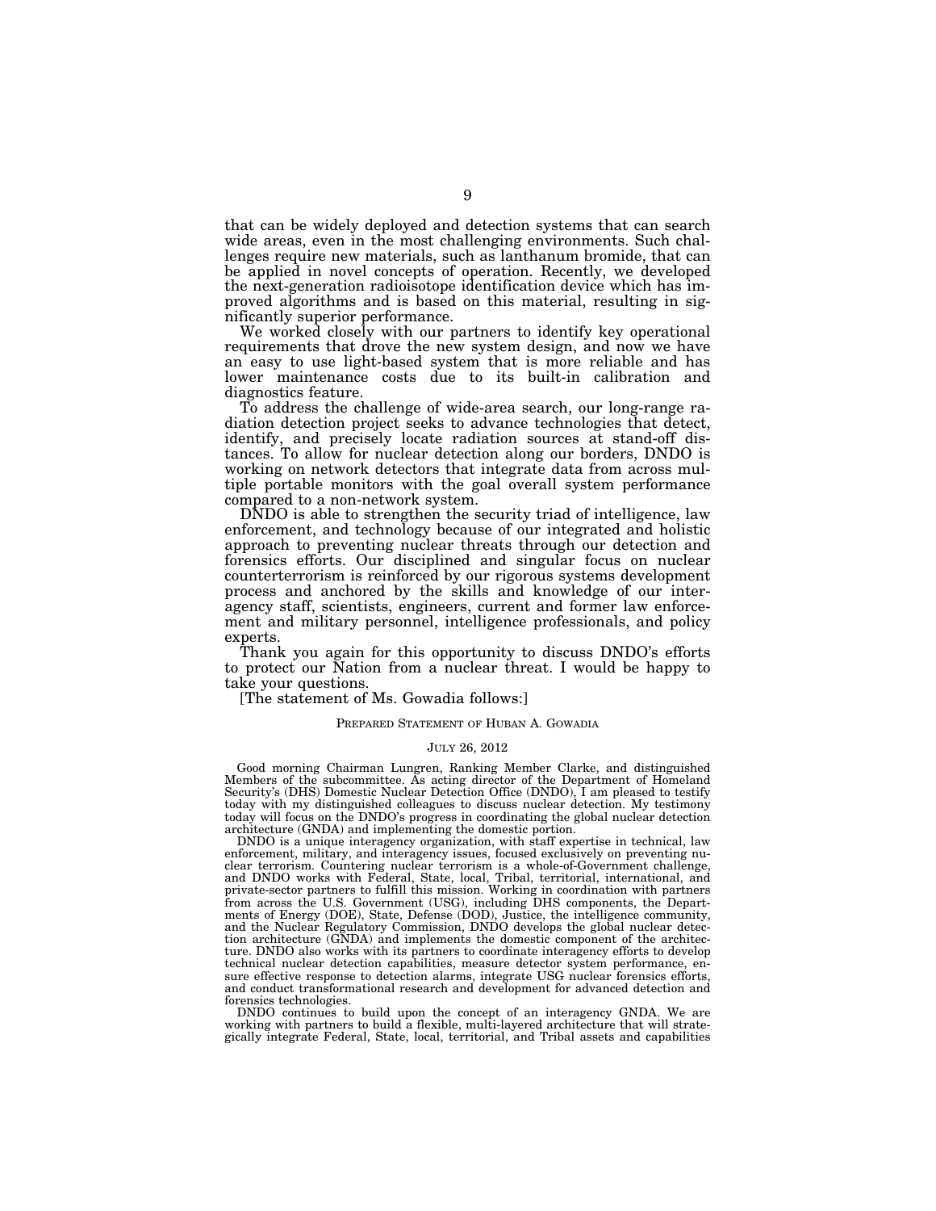that can be widely deployed and detection systems that can search wide areas, even in the most challenging environments. Such challenges require new materials, such as lanthanum bromide, that can be applied in novel concepts of operation. Recently, we developed the next-generation radioisotope identification device which has improved algorithms and is based on this material, resulting in significantly superior performance.

We worked closely with our partners to identify key operational requirements that drove the new system design, and now we have an easy to use light-based system that is more reliable and has lower maintenance costs due to its built-in calibration and diagnostics feature.

To address the challenge of wide-area search, our long-range radiation detection project seeks to advance technologies that detect, identify, and precisely locate radiation sources at stand-off distances. To allow for nuclear detection along our borders, DNDO is working on network detectors that integrate data from across multiple portable monitors with the goal overall system performance compared to a non-network system.

DNDO is able to strengthen the security triad of intelligence, law enforcement, and technology because of our integrated and holistic approach to preventing nuclear threats through our detection and forensics efforts. Our disciplined and singular focus on nuclear counterterrorism is reinforced by our rigorous systems development process and anchored by the skills and knowledge of our interagency staff, scientists, engineers, current and former law enforcement and military personnel, intelligence professionals, and policy experts.

Thank you again for this opportunity to discuss DNDO's efforts to protect our Nation from a nuclear threat. I would be happy to take your questions.

[The statement of Ms. Gowadia follows:]

PREPARED STATEMENT OF HUBAN A. GOWADIA

JULY 26, 2012

Good morning Chairman Lungren, Ranking Member Clarke, and distinguished Members of the subcommittee. As acting director of the Department of Homeland Security's (DHS) Domestic Nuclear Detection Office (DNDO), I am pleased to testify today with my distinguished colleagues to discuss nuclear detection. My testimony today will focus on the DNDO's progress in coordinating the global nuclear detection architecture (GNDA) and implementing the domestic portion.

DNDO is a unique interagency organization, with staff expertise in technical, law enforcement, military, and interagency issues, focused exclusively on preventing nuclear terrorism. Countering nuclear terrorism is a whole-of-Government challenge, and DNDO works with Federal, State, local, Tribal, territorial, international, and private-sector partners to fulfill this mission. Working in coordination with partners from across the U.S. Government (USG), including DHS components, the Departments of Energy (DOE), State, Defense (DOD), Justice, the intelligence community, and the Nuclear Regulatory Commission, DNDO develops the global nuclear detection architecture (GNDA) and implements the domestic component of the architecture. DNDO also works with its partners to coordinate interagency efforts to develop technical nuclear detection capabilities, measure detector system performance, ensure effective response to detection alarms, integrate USG nuclear forensics efforts, and conduct transformational research and development for advanced detection and forensics technologies.

DNDO continues to build upon the concept of an interagency GNDA. We are working with partners to build a flexible, multi-layered architecture that will strategically integrate Federal, State, local, territorial, and Tribal assets and capabilities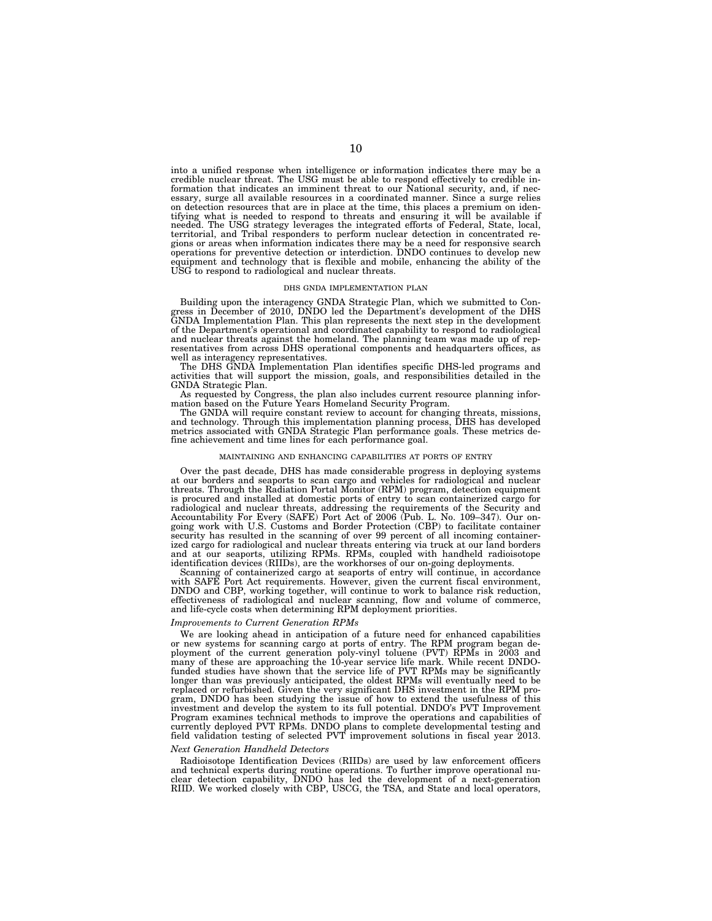into a unified response when intelligence or information indicates there may be a credible nuclear threat. The USG must be able to respond effectively to credible information that indicates an imminent threat to our National security, and, if necessary, surge all available resources in a coordinated manner. Since a surge relies on detection resources that are in place at the time, this places a premium on identifying what is needed to respond to threats and ensuring it will be available if needed. The USG strategy leverages the integrated efforts of Federal, State, local, territorial, and Tribal responders to perform nuclear detection in concentrated regions or areas when information indicates there may be a need for responsive search operations for preventive detection or interdiction. DNDO continues to develop new equipment and technology that is flexible and mobile, enhancing the ability of the USG to respond to radiological and nuclear threats.

## DHS GNDA IMPLEMENTATION PLAN

Building upon the interagency GNDA Strategic Plan, which we submitted to Congress in December of 2010, DNDO led the Department's development of the DHS GNDA Implementation Plan. This plan represents the next step in the development of the Department's operational and coordinated capability to respond to radiological and nuclear threats against the homeland. The planning team was made up of representatives from across DHS operational components and headquarters offices, as well as interagency representatives.

The DHS GNDA Implementation Plan identifies specific DHS-led programs and activities that will support the mission, goals, and responsibilities detailed in the GNDA Strategic Plan.

As requested by Congress, the plan also includes current resource planning information based on the Future Years Homeland Security Program.

The GNDA will require constant review to account for changing threats, missions, and technology. Through this implementation planning process, DHS has developed metrics associated with GNDA Strategic Plan performance goals. These metrics define achievement and time lines for each performance goal.

## MAINTAINING AND ENHANCING CAPABILITIES AT PORTS OF ENTRY

Over the past decade, DHS has made considerable progress in deploying systems at our borders and seaports to scan cargo and vehicles for radiological and nuclear threats. Through the Radiation Portal Monitor (RPM) program, detection equipment is procured and installed at domestic ports of entry to scan containerized cargo for radiological and nuclear threats, addressing the requirements of the Security and Accountability For Every (SAFE) Port Act of 2006 (Pub. L. No. 109–347). Our ongoing work with U.S. Customs and Border Protection (CBP) to facilitate container security has resulted in the scanning of over 99 percent of all incoming containerized cargo for radiological and nuclear threats entering via truck at our land borders and at our seaports, utilizing RPMs. RPMs, coupled with handheld radioisotope identification devices (RIIDs), are the workhorses of our on-going deployments.

Scanning of containerized cargo at seaports of entry will continue, in accordance with SAFE Port Act requirements. However, given the current fiscal environment, DNDO and CBP, working together, will continue to work to balance risk reduction, effectiveness of radiological and nuclear scanning, flow and volume of commerce, and life-cycle costs when determining RPM deployment priorities.

### *Improvements to Current Generation RPMs*

We are looking ahead in anticipation of a future need for enhanced capabilities or new systems for scanning cargo at ports of entry. The RPM program began deployment of the current generation poly-vinyl toluene (PVT) RPMs in 2003 and many of these are approaching the 10-year service life mark. While recent DNDO-funded studies have shown that the service life of PVT RPMs may be significantly longer than was previously anticipated, the oldest RPMs will eventually need to be replaced or refurbished. Given the very significant DHS investment in the RPM program, DNDO has been studying the issue of how to extend the usefulness of this investment and develop the system to its full potential. DNDO's PVT Improvement Program examines technical methods to improve the operations and capabilities of currently deployed PVT RPMs. DNDO plans to complete developmental testing and field validation testing of selected PVT improvement solutions in fiscal year 2013.

### *Next Generation Handheld Detectors*

Radioisotope Identification Devices (RIIDs) are used by law enforcement officers and technical experts during routine operations. To further improve operational nuclear detection capability, DNDO has led the development of a next-generation RIID. We worked closely with CBP, USCG, the TSA, and State and local operators,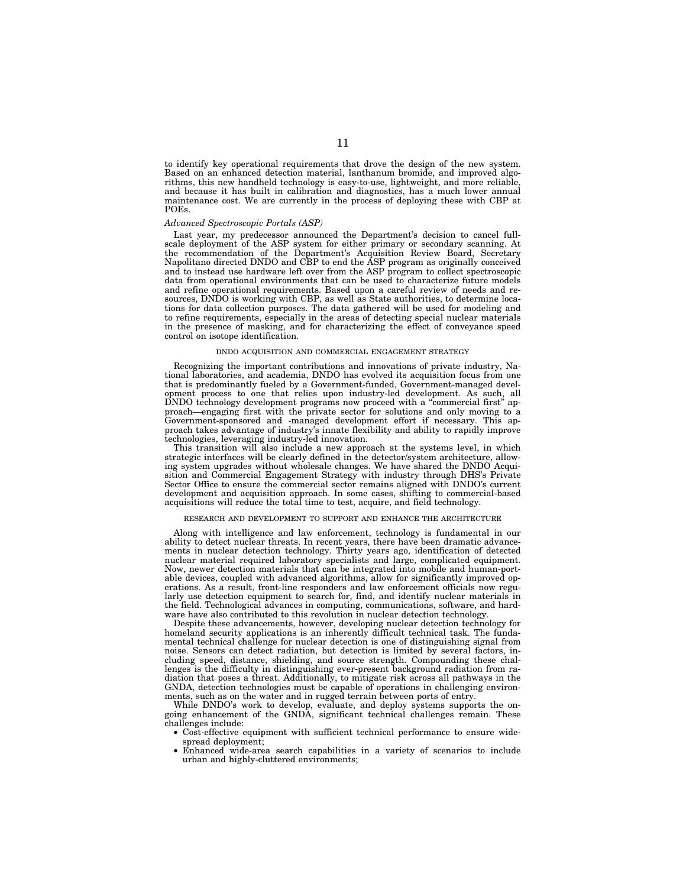to identify key operational requirements that drove the design of the new system. Based on an enhanced detection material, lanthanum bromide, and improved algorithms, this new handheld technology is easy-to-use, lightweight, and more reliable, and because it has built in calibration and diagnostics, has a much lower annual maintenance cost. We are currently in the process of deploying these with CBP at POEs.

*Advanced Spectroscopic Portals (ASP)*

Last year, my predecessor announced the Department's decision to cancel full-scale deployment of the ASP system for either primary or secondary scanning. At the recommendation of the Department's Acquisition Review Board, Secretary Napolitano directed DNDO and CBP to end the ASP program as originally conceived and to instead use hardware left over from the ASP program to collect spectroscopic data from operational environments that can be used to characterize future models and refine operational requirements. Based upon a careful review of needs and resources, DNDO is working with CBP, as well as State authorities, to determine locations for data collection purposes. The data gathered will be used for modeling and to refine requirements, especially in the areas of detecting special nuclear materials in the presence of masking, and for characterizing the effect of conveyance speed control on isotope identification.

## DNDO ACQUISITION AND COMMERCIAL ENGAGEMENT STRATEGY

Recognizing the important contributions and innovations of private industry, National laboratories, and academia, DNDO has evolved its acquisition focus from one that is predominantly fueled by a Government-funded, Government-managed development process to one that relies upon industry-led development. As such, all DNDO technology development programs now proceed with a "commercial first" approach—engaging first with the private sector for solutions and only moving to a Government-sponsored and -managed development effort if necessary. This approach takes advantage of industry's innate flexibility and ability to rapidly improve technologies, leveraging industry-led innovation.

This transition will also include a new approach at the systems level, in which strategic interfaces will be clearly defined in the detector/system architecture, allowing system upgrades without wholesale changes. We have shared the DNDO Acquisition and Commercial Engagement Strategy with industry through DHS's Private Sector Office to ensure the commercial sector remains aligned with DNDO's current development and acquisition approach. In some cases, shifting to commercial-based acquisitions will reduce the total time to test, acquire, and field technology.

## RESEARCH AND DEVELOPMENT TO SUPPORT AND ENHANCE THE ARCHITECTURE

Along with intelligence and law enforcement, technology is fundamental in our ability to detect nuclear threats. In recent years, there have been dramatic advancements in nuclear detection technology. Thirty years ago, identification of detected nuclear material required laboratory specialists and large, complicated equipment. Now, newer detection materials that can be integrated into mobile and human-portable devices, coupled with advanced algorithms, allow for significantly improved operations. As a result, front-line responders and law enforcement officials now regularly use detection equipment to search for, find, and identify nuclear materials in the field. Technological advances in computing, communications, software, and hardware have also contributed to this revolution in nuclear detection technology.

Despite these advancements, however, developing nuclear detection technology for homeland security applications is an inherently difficult technical task. The fundamental technical challenge for nuclear detection is one of distinguishing signal from noise. Sensors can detect radiation, but detection is limited by several factors, including speed, distance, shielding, and source strength. Compounding these challenges is the difficulty in distinguishing ever-present background radiation from radiation that poses a threat. Additionally, to mitigate risk across all pathways in the GNDA, detection technologies must be capable of operations in challenging environments, such as on the water and in rugged terrain between ports of entry.

While DNDO's work to develop, evaluate, and deploy systems supports the on-going enhancement of the GNDA, significant technical challenges remain. These challenges include:

- Cost-effective equipment with sufficient technical performance to ensure wide-spread deployment;
- Enhanced wide-area search capabilities in a variety of scenarios to include urban and highly-cluttered environments;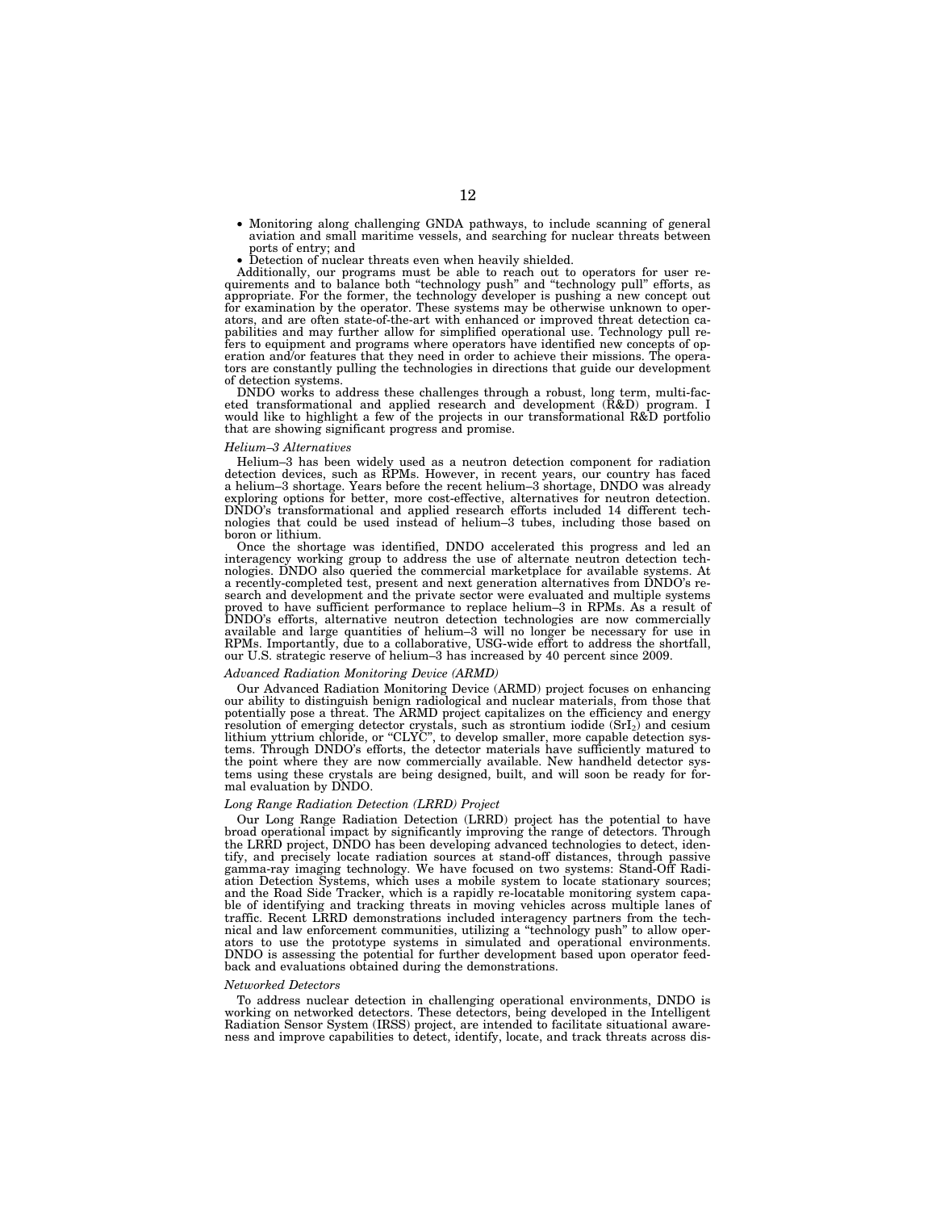- Monitoring along challenging GNDA pathways, to include scanning of general aviation and small maritime vessels, and searching for nuclear threats between ports of entry; and
- Detection of nuclear threats even when heavily shielded.

Additionally, our programs must be able to reach out to operators for user requirements and to balance both "technology push" and "technology pull" efforts, as appropriate. For the former, the technology developer is pushing a new concept out for examination by the operator. These systems may be otherwise unknown to operators, and are often state-of-the-art with enhanced or improved threat detection capabilities and may further allow for simplified operational use. Technology pull refers to equipment and programs where operators have identified new concepts of operation and/or features that they need in order to achieve their missions. The operators are constantly pulling the technologies in directions that guide our development of detection systems.

DNDO works to address these challenges through a robust, long term, multi-faceted transformational and applied research and development (R&D) program. I would like to highlight a few of the projects in our transformational R&D portfolio that are showing significant progress and promise.

*Helium–3 Alternatives*

Helium–3 has been widely used as a neutron detection component for radiation detection devices, such as RPMs. However, in recent years, our country has faced a helium–3 shortage. Years before the recent helium–3 shortage, DNDO was already exploring options for better, more cost-effective, alternatives for neutron detection. DNDO's transformational and applied research efforts included 14 different technologies that could be used instead of helium–3 tubes, including those based on boron or lithium.

Once the shortage was identified, DNDO accelerated this progress and led an interagency working group to address the use of alternate neutron detection technologies. DNDO also queried the commercial marketplace for available systems. At a recently-completed test, present and next generation alternatives from DNDO's research and development and the private sector were evaluated and multiple systems proved to have sufficient performance to replace helium–3 in RPMs. As a result of DNDO's efforts, alternative neutron detection technologies are now commercially available and large quantities of helium–3 will no longer be necessary for use in RPMs. Importantly, due to a collaborative, USG-wide effort to address the shortfall, our U.S. strategic reserve of helium–3 has increased by 40 percent since 2009.

*Advanced Radiation Monitoring Device (ARMD)*

Our Advanced Radiation Monitoring Device (ARMD) project focuses on enhancing our ability to distinguish benign radiological and nuclear materials, from those that potentially pose a threat. The ARMD project capitalizes on the efficiency and energy resolution of emerging detector crystals, such as strontium iodide ($SrI_2$) and cesium lithium yttrium chloride, or "CLYC", to develop smaller, more capable detection systems. Through DNDO's efforts, the detector materials have sufficiently matured to the point where they are now commercially available. New handheld detector systems using these crystals are being designed, built, and will soon be ready for formal evaluation by DNDO.

*Long Range Radiation Detection (LRRD) Project*

Our Long Range Radiation Detection (LRRD) project has the potential to have broad operational impact by significantly improving the range of detectors. Through the LRRD project, DNDO has been developing advanced technologies to detect, identify, and precisely locate radiation sources at stand-off distances, through passive gamma-ray imaging technology. We have focused on two systems: Stand-Off Radiation Detection Systems, which uses a mobile system to locate stationary sources; and the Road Side Tracker, which is a rapidly re-locatable monitoring system capable of identifying and tracking threats in moving vehicles across multiple lanes of traffic. Recent LRRD demonstrations included interagency partners from the technical and law enforcement communities, utilizing a "technology push" to allow operators to use the prototype systems in simulated and operational environments. DNDO is assessing the potential for further development based upon operator feedback and evaluations obtained during the demonstrations.

*Networked Detectors*

To address nuclear detection in challenging operational environments, DNDO is working on networked detectors. These detectors, being developed in the Intelligent Radiation Sensor System (IRSS) project, are intended to facilitate situational awareness and improve capabilities to detect, identify, locate, and track threats across dis-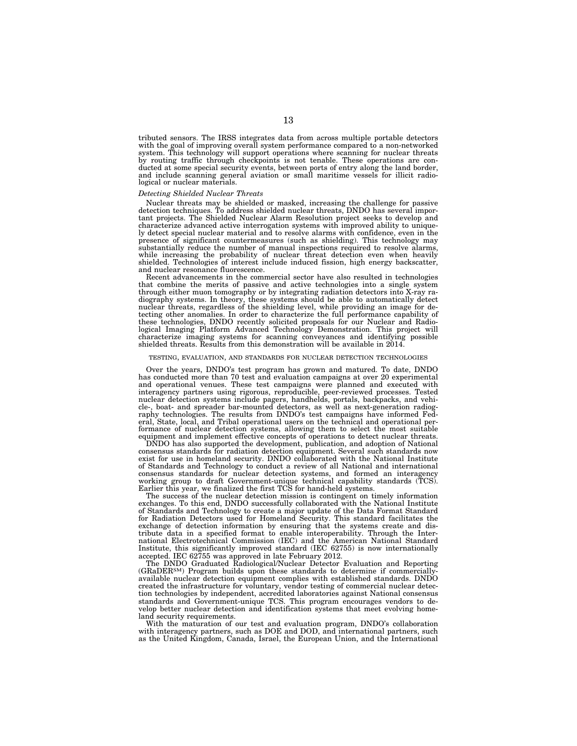tributed sensors. The IRSS integrates data from across multiple portable detectors with the goal of improving overall system performance compared to a non-networked system. This technology will support operations where scanning for nuclear threats by routing traffic through checkpoints is not tenable. These operations are conducted at some special security events, between ports of entry along the land border, and include scanning general aviation or small maritime vessels for illicit radiological or nuclear materials.

*Detecting Shielded Nuclear Threats*

Nuclear threats may be shielded or masked, increasing the challenge for passive detection techniques. To address shielded nuclear threats, DNDO has several important projects. The Shielded Nuclear Alarm Resolution project seeks to develop and characterize advanced active interrogation systems with improved ability to uniquely detect special nuclear material and to resolve alarms with confidence, even in the presence of significant countermeasures (such as shielding). This technology may substantially reduce the number of manual inspections required to resolve alarms, while increasing the probability of nuclear threat detection even when heavily shielded. Technologies of interest include induced fission, high energy backscatter, and nuclear resonance fluorescence.

Recent advancements in the commercial sector have also resulted in technologies that combine the merits of passive and active technologies into a single system through either muon tomography or by integrating radiation detectors into X-ray radiography systems. In theory, these systems should be able to automatically detect nuclear threats, regardless of the shielding level, while providing an image for detecting other anomalies. In order to characterize the full performance capability of these technologies, DNDO recently solicited proposals for our Nuclear and Radiological Imaging Platform Advanced Technology Demonstration. This project will characterize imaging systems for scanning conveyances and identifying possible shielded threats. Results from this demonstration will be available in 2014.

TESTING, EVALUATION, AND STANDARDS FOR NUCLEAR DETECTION TECHNOLOGIES

Over the years, DNDO's test program has grown and matured. To date, DNDO has conducted more than 70 test and evaluation campaigns at over 20 experimental and operational venues. These test campaigns were planned and executed with interagency partners using rigorous, reproducible, peer-reviewed processes. Tested nuclear detection systems include pagers, handhelds, portals, backpacks, and vehicle-, boat- and spreader bar-mounted detectors, as well as next-generation radiography technologies. The results from DNDO's test campaigns have informed Federal, State, local, and Tribal operational users on the technical and operational performance of nuclear detection systems, allowing them to select the most suitable equipment and implement effective concepts of operations to detect nuclear threats.

DNDO has also supported the development, publication, and adoption of National consensus standards for radiation detection equipment. Several such standards now exist for use in homeland security. DNDO collaborated with the National Institute of Standards and Technology to conduct a review of all National and international consensus standards for nuclear detection systems, and formed an interagency working group to draft Government-unique technical capability standards (TCS). Earlier this year, we finalized the first TCS for hand-held systems.

The success of the nuclear detection mission is contingent on timely information exchanges. To this end, DNDO successfully collaborated with the National Institute of Standards and Technology to create a major update of the Data Format Standard for Radiation Detectors used for Homeland Security. This standard facilitates the exchange of detection information by ensuring that the systems create and distribute data in a specified format to enable interoperability. Through the International Electrotechnical Commission (IEC) and the American National Standard Institute, this significantly improved standard (IEC 62755) is now internationally accepted. IEC 62755 was approved in late February 2012.

The DNDO Graduated Radiological/Nuclear Detector Evaluation and Reporting (GRaDER℠) Program builds upon these standards to determine if commercially-available nuclear detection equipment complies with established standards. DNDO created the infrastructure for voluntary, vendor testing of commercial nuclear detection technologies by independent, accredited laboratories against National consensus standards and Government-unique TCS. This program encourages vendors to develop better nuclear detection and identification systems that meet evolving homeland security requirements.

With the maturation of our test and evaluation program, DNDO's collaboration with interagency partners, such as DOE and DOD, and international partners, such as the United Kingdom, Canada, Israel, the European Union, and the International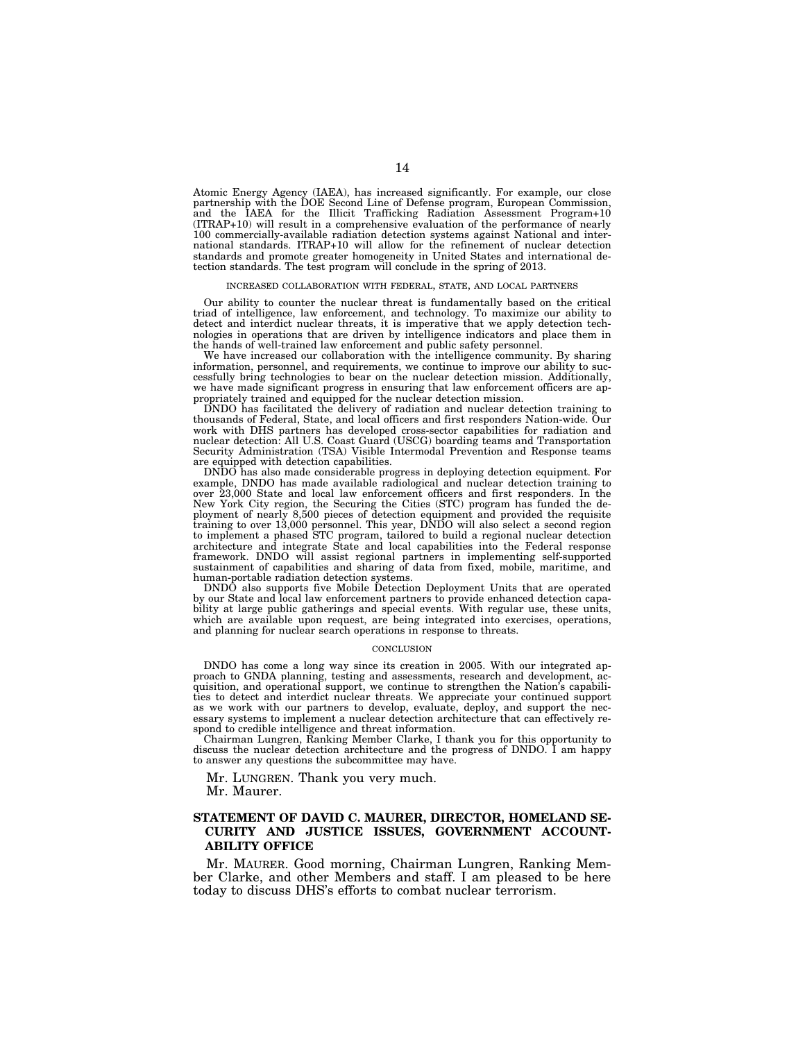Atomic Energy Agency (IAEA), has increased significantly. For example, our close partnership with the DOE Second Line of Defense program, European Commission, and the IAEA for the Illicit Trafficking Radiation Assessment Program+10 (ITRAP+10) will result in a comprehensive evaluation of the performance of nearly 100 commercially-available radiation detection systems against National and international standards. ITRAP+10 will allow for the refinement of nuclear detection standards and promote greater homogeneity in United States and international detection standards. The test program will conclude in the spring of 2013.

### INCREASED COLLABORATION WITH FEDERAL, STATE, AND LOCAL PARTNERS

Our ability to counter the nuclear threat is fundamentally based on the critical triad of intelligence, law enforcement, and technology. To maximize our ability to detect and interdict nuclear threats, it is imperative that we apply detection technologies in operations that are driven by intelligence indicators and place them in the hands of well-trained law enforcement and public safety personnel.

We have increased our collaboration with the intelligence community. By sharing information, personnel, and requirements, we continue to improve our ability to successfully bring technologies to bear on the nuclear detection mission. Additionally, we have made significant progress in ensuring that law enforcement officers are appropriately trained and equipped for the nuclear detection mission.

DNDO has facilitated the delivery of radiation and nuclear detection training to thousands of Federal, State, and local officers and first responders Nation-wide. Our work with DHS partners has developed cross-sector capabilities for radiation and nuclear detection: All U.S. Coast Guard (USCG) boarding teams and Transportation Security Administration (TSA) Visible Intermodal Prevention and Response teams are equipped with detection capabilities.

DNDO has also made considerable progress in deploying detection equipment. For example, DNDO has made available radiological and nuclear detection training to over 23,000 State and local law enforcement officers and first responders. In the New York City region, the Securing the Cities (STC) program has funded the deployment of nearly 8,500 pieces of detection equipment and provided the requisite training to over 13,000 personnel. This year, DNDO will also select a second region to implement a phased STC program, tailored to build a regional nuclear detection architecture and integrate State and local capabilities into the Federal response framework. DNDO will assist regional partners in implementing self-supported sustainment of capabilities and sharing of data from fixed, mobile, maritime, and human-portable radiation detection systems.

DNDO also supports five Mobile Detection Deployment Units that are operated by our State and local law enforcement partners to provide enhanced detection capability at large public gatherings and special events. With regular use, these units, which are available upon request, are being integrated into exercises, operations, and planning for nuclear search operations in response to threats.

### CONCLUSION

DNDO has come a long way since its creation in 2005. With our integrated approach to GNDA planning, testing and assessments, research and development, acquisition, and operational support, we continue to strengthen the Nation's capabilities to detect and interdict nuclear threats. We appreciate your continued support as we work with our partners to develop, evaluate, deploy, and support the necessary systems to implement a nuclear detection architecture that can effectively respond to credible intelligence and threat information.

Chairman Lungren, Ranking Member Clarke, I thank you for this opportunity to discuss the nuclear detection architecture and the progress of DNDO. I am happy to answer any questions the subcommittee may have.

Mr. LUNGREN. Thank you very much.

Mr. Maurer.

## STATEMENT OF DAVID C. MAURER, DIRECTOR, HOMELAND SECURITY AND JUSTICE ISSUES, GOVERNMENT ACCOUNTABILITY OFFICE

Mr. MAURER. Good morning, Chairman Lungren, Ranking Member Clarke, and other Members and staff. I am pleased to be here today to discuss DHS's efforts to combat nuclear terrorism.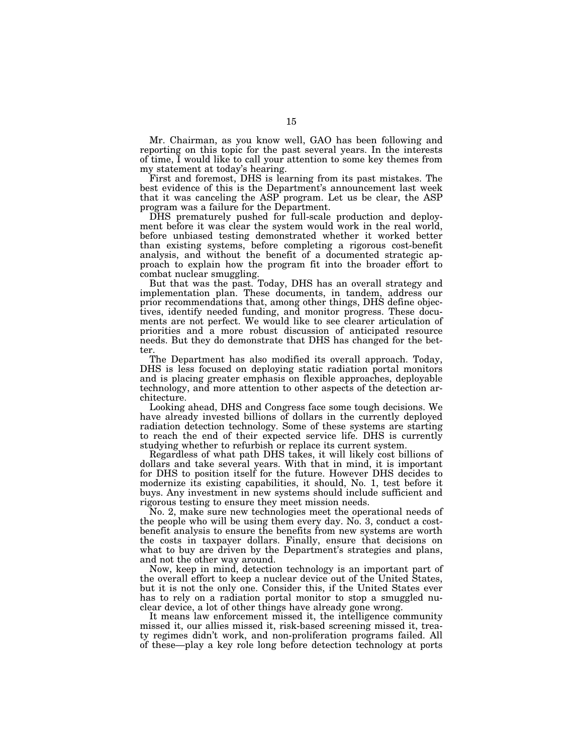Mr. Chairman, as you know well, GAO has been following and reporting on this topic for the past several years. In the interests of time, I would like to call your attention to some key themes from my statement at today's hearing.

First and foremost, DHS is learning from its past mistakes. The best evidence of this is the Department's announcement last week that it was canceling the ASP program. Let us be clear, the ASP program was a failure for the Department.

DHS prematurely pushed for full-scale production and deployment before it was clear the system would work in the real world, before unbiased testing demonstrated whether it worked better than existing systems, before completing a rigorous cost-benefit analysis, and without the benefit of a documented strategic approach to explain how the program fit into the broader effort to combat nuclear smuggling.

But that was the past. Today, DHS has an overall strategy and implementation plan. These documents, in tandem, address our prior recommendations that, among other things, DHS define objectives, identify needed funding, and monitor progress. These documents are not perfect. We would like to see clearer articulation of priorities and a more robust discussion of anticipated resource needs. But they do demonstrate that DHS has changed for the better.

The Department has also modified its overall approach. Today, DHS is less focused on deploying static radiation portal monitors and is placing greater emphasis on flexible approaches, deployable technology, and more attention to other aspects of the detection architecture.

Looking ahead, DHS and Congress face some tough decisions. We have already invested billions of dollars in the currently deployed radiation detection technology. Some of these systems are starting to reach the end of their expected service life. DHS is currently studying whether to refurbish or replace its current system.

Regardless of what path DHS takes, it will likely cost billions of dollars and take several years. With that in mind, it is important for DHS to position itself for the future. However DHS decides to modernize its existing capabilities, it should, No. 1, test before it buys. Any investment in new systems should include sufficient and rigorous testing to ensure they meet mission needs.

No. 2, make sure new technologies meet the operational needs of the people who will be using them every day. No. 3, conduct a cost-benefit analysis to ensure the benefits from new systems are worth the costs in taxpayer dollars. Finally, ensure that decisions on what to buy are driven by the Department's strategies and plans, and not the other way around.

Now, keep in mind, detection technology is an important part of the overall effort to keep a nuclear device out of the United States, but it is not the only one. Consider this, if the United States ever has to rely on a radiation portal monitor to stop a smuggled nuclear device, a lot of other things have already gone wrong.

It means law enforcement missed it, the intelligence community missed it, our allies missed it, risk-based screening missed it, treaty regimes didn't work, and non-proliferation programs failed. All of these—play a key role long before detection technology at ports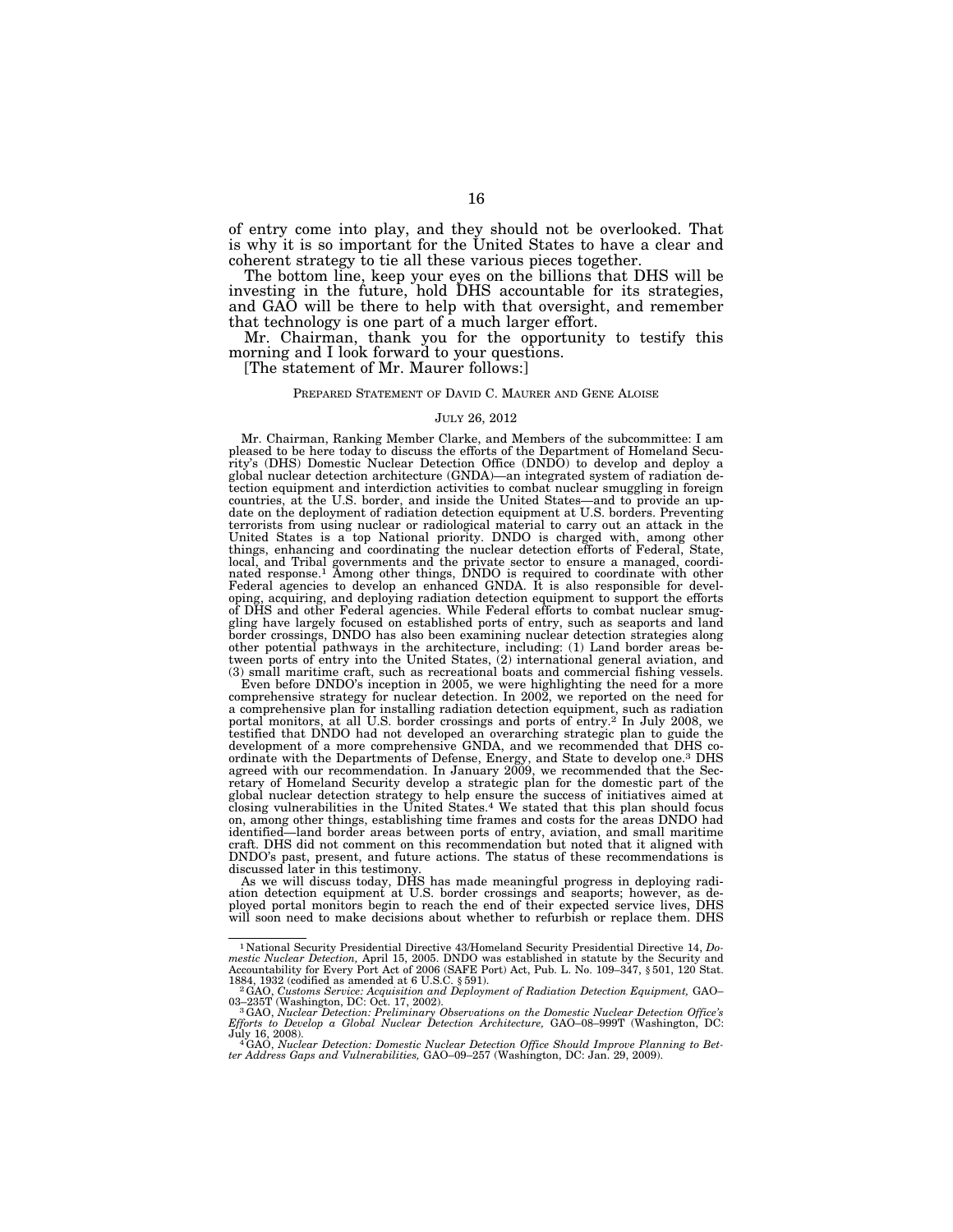of entry come into play, and they should not be overlooked. That is why it is so important for the United States to have a clear and coherent strategy to tie all these various pieces together.

The bottom line, keep your eyes on the billions that DHS will be investing in the future, hold DHS accountable for its strategies, and GAO will be there to help with that oversight, and remember that technology is one part of a much larger effort.

Mr. Chairman, thank you for the opportunity to testify this morning and I look forward to your questions.

[The statement of Mr. Maurer follows:]

PREPARED STATEMENT OF DAVID C. MAURER AND GENE ALOISE

JULY 26, 2012

Mr. Chairman, Ranking Member Clarke, and Members of the subcommittee: I am pleased to be here today to discuss the efforts of the Department of Homeland Security's (DHS) Domestic Nuclear Detection Office (DNDO) to develop and deploy a global nuclear detection architecture (GNDA)—an integrated system of radiation detection equipment and interdiction activities to combat nuclear smuggling in foreign countries, at the U.S. border, and inside the United States—and to provide an update on the deployment of radiation detection equipment at U.S. borders. Preventing terrorists from using nuclear or radiological material to carry out an attack in the United States is a top National priority. DNDO is charged with, among other things, enhancing and coordinating the nuclear detection efforts of Federal, State, local, and Tribal governments and the private sector to ensure a managed, coordinated response.[1] Among other things, DNDO is required to coordinate with other Federal agencies to develop an enhanced GNDA. It is also responsible for developing, acquiring, and deploying radiation detection equipment to support the efforts of DHS and other Federal agencies. While Federal efforts to combat nuclear smuggling have largely focused on established ports of entry, such as seaports and land border crossings, DNDO has also been examining nuclear detection strategies along other potential pathways in the architecture, including: (1) Land border areas between ports of entry into the United States, (2) international general aviation, and (3) small maritime craft, such as recreational boats and commercial fishing vessels.

Even before DNDO's inception in 2005, we were highlighting the need for a more comprehensive strategy for nuclear detection. In 2002, we reported on the need for a comprehensive plan for installing radiation detection equipment, such as radiation portal monitors, at all U.S. border crossings and ports of entry.[2] In July 2008, we testified that DNDO had not developed an overarching strategic plan to guide the development of a more comprehensive GNDA, and we recommended that DHS coordinate with the Departments of Defense, Energy, and State to develop one.[3] DHS agreed with our recommendation. In January 2009, we recommended that the Secretary of Homeland Security develop a strategic plan for the domestic part of the global nuclear detection strategy to help ensure the success of initiatives aimed at closing vulnerabilities in the United States.[4] We stated that this plan should focus on, among other things, establishing time frames and costs for the areas DNDO had identified—land border areas between ports of entry, aviation, and small maritime craft. DHS did not comment on this recommendation but noted that it aligned with DNDO's past, present, and future actions. The status of these recommendations is discussed later in this testimony.

As we will discuss today, DHS has made meaningful progress in deploying radiation detection equipment at U.S. border crossings and seaports; however, as deployed portal monitors begin to reach the end of their expected service lives, DHS will soon need to make decisions about whether to refurbish or replace them. DHS

---

[1] National Security Presidential Directive 43/Homeland Security Presidential Directive 14, *Domestic Nuclear Detection,* April 15, 2005. DNDO was established in statute by the Security and Accountability for Every Port Act of 2006 (SAFE Port) Act, Pub. L. No. 109–347, § 501, 120 Stat. 1884, 1932 (codified as amended at 6 U.S.C. § 591).

[2] GAO, *Customs Service: Acquisition and Deployment of Radiation Detection Equipment,* GAO–03–235T (Washington, DC: Oct. 17, 2002).

[3] GAO, *Nuclear Detection: Preliminary Observations on the Domestic Nuclear Detection Office's Efforts to Develop a Global Nuclear Detection Architecture,* GAO–08–999T (Washington, DC: July 16, 2008).

[4] GAO, *Nuclear Detection: Domestic Nuclear Detection Office Should Improve Planning to Better Address Gaps and Vulnerabilities,* GAO–09–257 (Washington, DC: Jan. 29, 2009).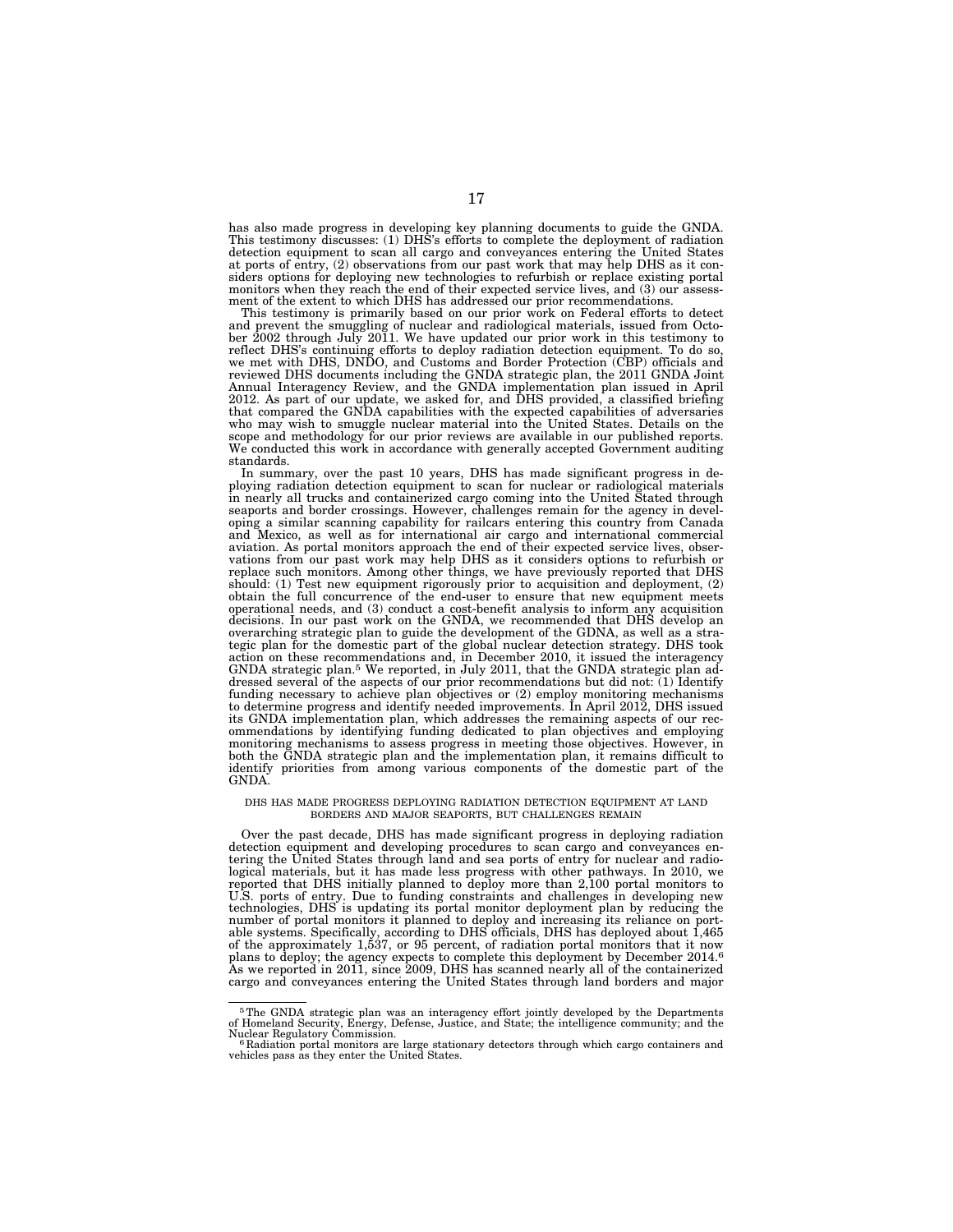has also made progress in developing key planning documents to guide the GNDA. This testimony discusses: (1) DHS's efforts to complete the deployment of radiation detection equipment to scan all cargo and conveyances entering the United States at ports of entry, (2) observations from our past work that may help DHS as it considers options for deploying new technologies to refurbish or replace existing portal monitors when they reach the end of their expected service lives, and (3) our assessment of the extent to which DHS has addressed our prior recommendations.

This testimony is primarily based on our prior work on Federal efforts to detect and prevent the smuggling of nuclear and radiological materials, issued from October 2002 through July 2011. We have updated our prior work in this testimony to reflect DHS's continuing efforts to deploy radiation detection equipment. To do so, we met with DHS, DNDO, and Customs and Border Protection (CBP) officials and reviewed DHS documents including the GNDA strategic plan, the 2011 GNDA Joint Annual Interagency Review, and the GNDA implementation plan issued in April 2012. As part of our update, we asked for, and DHS provided, a classified briefing that compared the GNDA capabilities with the expected capabilities of adversaries who may wish to smuggle nuclear material into the United States. Details on the scope and methodology for our prior reviews are available in our published reports. We conducted this work in accordance with generally accepted Government auditing standards.

In summary, over the past 10 years, DHS has made significant progress in deploying radiation detection equipment to scan for nuclear or radiological materials in nearly all trucks and containerized cargo coming into the United Stated through seaports and border crossings. However, challenges remain for the agency in developing a similar scanning capability for railcars entering this country from Canada and Mexico, as well as for international air cargo and international commercial aviation. As portal monitors approach the end of their expected service lives, observations from our past work may help DHS as it considers options to refurbish or replace such monitors. Among other things, we have previously reported that DHS should: (1) Test new equipment rigorously prior to acquisition and deployment, (2) obtain the full concurrence of the end-user to ensure that new equipment meets operational needs, and (3) conduct a cost-benefit analysis to inform any acquisition decisions. In our past work on the GNDA, we recommended that DHS develop an overarching strategic plan to guide the development of the GDNA, as well as a strategic plan for the domestic part of the global nuclear detection strategy. DHS took action on these recommendations and, in December 2010, it issued the interagency GNDA strategic plan.[5] We reported, in July 2011, that the GNDA strategic plan addressed several of the aspects of our prior recommendations but did not: (1) Identify funding necessary to achieve plan objectives or (2) employ monitoring mechanisms to determine progress and identify needed improvements. In April 2012, DHS issued its GNDA implementation plan, which addresses the remaining aspects of our recommendations by identifying funding dedicated to plan objectives and employing monitoring mechanisms to assess progress in meeting those objectives. However, in both the GNDA strategic plan and the implementation plan, it remains difficult to identify priorities from among various components of the domestic part of the GNDA.

## DHS HAS MADE PROGRESS DEPLOYING RADIATION DETECTION EQUIPMENT AT LAND BORDERS AND MAJOR SEAPORTS, BUT CHALLENGES REMAIN

Over the past decade, DHS has made significant progress in deploying radiation detection equipment and developing procedures to scan cargo and conveyances entering the United States through land and sea ports of entry for nuclear and radiological materials, but it has made less progress with other pathways. In 2010, we reported that DHS initially planned to deploy more than 2,100 portal monitors to U.S. ports of entry. Due to funding constraints and challenges in developing new technologies, DHS is updating its portal monitor deployment plan by reducing the number of portal monitors it planned to deploy and increasing its reliance on portable systems. Specifically, according to DHS officials, DHS has deployed about 1,465 of the approximately 1,537, or 95 percent, of radiation portal monitors that it now plans to deploy; the agency expects to complete this deployment by December 2014.[6] As we reported in 2011, since 2009, DHS has scanned nearly all of the containerized cargo and conveyances entering the United States through land borders and major

---

[5] The GNDA strategic plan was an interagency effort jointly developed by the Departments of Homeland Security, Energy, Defense, Justice, and State; the intelligence community; and the Nuclear Regulatory Commission.

[6] Radiation portal monitors are large stationary detectors through which cargo containers and vehicles pass as they enter the United States.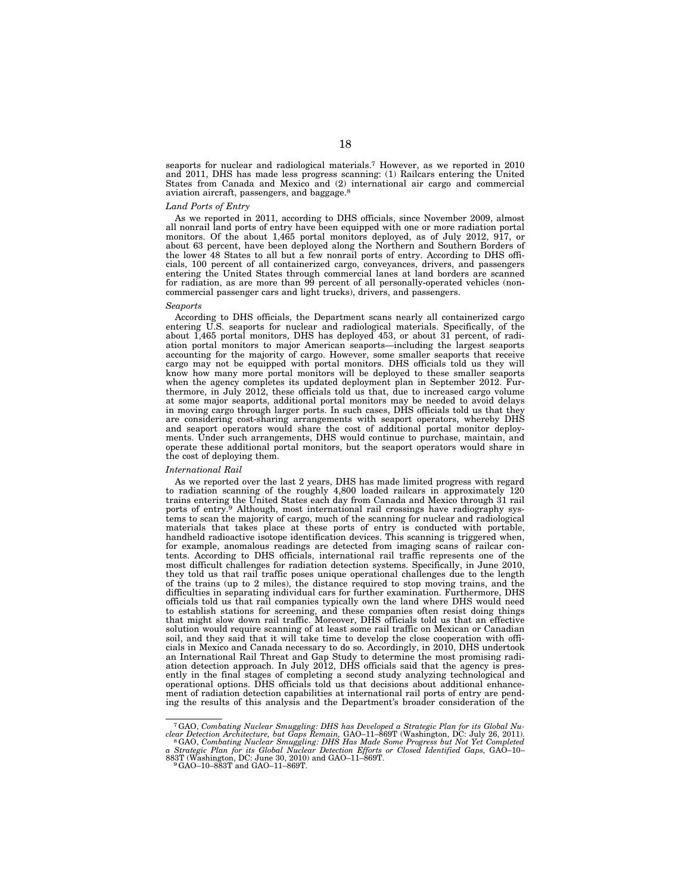seaports for nuclear and radiological materials.[7] However, as we reported in 2010 and 2011, DHS has made less progress scanning: (1) Railcars entering the United States from Canada and Mexico and (2) international air cargo and commercial aviation aircraft, passengers, and baggage.[8]

*Land Ports of Entry*

As we reported in 2011, according to DHS officials, since November 2009, almost all nonrail land ports of entry have been equipped with one or more radiation portal monitors. Of the about 1,465 portal monitors deployed, as of July 2012, 917, or about 63 percent, have been deployed along the Northern and Southern Borders of the lower 48 States to all but a few nonrail ports of entry. According to DHS officials, 100 percent of all containerized cargo, conveyances, drivers, and passengers entering the United States through commercial lanes at land borders are scanned for radiation, as are more than 99 percent of all personally-operated vehicles (non-commercial passenger cars and light trucks), drivers, and passengers.

*Seaports*

According to DHS officials, the Department scans nearly all containerized cargo entering U.S. seaports for nuclear and radiological materials. Specifically, of the about 1,465 portal monitors, DHS has deployed 453, or about 31 percent, of radiation portal monitors to major American seaports—including the largest seaports accounting for the majority of cargo. However, some smaller seaports that receive cargo may not be equipped with portal monitors. DHS officials told us they will know how many more portal monitors will be deployed to these smaller seaports when the agency completes its updated deployment plan in September 2012. Furthermore, in July 2012, these officials told us that, due to increased cargo volume at some major seaports, additional portal monitors may be needed to avoid delays in moving cargo through larger ports. In such cases, DHS officials told us that they are considering cost-sharing arrangements with seaport operators, whereby DHS and seaport operators would share the cost of additional portal monitor deployments. Under such arrangements, DHS would continue to purchase, maintain, and operate these additional portal monitors, but the seaport operators would share in the cost of deploying them.

*International Rail*

As we reported over the last 2 years, DHS has made limited progress with regard to radiation scanning of the roughly 4,800 loaded railcars in approximately 120 trains entering the United States each day from Canada and Mexico through 31 rail ports of entry.[9] Although, most international rail crossings have radiography systems to scan the majority of cargo, much of the scanning for nuclear and radiological materials that takes place at these ports of entry is conducted with portable, handheld radioactive isotope identification devices. This scanning is triggered when, for example, anomalous readings are detected from imaging scans of railcar contents. According to DHS officials, international rail traffic represents one of the most difficult challenges for radiation detection systems. Specifically, in June 2010, they told us that rail traffic poses unique operational challenges due to the length of the trains (up to 2 miles), the distance required to stop moving trains, and the difficulties in separating individual cars for further examination. Furthermore, DHS officials told us that rail companies typically own the land where DHS would need to establish stations for screening, and these companies often resist doing things that might slow down rail traffic. Moreover, DHS officials told us that an effective solution would require scanning of at least some rail traffic on Mexican or Canadian soil, and they said that it will take time to develop the close cooperation with officials in Mexico and Canada necessary to do so. Accordingly, in 2010, DHS undertook an International Rail Threat and Gap Study to determine the most promising radiation detection approach. In July 2012, DHS officials said that the agency is presently in the final stages of completing a second study analyzing technological and operational options. DHS officials told us that decisions about additional enhancement of radiation detection capabilities at international rail ports of entry are pending the results of this analysis and the Department's broader consideration of the

---

[7] GAO, *Combating Nuclear Smuggling: DHS has Developed a Strategic Plan for its Global Nuclear Detection Architecture, but Gaps Remain,* GAO–11–869T (Washington, DC: July 26, 2011).

[8] GAO, *Combating Nuclear Smuggling: DHS Has Made Some Progress but Not Yet Completed a Strategic Plan for its Global Nuclear Detection Efforts or Closed Identified Gaps,* GAO–10–883T (Washington, DC: June 30, 2010) and GAO–11–869T.

[9] GAO–10–883T and GAO–11–869T.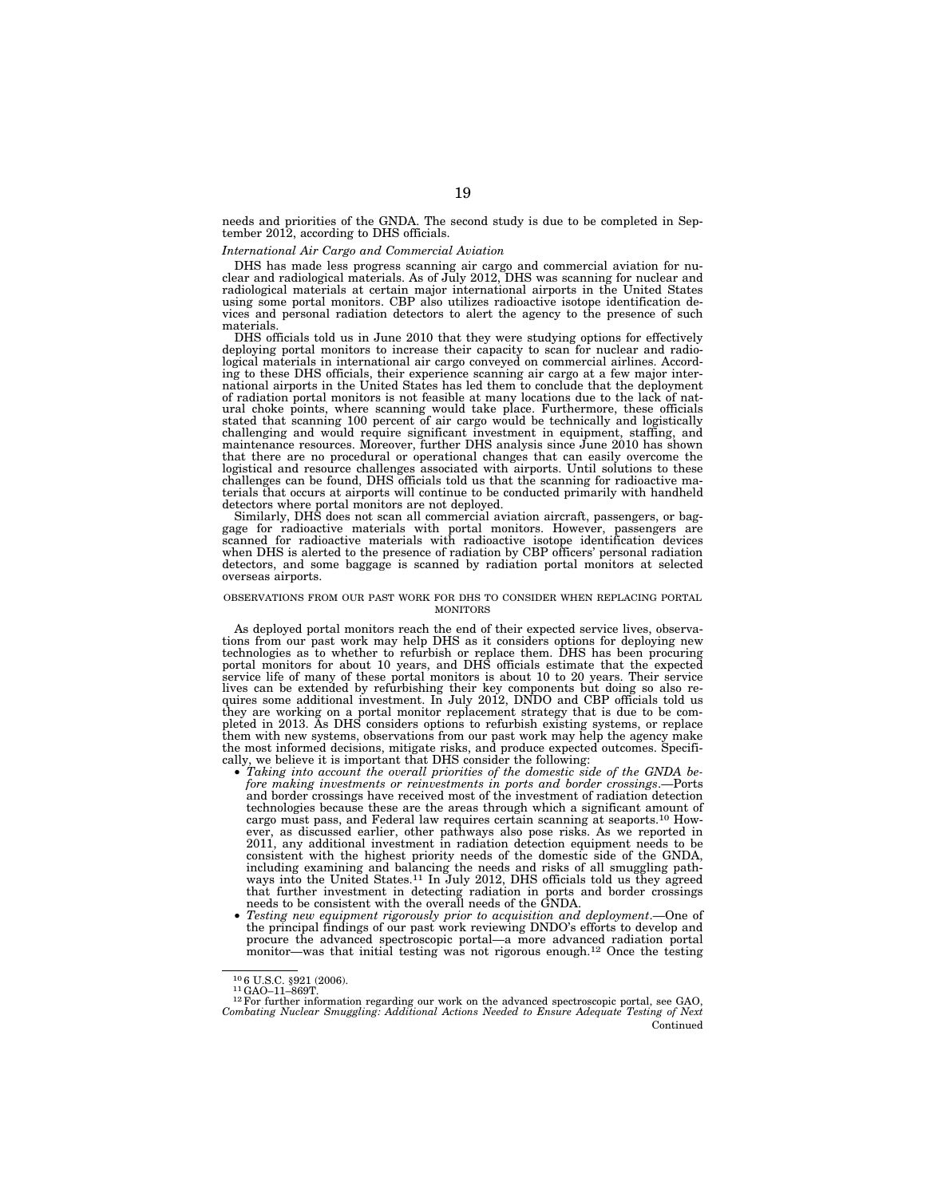needs and priorities of the GNDA. The second study is due to be completed in September 2012, according to DHS officials.

*International Air Cargo and Commercial Aviation*

DHS has made less progress scanning air cargo and commercial aviation for nuclear and radiological materials. As of July 2012, DHS was scanning for nuclear and radiological materials at certain major international airports in the United States using some portal monitors. CBP also utilizes radioactive isotope identification devices and personal radiation detectors to alert the agency to the presence of such materials.

DHS officials told us in June 2010 that they were studying options for effectively deploying portal monitors to increase their capacity to scan for nuclear and radiological materials in international air cargo conveyed on commercial airlines. According to these DHS officials, their experience scanning air cargo at a few major international airports in the United States has led them to conclude that the deployment of radiation portal monitors is not feasible at many locations due to the lack of natural choke points, where scanning would take place. Furthermore, these officials stated that scanning 100 percent of air cargo would be technically and logistically challenging and would require significant investment in equipment, staffing, and maintenance resources. Moreover, further DHS analysis since June 2010 has shown that there are no procedural or operational changes that can easily overcome the logistical and resource challenges associated with airports. Until solutions to these challenges can be found, DHS officials told us that the scanning for radioactive materials that occurs at airports will continue to be conducted primarily with handheld detectors where portal monitors are not deployed.

Similarly, DHS does not scan all commercial aviation aircraft, passengers, or baggage for radioactive materials with portal monitors. However, passengers are scanned for radioactive materials with radioactive isotope identification devices when DHS is alerted to the presence of radiation by CBP officers' personal radiation detectors, and some baggage is scanned by radiation portal monitors at selected overseas airports.

## OBSERVATIONS FROM OUR PAST WORK FOR DHS TO CONSIDER WHEN REPLACING PORTAL MONITORS

As deployed portal monitors reach the end of their expected service lives, observations from our past work may help DHS as it considers options for deploying new technologies as to whether to refurbish or replace them. DHS has been procuring portal monitors for about 10 years, and DHS officials estimate that the expected service life of many of these portal monitors is about 10 to 20 years. Their service lives can be extended by refurbishing their key components but doing so also requires some additional investment. In July 2012, DNDO and CBP officials told us they are working on a portal monitor replacement strategy that is due to be completed in 2013. As DHS considers options to refurbish existing systems, or replace them with new systems, observations from our past work may help the agency make the most informed decisions, mitigate risks, and produce expected outcomes. Specifically, we believe it is important that DHS consider the following:

- *Taking into account the overall priorities of the domestic side of the GNDA before making investments or reinvestments in ports and border crossings*.—Ports and border crossings have received most of the investment of radiation detection technologies because these are the areas through which a significant amount of cargo must pass, and Federal law requires certain scanning at seaports.[10] However, as discussed earlier, other pathways also pose risks. As we reported in 2011, any additional investment in radiation detection equipment needs to be consistent with the highest priority needs of the domestic side of the GNDA, including examining and balancing the needs and risks of all smuggling pathways into the United States.[11] In July 2012, DHS officials told us they agreed that further investment in detecting radiation in ports and border crossings needs to be consistent with the overall needs of the GNDA.
- *Testing new equipment rigorously prior to acquisition and deployment*.—One of the principal findings of our past work reviewing DNDO's efforts to develop and procure the advanced spectroscopic portal—a more advanced radiation portal monitor—was that initial testing was not rigorous enough.[12] Once the testing

[10] 6 U.S.C. §921 (2006).

[11] GAO–11–869T.

[12] For further information regarding our work on the advanced spectroscopic portal, see GAO, *Combating Nuclear Smuggling: Additional Actions Needed to Ensure Adequate Testing of Next* Continued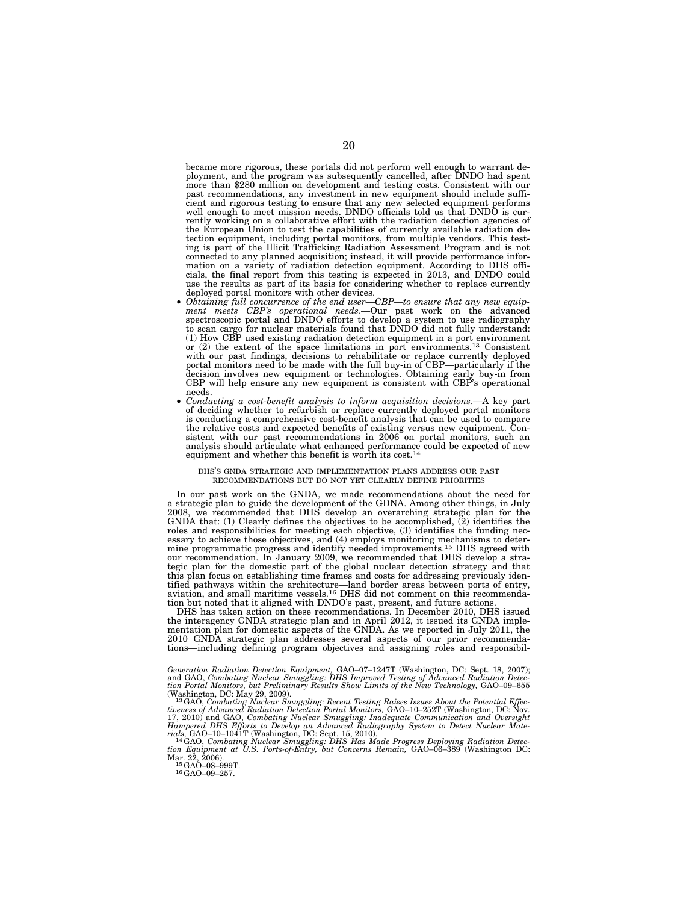became more rigorous, these portals did not perform well enough to warrant deployment, and the program was subsequently cancelled, after DNDO had spent more than $280 million on development and testing costs. Consistent with our past recommendations, any investment in new equipment should include sufficient and rigorous testing to ensure that any new selected equipment performs well enough to meet mission needs. DNDO officials told us that DNDO is currently working on a collaborative effort with the radiation detection agencies of the European Union to test the capabilities of currently available radiation detection equipment, including portal monitors, from multiple vendors. This testing is part of the Illicit Trafficking Radiation Assessment Program and is not connected to any planned acquisition; instead, it will provide performance information on a variety of radiation detection equipment. According to DHS officials, the final report from this testing is expected in 2013, and DNDO could use the results as part of its basis for considering whether to replace currently deployed portal monitors with other devices.

- *Obtaining full concurrence of the end user—CBP—to ensure that any new equipment meets CBP's operational needs*.—Our past work on the advanced spectroscopic portal and DNDO efforts to develop a system to use radiography to scan cargo for nuclear materials found that DNDO did not fully understand: (1) How CBP used existing radiation detection equipment in a port environment or (2) the extent of the space limitations in port environments.[13] Consistent with our past findings, decisions to rehabilitate or replace currently deployed portal monitors need to be made with the full buy-in of CBP—particularly if the decision involves new equipment or technologies. Obtaining early buy-in from CBP will help ensure any new equipment is consistent with CBP's operational needs.
- *Conducting a cost-benefit analysis to inform acquisition decisions*.—A key part of deciding whether to refurbish or replace currently deployed portal monitors is conducting a comprehensive cost-benefit analysis that can be used to compare the relative costs and expected benefits of existing versus new equipment. Consistent with our past recommendations in 2006 on portal monitors, such an analysis should articulate what enhanced performance could be expected of new equipment and whether this benefit is worth its cost.[14]

DHS'S GNDA STRATEGIC AND IMPLEMENTATION PLANS ADDRESS OUR PAST RECOMMENDATIONS BUT DO NOT YET CLEARLY DEFINE PRIORITIES

In our past work on the GNDA, we made recommendations about the need for a strategic plan to guide the development of the GDNA. Among other things, in July 2008, we recommended that DHS develop an overarching strategic plan for the GNDA that: (1) Clearly defines the objectives to be accomplished, (2) identifies the roles and responsibilities for meeting each objective, (3) identifies the funding necessary to achieve those objectives, and (4) employs monitoring mechanisms to determine programmatic progress and identify needed improvements.[15] DHS agreed with our recommendation. In January 2009, we recommended that DHS develop a strategic plan for the domestic part of the global nuclear detection strategy and that this plan focus on establishing time frames and costs for addressing previously identified pathways within the architecture—land border areas between ports of entry, aviation, and small maritime vessels.[16] DHS did not comment on this recommendation but noted that it aligned with DNDO's past, present, and future actions.

DHS has taken action on these recommendations. In December 2010, DHS issued the interagency GNDA strategic plan and in April 2012, it issued its GNDA implementation plan for domestic aspects of the GNDA. As we reported in July 2011, the 2010 GNDA strategic plan addresses several aspects of our prior recommendations—including defining program objectives and assigning roles and responsibil-

---

*Generation Radiation Detection Equipment,* GAO–07–1247T (Washington, DC: Sept. 18, 2007); and GAO, *Combating Nuclear Smuggling: DHS Improved Testing of Advanced Radiation Detection Portal Monitors, but Preliminary Results Show Limits of the New Technology,* GAO–09–655 (Washington, DC: May 29, 2009).

[13] GAO, *Combating Nuclear Smuggling: Recent Testing Raises Issues About the Potential Effectiveness of Advanced Radiation Detection Portal Monitors,* GAO–10–252T (Washington, DC: Nov. 17, 2010) and GAO, *Combating Nuclear Smuggling: Inadequate Communication and Oversight Hampered DHS Efforts to Develop an Advanced Radiography System to Detect Nuclear Materials,* GAO–10–1041T (Washington, DC: Sept. 15, 2010).

[14] GAO, *Combating Nuclear Smuggling: DHS Has Made Progress Deploying Radiation Detection Equipment at U.S. Ports-of-Entry, but Concerns Remain,* GAO–06–389 (Washington DC: Mar. 22, 2006).

[15] GAO–08–999T.

[16] GAO–09–257.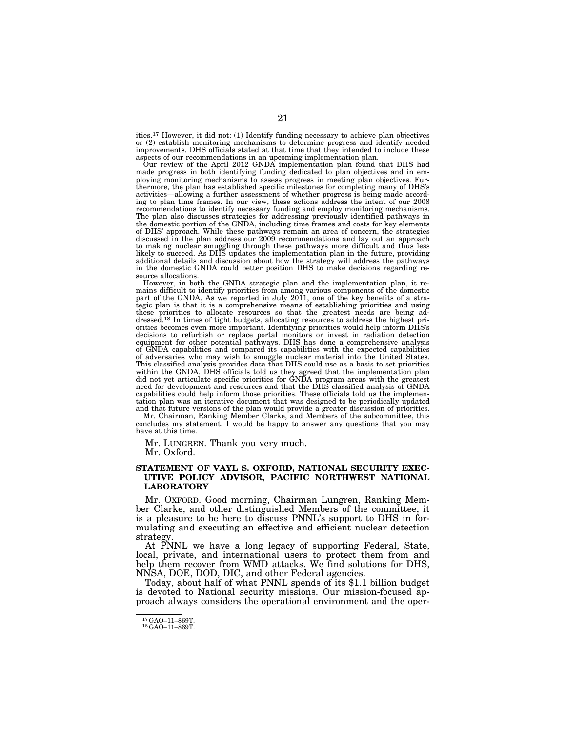ities.[17] However, it did not: (1) Identify funding necessary to achieve plan objectives or (2) establish monitoring mechanisms to determine progress and identify needed improvements. DHS officials stated at that time that they intended to include these aspects of our recommendations in an upcoming implementation plan.

Our review of the April 2012 GNDA implementation plan found that DHS had made progress in both identifying funding dedicated to plan objectives and in employing monitoring mechanisms to assess progress in meeting plan objectives. Furthermore, the plan has established specific milestones for completing many of DHS's activities—allowing a further assessment of whether progress is being made according to plan time frames. In our view, these actions address the intent of our 2008 recommendations to identify necessary funding and employ monitoring mechanisms. The plan also discusses strategies for addressing previously identified pathways in the domestic portion of the GNDA, including time frames and costs for key elements of DHS' approach. While these pathways remain an area of concern, the strategies discussed in the plan address our 2009 recommendations and lay out an approach to making nuclear smuggling through these pathways more difficult and thus less likely to succeed. As DHS updates the implementation plan in the future, providing additional details and discussion about how the strategy will address the pathways in the domestic GNDA could better position DHS to make decisions regarding resource allocations.

However, in both the GNDA strategic plan and the implementation plan, it remains difficult to identify priorities from among various components of the domestic part of the GNDA. As we reported in July 2011, one of the key benefits of a strategic plan is that it is a comprehensive means of establishing priorities and using these priorities to allocate resources so that the greatest needs are being addressed.[18] In times of tight budgets, allocating resources to address the highest priorities becomes even more important. Identifying priorities would help inform DHS's decisions to refurbish or replace portal monitors or invest in radiation detection equipment for other potential pathways. DHS has done a comprehensive analysis of GNDA capabilities and compared its capabilities with the expected capabilities of adversaries who may wish to smuggle nuclear material into the United States. This classified analysis provides data that DHS could use as a basis to set priorities within the GNDA. DHS officials told us they agreed that the implementation plan did not yet articulate specific priorities for GNDA program areas with the greatest need for development and resources and that the DHS classified analysis of GNDA capabilities could help inform those priorities. These officials told us the implementation plan was an iterative document that was designed to be periodically updated and that future versions of the plan would provide a greater discussion of priorities.

Mr. Chairman, Ranking Member Clarke, and Members of the subcommittee, this concludes my statement. I would be happy to answer any questions that you may have at this time.

Mr. LUNGREN. Thank you very much.

Mr. Oxford.

**STATEMENT OF VAYL S. OXFORD, NATIONAL SECURITY EXECUTIVE POLICY ADVISOR, PACIFIC NORTHWEST NATIONAL LABORATORY**

Mr. OXFORD. Good morning, Chairman Lungren, Ranking Member Clarke, and other distinguished Members of the committee, it is a pleasure to be here to discuss PNNL's support to DHS in formulating and executing an effective and efficient nuclear detection strategy.

At PNNL we have a long legacy of supporting Federal, State, local, private, and international users to protect them from and help them recover from WMD attacks. We find solutions for DHS, NNSA, DOE, DOD, DIC, and other Federal agencies.

Today, about half of what PNNL spends of its $1.1 billion budget is devoted to National security missions. Our mission-focused approach always considers the operational environment and the oper-

[17] GAO–11–869T.
[18] GAO–11–869T.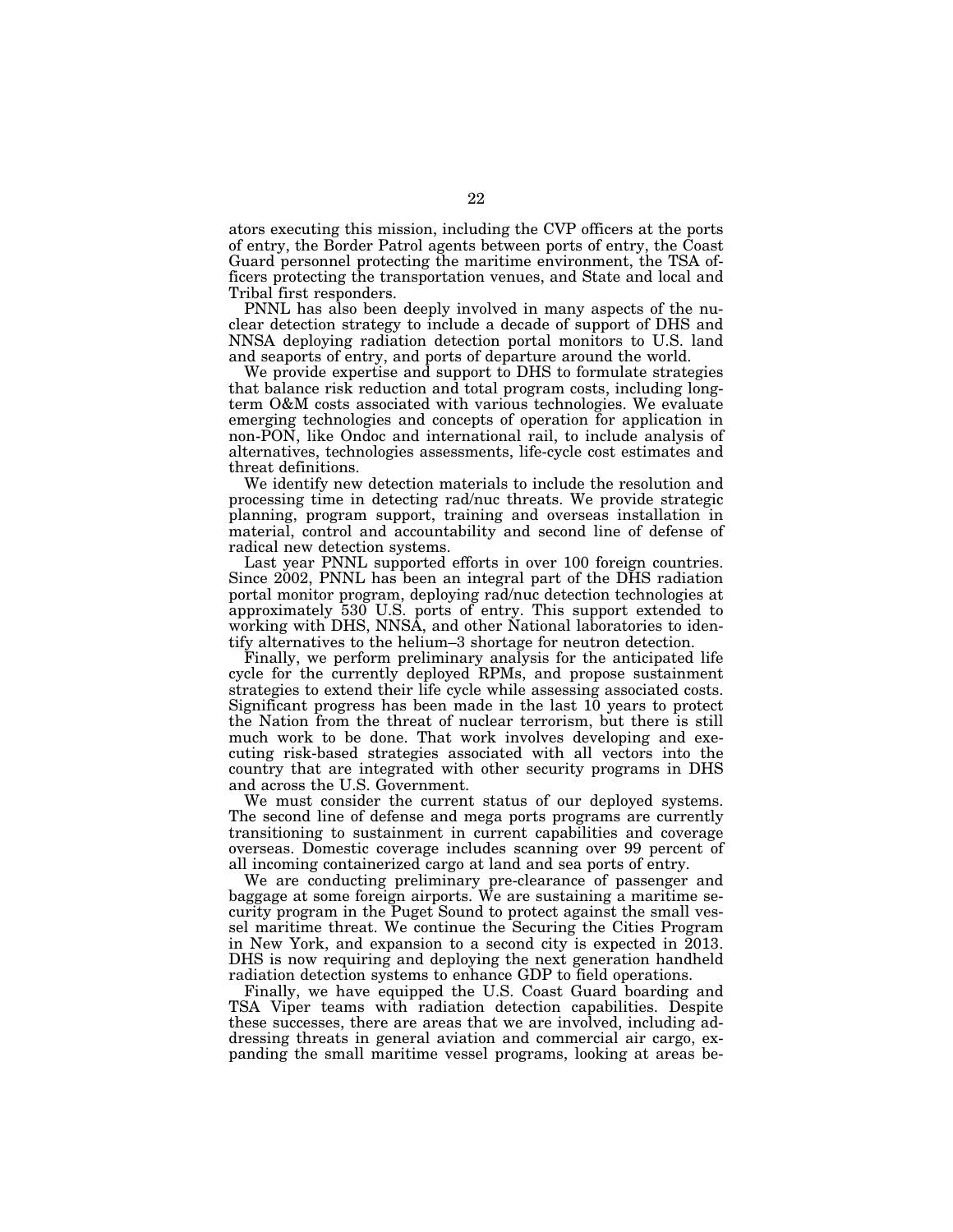ators executing this mission, including the CVP officers at the ports of entry, the Border Patrol agents between ports of entry, the Coast Guard personnel protecting the maritime environment, the TSA officers protecting the transportation venues, and State and local and Tribal first responders.

PNNL has also been deeply involved in many aspects of the nuclear detection strategy to include a decade of support of DHS and NNSA deploying radiation detection portal monitors to U.S. land and seaports of entry, and ports of departure around the world.

We provide expertise and support to DHS to formulate strategies that balance risk reduction and total program costs, including long-term O&M costs associated with various technologies. We evaluate emerging technologies and concepts of operation for application in non-PON, like Ondoc and international rail, to include analysis of alternatives, technologies assessments, life-cycle cost estimates and threat definitions.

We identify new detection materials to include the resolution and processing time in detecting rad/nuc threats. We provide strategic planning, program support, training and overseas installation in material, control and accountability and second line of defense of radical new detection systems.

Last year PNNL supported efforts in over 100 foreign countries. Since 2002, PNNL has been an integral part of the DHS radiation portal monitor program, deploying rad/nuc detection technologies at approximately 530 U.S. ports of entry. This support extended to working with DHS, NNSA, and other National laboratories to identify alternatives to the helium–3 shortage for neutron detection.

Finally, we perform preliminary analysis for the anticipated life cycle for the currently deployed RPMs, and propose sustainment strategies to extend their life cycle while assessing associated costs. Significant progress has been made in the last 10 years to protect the Nation from the threat of nuclear terrorism, but there is still much work to be done. That work involves developing and executing risk-based strategies associated with all vectors into the country that are integrated with other security programs in DHS and across the U.S. Government.

We must consider the current status of our deployed systems. The second line of defense and mega ports programs are currently transitioning to sustainment in current capabilities and coverage overseas. Domestic coverage includes scanning over 99 percent of all incoming containerized cargo at land and sea ports of entry.

We are conducting preliminary pre-clearance of passenger and baggage at some foreign airports. We are sustaining a maritime security program in the Puget Sound to protect against the small vessel maritime threat. We continue the Securing the Cities Program in New York, and expansion to a second city is expected in 2013. DHS is now requiring and deploying the next generation handheld radiation detection systems to enhance GDP to field operations.

Finally, we have equipped the U.S. Coast Guard boarding and TSA Viper teams with radiation detection capabilities. Despite these successes, there are areas that we are involved, including addressing threats in general aviation and commercial air cargo, expanding the small maritime vessel programs, looking at areas be-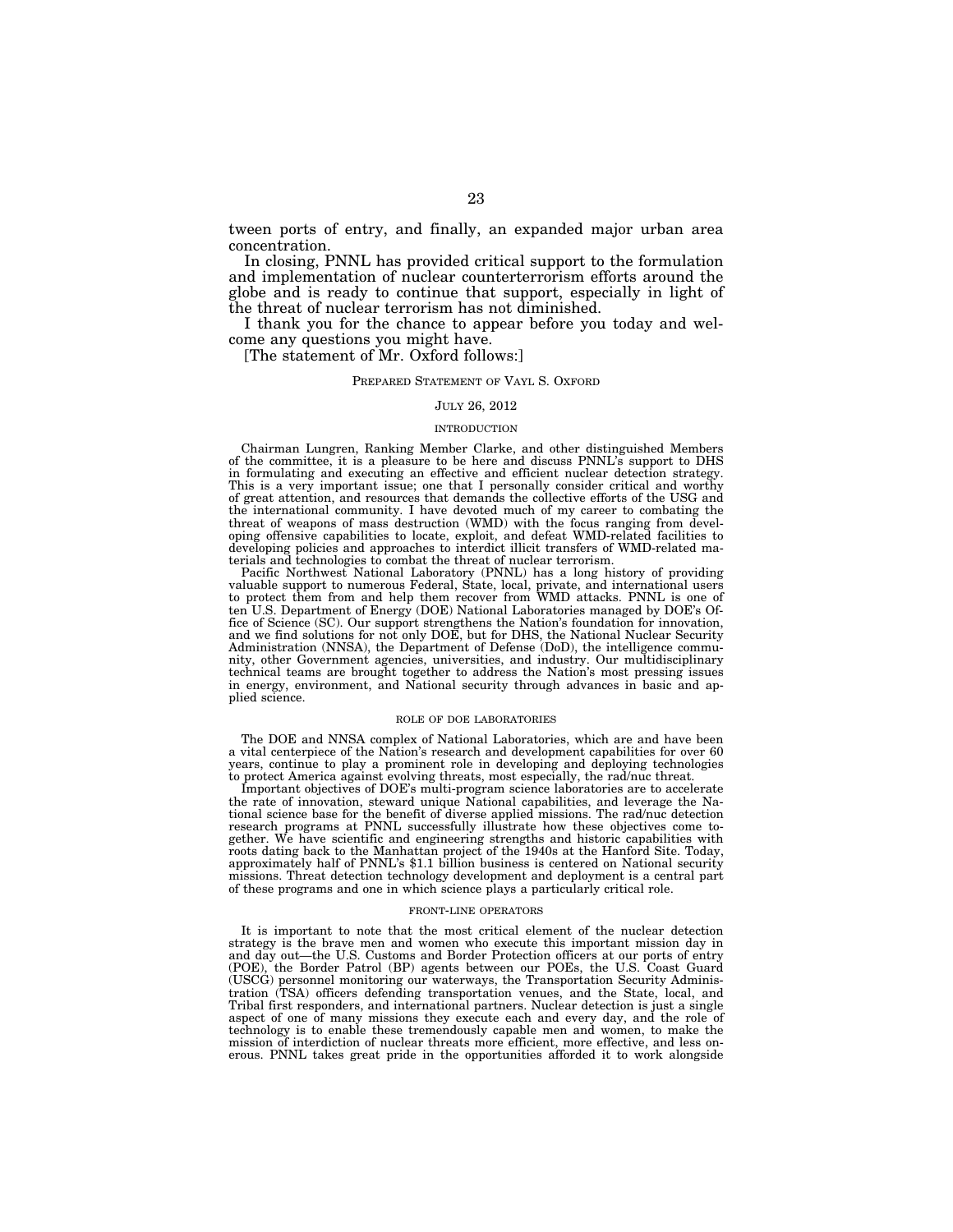tween ports of entry, and finally, an expanded major urban area concentration.

In closing, PNNL has provided critical support to the formulation and implementation of nuclear counterterrorism efforts around the globe and is ready to continue that support, especially in light of the threat of nuclear terrorism has not diminished.

I thank you for the chance to appear before you today and welcome any questions you might have.

[The statement of Mr. Oxford follows:]

## PREPARED STATEMENT OF VAYL S. OXFORD

JULY 26, 2012

### INTRODUCTION

Chairman Lungren, Ranking Member Clarke, and other distinguished Members of the committee, it is a pleasure to be here and discuss PNNL's support to DHS in formulating and executing an effective and efficient nuclear detection strategy. This is a very important issue; one that I personally consider critical and worthy of great attention, and resources that demands the collective efforts of the USG and the international community. I have devoted much of my career to combating the threat of weapons of mass destruction (WMD) with the focus ranging from developing offensive capabilities to locate, exploit, and defeat WMD-related facilities to developing policies and approaches to interdict illicit transfers of WMD-related materials and technologies to combat the threat of nuclear terrorism.

Pacific Northwest National Laboratory (PNNL) has a long history of providing valuable support to numerous Federal, State, local, private, and international users to protect them from and help them recover from WMD attacks. PNNL is one of ten U.S. Department of Energy (DOE) National Laboratories managed by DOE's Office of Science (SC). Our support strengthens the Nation's foundation for innovation, and we find solutions for not only DOE, but for DHS, the National Nuclear Security Administration (NNSA), the Department of Defense (DoD), the intelligence community, other Government agencies, universities, and industry. Our multidisciplinary technical teams are brought together to address the Nation's most pressing issues in energy, environment, and National security through advances in basic and applied science.

### ROLE OF DOE LABORATORIES

The DOE and NNSA complex of National Laboratories, which are and have been a vital centerpiece of the Nation's research and development capabilities for over 60 years, continue to play a prominent role in developing and deploying technologies to protect America against evolving threats, most especially, the rad/nuc threat.

Important objectives of DOE's multi-program science laboratories are to accelerate the rate of innovation, steward unique National capabilities, and leverage the National science base for the benefit of diverse applied missions. The rad/nuc detection research programs at PNNL successfully illustrate how these objectives come together. We have scientific and engineering strengths and historic capabilities with roots dating back to the Manhattan project of the 1940s at the Hanford Site. Today, approximately half of PNNL's $1.1 billion business is centered on National security missions. Threat detection technology development and deployment is a central part of these programs and one in which science plays a particularly critical role.

### FRONT-LINE OPERATORS

It is important to note that the most critical element of the nuclear detection strategy is the brave men and women who execute this important mission day in and day out—the U.S. Customs and Border Protection officers at our ports of entry (POE), the Border Patrol (BP) agents between our POEs, the U.S. Coast Guard (USCG) personnel monitoring our waterways, the Transportation Security Administration (TSA) officers defending transportation venues, and the State, local, and Tribal first responders, and international partners. Nuclear detection is just a single aspect of one of many missions they execute each and every day, and the role of technology is to enable these tremendously capable men and women, to make the mission of interdiction of nuclear threats more efficient, more effective, and less onerous. PNNL takes great pride in the opportunities afforded it to work alongside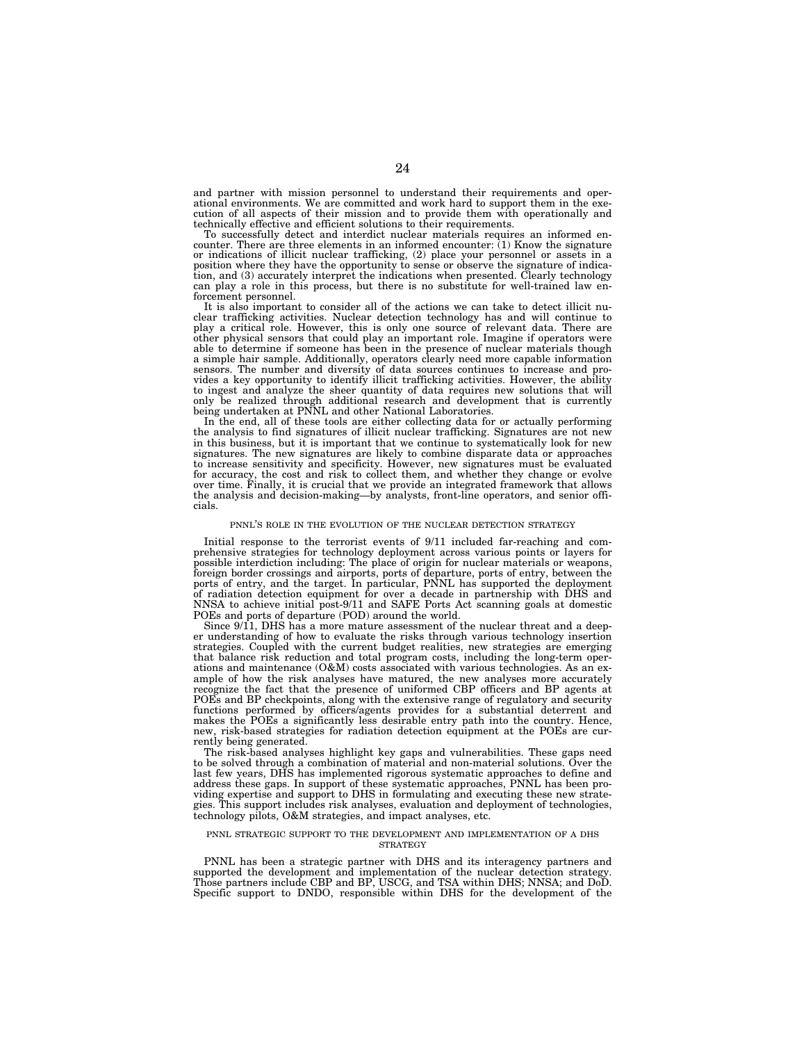and partner with mission personnel to understand their requirements and operational environments. We are committed and work hard to support them in the execution of all aspects of their mission and to provide them with operationally and technically effective and efficient solutions to their requirements.

To successfully detect and interdict nuclear materials requires an informed encounter. There are three elements in an informed encounter: (1) Know the signature or indications of illicit nuclear trafficking, (2) place your personnel or assets in a position where they have the opportunity to sense or observe the signature of indication, and (3) accurately interpret the indications when presented. Clearly technology can play a role in this process, but there is no substitute for well-trained law enforcement personnel.

It is also important to consider all of the actions we can take to detect illicit nuclear trafficking activities. Nuclear detection technology has and will continue to play a critical role. However, this is only one source of relevant data. There are other physical sensors that could play an important role. Imagine if operators were able to determine if someone has been in the presence of nuclear materials though a simple hair sample. Additionally, operators clearly need more capable information sensors. The number and diversity of data sources continues to increase and provides a key opportunity to identify illicit trafficking activities. However, the ability to ingest and analyze the sheer quantity of data requires new solutions that will only be realized through additional research and development that is currently being undertaken at PNNL and other National Laboratories.

In the end, all of these tools are either collecting data for or actually performing the analysis to find signatures of illicit nuclear trafficking. Signatures are not new in this business, but it is important that we continue to systematically look for new signatures. The new signatures are likely to combine disparate data or approaches to increase sensitivity and specificity. However, new signatures must be evaluated for accuracy, the cost and risk to collect them, and whether they change or evolve over time. Finally, it is crucial that we provide an integrated framework that allows the analysis and decision-making—by analysts, front-line operators, and senior officials.

## PNNL'S ROLE IN THE EVOLUTION OF THE NUCLEAR DETECTION STRATEGY

Initial response to the terrorist events of 9/11 included far-reaching and comprehensive strategies for technology deployment across various points or layers for possible interdiction including: The place of origin for nuclear materials or weapons, foreign border crossings and airports, ports of departure, ports of entry, between the ports of entry, and the target. In particular, PNNL has supported the deployment of radiation detection equipment for over a decade in partnership with DHS and NNSA to achieve initial post-9/11 and SAFE Ports Act scanning goals at domestic POEs and ports of departure (POD) around the world.

Since 9/11, DHS has a more mature assessment of the nuclear threat and a deeper understanding of how to evaluate the risks through various technology insertion strategies. Coupled with the current budget realities, new strategies are emerging that balance risk reduction and total program costs, including the long-term operations and maintenance (O&M) costs associated with various technologies. As an example of how the risk analyses have matured, the new analyses more accurately recognize the fact that the presence of uniformed CBP officers and BP agents at POEs and BP checkpoints, along with the extensive range of regulatory and security functions performed by officers/agents provides for a substantial deterrent and makes the POEs a significantly less desirable entry path into the country. Hence, new, risk-based strategies for radiation detection equipment at the POEs are currently being generated.

The risk-based analyses highlight key gaps and vulnerabilities. These gaps need to be solved through a combination of material and non-material solutions. Over the last few years, DHS has implemented rigorous systematic approaches to define and address these gaps. In support of these systematic approaches, PNNL has been providing expertise and support to DHS in formulating and executing these new strategies. This support includes risk analyses, evaluation and deployment of technologies, technology pilots, O&M strategies, and impact analyses, etc.

## PNNL STRATEGIC SUPPORT TO THE DEVELOPMENT AND IMPLEMENTATION OF A DHS STRATEGY

PNNL has been a strategic partner with DHS and its interagency partners and supported the development and implementation of the nuclear detection strategy. Those partners include CBP and BP, USCG, and TSA within DHS; NNSA; and DoD. Specific support to DNDO, responsible within DHS for the development of the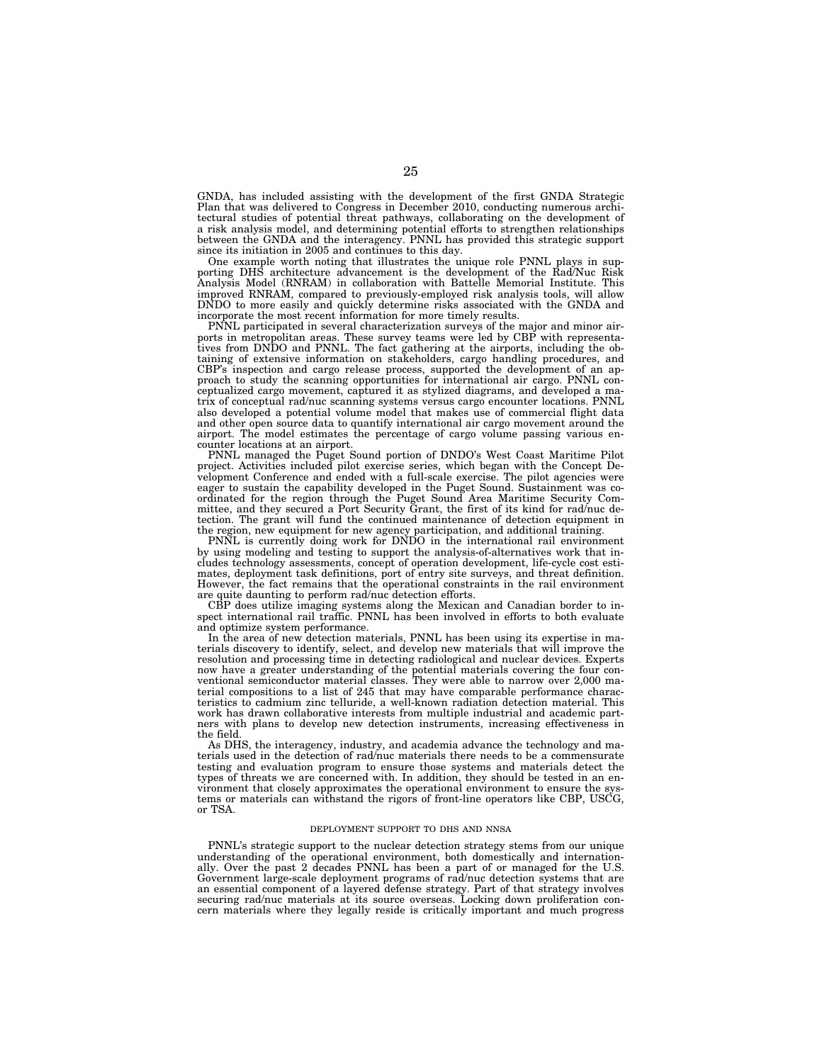GNDA, has included assisting with the development of the first GNDA Strategic Plan that was delivered to Congress in December 2010, conducting numerous architectural studies of potential threat pathways, collaborating on the development of a risk analysis model, and determining potential efforts to strengthen relationships between the GNDA and the interagency. PNNL has provided this strategic support since its initiation in 2005 and continues to this day.

One example worth noting that illustrates the unique role PNNL plays in supporting DHS architecture advancement is the development of the Rad/Nuc Risk Analysis Model (RNRAM) in collaboration with Battelle Memorial Institute. This improved RNRAM, compared to previously-employed risk analysis tools, will allow DNDO to more easily and quickly determine risks associated with the GNDA and incorporate the most recent information for more timely results.

PNNL participated in several characterization surveys of the major and minor airports in metropolitan areas. These survey teams were led by CBP with representatives from DNDO and PNNL. The fact gathering at the airports, including the obtaining of extensive information on stakeholders, cargo handling procedures, and CBP's inspection and cargo release process, supported the development of an approach to study the scanning opportunities for international air cargo. PNNL conceptualized cargo movement, captured it as stylized diagrams, and developed a matrix of conceptual rad/nuc scanning systems versus cargo encounter locations. PNNL also developed a potential volume model that makes use of commercial flight data and other open source data to quantify international air cargo movement around the airport. The model estimates the percentage of cargo volume passing various encounter locations at an airport.

PNNL managed the Puget Sound portion of DNDO's West Coast Maritime Pilot project. Activities included pilot exercise series, which began with the Concept Development Conference and ended with a full-scale exercise. The pilot agencies were eager to sustain the capability developed in the Puget Sound. Sustainment was coordinated for the region through the Puget Sound Area Maritime Security Committee, and they secured a Port Security Grant, the first of its kind for rad/nuc detection. The grant will fund the continued maintenance of detection equipment in the region, new equipment for new agency participation, and additional training.

PNNL is currently doing work for DNDO in the international rail environment by using modeling and testing to support the analysis-of-alternatives work that includes technology assessments, concept of operation development, life-cycle cost estimates, deployment task definitions, port of entry site surveys, and threat definition. However, the fact remains that the operational constraints in the rail environment are quite daunting to perform rad/nuc detection efforts.

CBP does utilize imaging systems along the Mexican and Canadian border to inspect international rail traffic. PNNL has been involved in efforts to both evaluate and optimize system performance.

In the area of new detection materials, PNNL has been using its expertise in materials discovery to identify, select, and develop new materials that will improve the resolution and processing time in detecting radiological and nuclear devices. Experts now have a greater understanding of the potential materials covering the four conventional semiconductor material classes. They were able to narrow over 2,000 material compositions to a list of 245 that may have comparable performance characteristics to cadmium zinc telluride, a well-known radiation detection material. This work has drawn collaborative interests from multiple industrial and academic partners with plans to develop new detection instruments, increasing effectiveness in the field.

As DHS, the interagency, industry, and academia advance the technology and materials used in the detection of rad/nuc materials there needs to be a commensurate testing and evaluation program to ensure those systems and materials detect the types of threats we are concerned with. In addition, they should be tested in an environment that closely approximates the operational environment to ensure the systems or materials can withstand the rigors of front-line operators like CBP, USCG, or TSA.

## DEPLOYMENT SUPPORT TO DHS AND NNSA

PNNL's strategic support to the nuclear detection strategy stems from our unique understanding of the operational environment, both domestically and internationally. Over the past 2 decades PNNL has been a part of or managed for the U.S. Government large-scale deployment programs of rad/nuc detection systems that are an essential component of a layered defense strategy. Part of that strategy involves securing rad/nuc materials at its source overseas. Locking down proliferation concern materials where they legally reside is critically important and much progress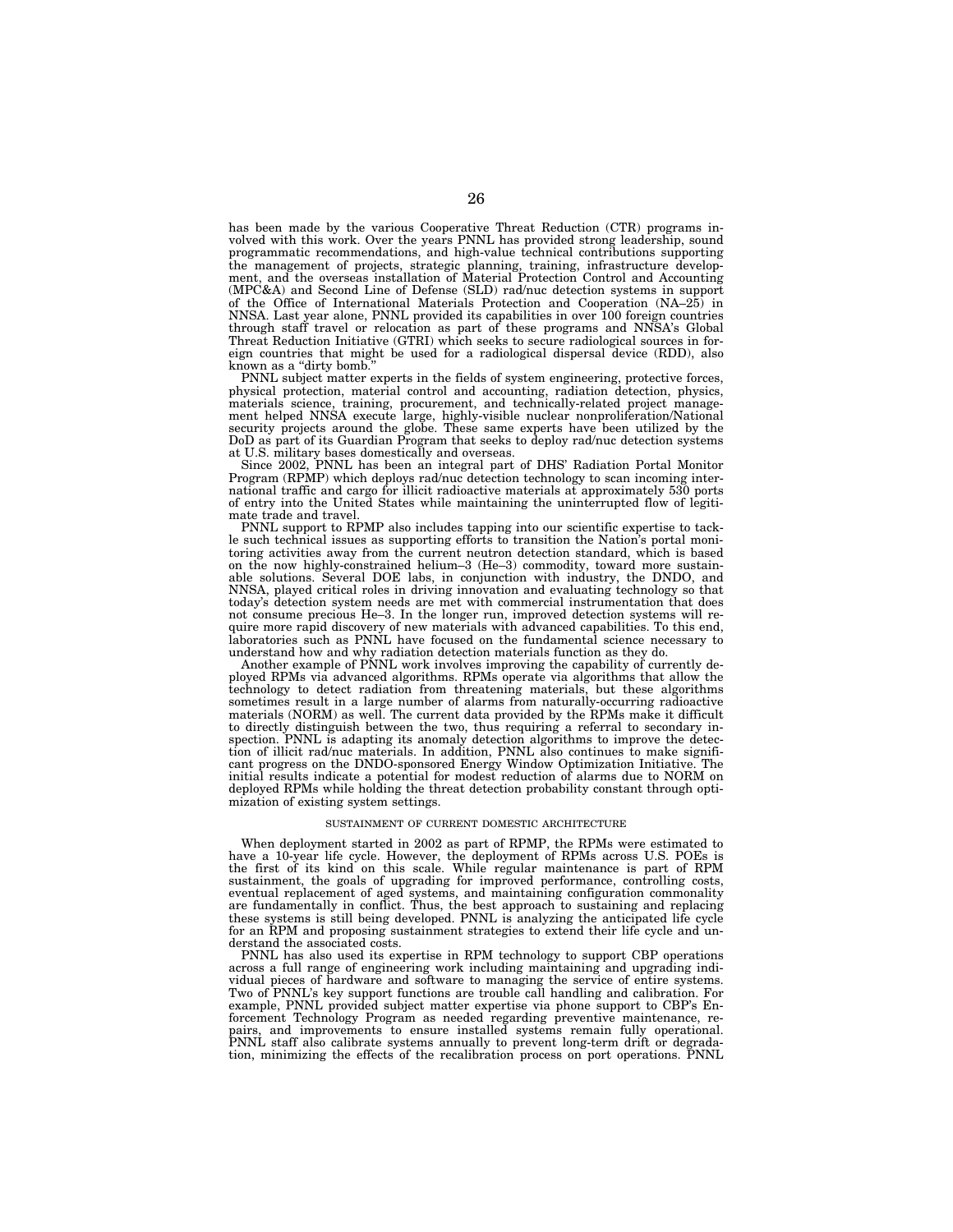has been made by the various Cooperative Threat Reduction (CTR) programs involved with this work. Over the years PNNL has provided strong leadership, sound programmatic recommendations, and high-value technical contributions supporting the management of projects, strategic planning, training, infrastructure development, and the overseas installation of Material Protection Control and Accounting (MPC&A) and Second Line of Defense (SLD) rad/nuc detection systems in support of the Office of International Materials Protection and Cooperation (NA–25) in NNSA. Last year alone, PNNL provided its capabilities in over 100 foreign countries through staff travel or relocation as part of these programs and NNSA's Global Threat Reduction Initiative (GTRI) which seeks to secure radiological sources in foreign countries that might be used for a radiological dispersal device (RDD), also known as a "dirty bomb."

PNNL subject matter experts in the fields of system engineering, protective forces, physical protection, material control and accounting, radiation detection, physics, materials science, training, procurement, and technically-related project management helped NNSA execute large, highly-visible nuclear nonproliferation/National security projects around the globe. These same experts have been utilized by the DoD as part of its Guardian Program that seeks to deploy rad/nuc detection systems at U.S. military bases domestically and overseas.

Since 2002, PNNL has been an integral part of DHS' Radiation Portal Monitor Program (RPMP) which deploys rad/nuc detection technology to scan incoming international traffic and cargo for illicit radioactive materials at approximately 530 ports of entry into the United States while maintaining the uninterrupted flow of legitimate trade and travel.

PNNL support to RPMP also includes tapping into our scientific expertise to tackle such technical issues as supporting efforts to transition the Nation's portal monitoring activities away from the current neutron detection standard, which is based on the now highly-constrained helium–3 (He–3) commodity, toward more sustainable solutions. Several DOE labs, in conjunction with industry, the DNDO, and NNSA, played critical roles in driving innovation and evaluating technology so that today's detection system needs are met with commercial instrumentation that does not consume precious He–3. In the longer run, improved detection systems will require more rapid discovery of new materials with advanced capabilities. To this end, laboratories such as PNNL have focused on the fundamental science necessary to understand how and why radiation detection materials function as they do.

Another example of PNNL work involves improving the capability of currently deployed RPMs via advanced algorithms. RPMs operate via algorithms that allow the technology to detect radiation from threatening materials, but these algorithms sometimes result in a large number of alarms from naturally-occurring radioactive materials (NORM) as well. The current data provided by the RPMs make it difficult to directly distinguish between the two, thus requiring a referral to secondary inspection. PNNL is adapting its anomaly detection algorithms to improve the detection of illicit rad/nuc materials. In addition, PNNL also continues to make significant progress on the DNDO-sponsored Energy Window Optimization Initiative. The initial results indicate a potential for modest reduction of alarms due to NORM on deployed RPMs while holding the threat detection probability constant through optimization of existing system settings.

## SUSTAINMENT OF CURRENT DOMESTIC ARCHITECTURE

When deployment started in 2002 as part of RPMP, the RPMs were estimated to have a 10-year life cycle. However, the deployment of RPMs across U.S. POEs is the first of its kind on this scale. While regular maintenance is part of RPM sustainment, the goals of upgrading for improved performance, controlling costs, eventual replacement of aged systems, and maintaining configuration commonality are fundamentally in conflict. Thus, the best approach to sustaining and replacing these systems is still being developed. PNNL is analyzing the anticipated life cycle for an RPM and proposing sustainment strategies to extend their life cycle and understand the associated costs.

PNNL has also used its expertise in RPM technology to support CBP operations across a full range of engineering work including maintaining and upgrading individual pieces of hardware and software to managing the service of entire systems. Two of PNNL's key support functions are trouble call handling and calibration. For example, PNNL provided subject matter expertise via phone support to CBP's Enforcement Technology Program as needed regarding preventive maintenance, repairs, and improvements to ensure installed systems remain fully operational. PNNL staff also calibrate systems annually to prevent long-term drift or degradation, minimizing the effects of the recalibration process on port operations. PNNL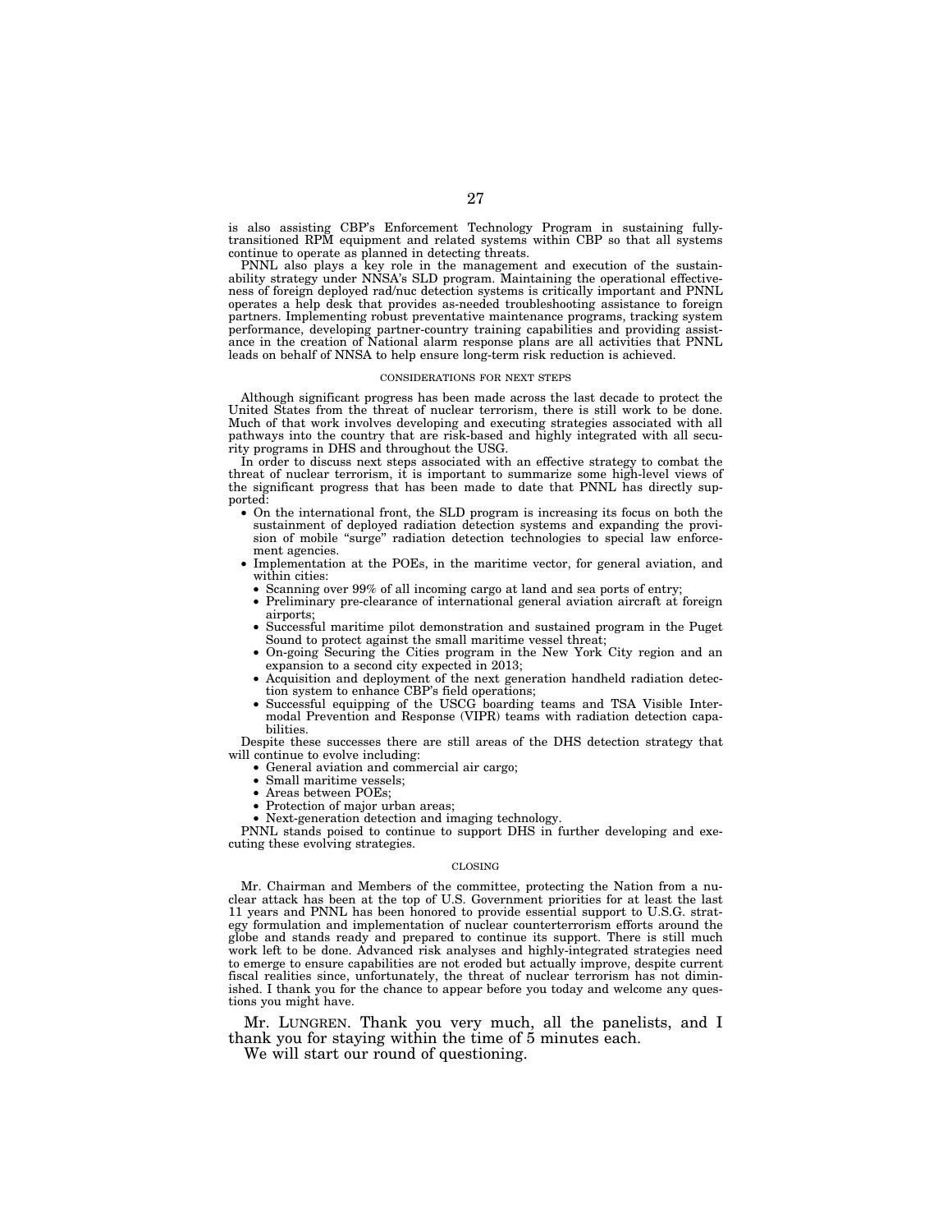is also assisting CBP's Enforcement Technology Program in sustaining fully-transitioned RPM equipment and related systems within CBP so that all systems continue to operate as planned in detecting threats.

PNNL also plays a key role in the management and execution of the sustainability strategy under NNSA's SLD program. Maintaining the operational effectiveness of foreign deployed rad/nuc detection systems is critically important and PNNL operates a help desk that provides as-needed troubleshooting assistance to foreign partners. Implementing robust preventative maintenance programs, tracking system performance, developing partner-country training capabilities and providing assistance in the creation of National alarm response plans are all activities that PNNL leads on behalf of NNSA to help ensure long-term risk reduction is achieved.

### CONSIDERATIONS FOR NEXT STEPS

Although significant progress has been made across the last decade to protect the United States from the threat of nuclear terrorism, there is still work to be done. Much of that work involves developing and executing strategies associated with all pathways into the country that are risk-based and highly integrated with all security programs in DHS and throughout the USG.

In order to discuss next steps associated with an effective strategy to combat the threat of nuclear terrorism, it is important to summarize some high-level views of the significant progress that has been made to date that PNNL has directly supported:

- On the international front, the SLD program is increasing its focus on both the sustainment of deployed radiation detection systems and expanding the provision of mobile "surge" radiation detection technologies to special law enforcement agencies.
- Implementation at the POEs, in the maritime vector, for general aviation, and within cities:
  - Scanning over 99% of all incoming cargo at land and sea ports of entry;
  - Preliminary pre-clearance of international general aviation aircraft at foreign airports;
  - Successful maritime pilot demonstration and sustained program in the Puget Sound to protect against the small maritime vessel threat;
  - On-going Securing the Cities program in the New York City region and an expansion to a second city expected in 2013;
  - Acquisition and deployment of the next generation handheld radiation detection system to enhance CBP's field operations;
  - Successful equipping of the USCG boarding teams and TSA Visible Intermodal Prevention and Response (VIPR) teams with radiation detection capabilities.

Despite these successes there are still areas of the DHS detection strategy that will continue to evolve including:

- General aviation and commercial air cargo;
- Small maritime vessels;
- Areas between POEs;
- Protection of major urban areas;
- Next-generation detection and imaging technology.

PNNL stands poised to continue to support DHS in further developing and executing these evolving strategies.

### CLOSING

Mr. Chairman and Members of the committee, protecting the Nation from a nuclear attack has been at the top of U.S. Government priorities for at least the last 11 years and PNNL has been honored to provide essential support to U.S.G. strategy formulation and implementation of nuclear counterterrorism efforts around the globe and stands ready and prepared to continue its support. There is still much work left to be done. Advanced risk analyses and highly-integrated strategies need to emerge to ensure capabilities are not eroded but actually improve, despite current fiscal realities since, unfortunately, the threat of nuclear terrorism has not diminished. I thank you for the chance to appear before you today and welcome any questions you might have.

Mr. LUNGREN. Thank you very much, all the panelists, and I thank you for staying within the time of 5 minutes each.

We will start our round of questioning.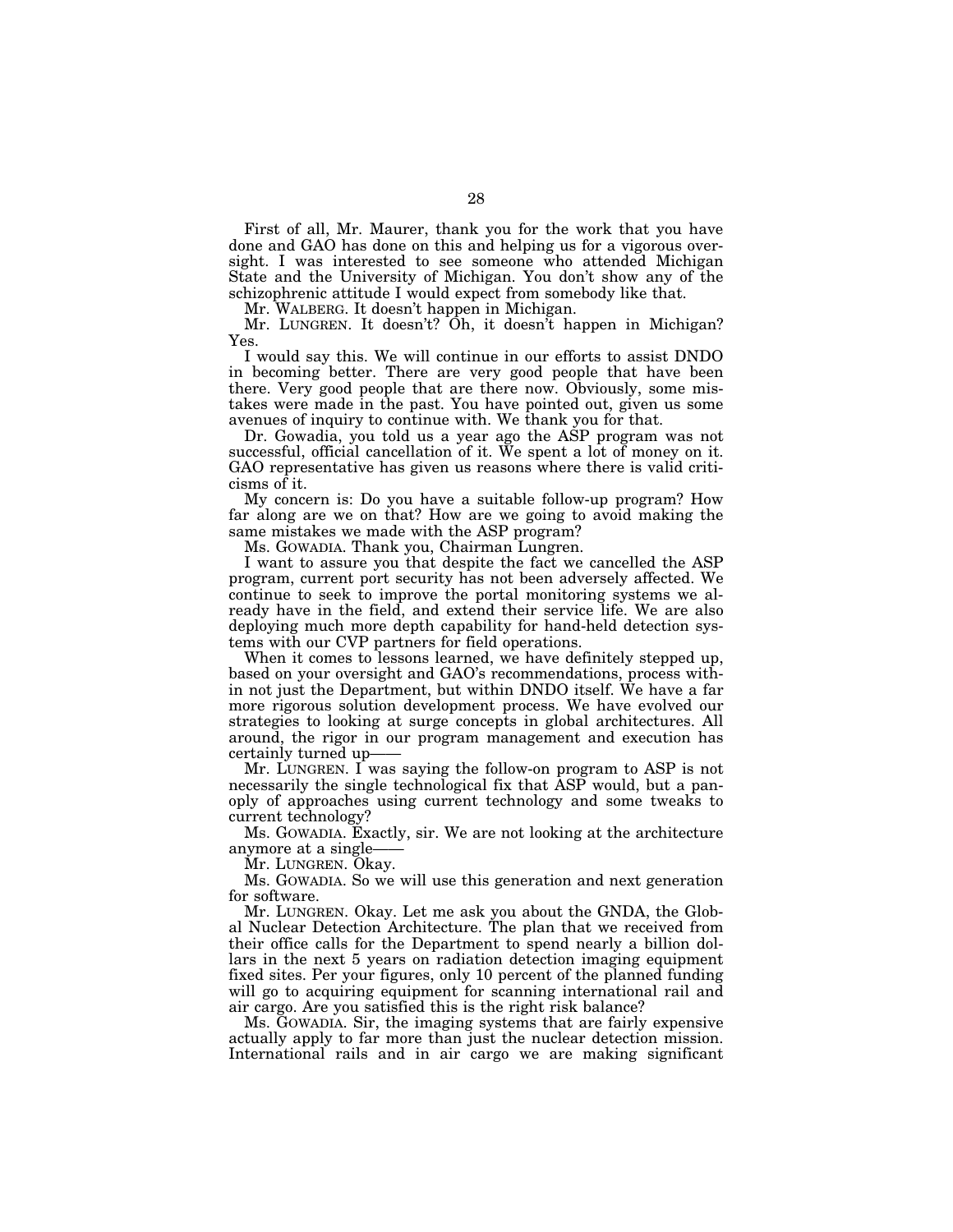First of all, Mr. Maurer, thank you for the work that you have done and GAO has done on this and helping us for a vigorous oversight. I was interested to see someone who attended Michigan State and the University of Michigan. You don't show any of the schizophrenic attitude I would expect from somebody like that.

Mr. WALBERG. It doesn't happen in Michigan.

Mr. LUNGREN. It doesn't? Oh, it doesn't happen in Michigan? Yes.

I would say this. We will continue in our efforts to assist DNDO in becoming better. There are very good people that have been there. Very good people that are there now. Obviously, some mistakes were made in the past. You have pointed out, given us some avenues of inquiry to continue with. We thank you for that.

Dr. Gowadia, you told us a year ago the ASP program was not successful, official cancellation of it. We spent a lot of money on it. GAO representative has given us reasons where there is valid criticisms of it.

My concern is: Do you have a suitable follow-up program? How far along are we on that? How are we going to avoid making the same mistakes we made with the ASP program?

Ms. GOWADIA. Thank you, Chairman Lungren.

I want to assure you that despite the fact we cancelled the ASP program, current port security has not been adversely affected. We continue to seek to improve the portal monitoring systems we already have in the field, and extend their service life. We are also deploying much more depth capability for hand-held detection systems with our CVP partners for field operations.

When it comes to lessons learned, we have definitely stepped up, based on your oversight and GAO's recommendations, process within not just the Department, but within DNDO itself. We have a far more rigorous solution development process. We have evolved our strategies to looking at surge concepts in global architectures. All around, the rigor in our program management and execution has certainly turned up——

Mr. LUNGREN. I was saying the follow-on program to ASP is not necessarily the single technological fix that ASP would, but a panoply of approaches using current technology and some tweaks to current technology?

Ms. GOWADIA. Exactly, sir. We are not looking at the architecture anymore at a single——

Mr. LUNGREN. Okay.

Ms. GOWADIA. So we will use this generation and next generation for software.

Mr. LUNGREN. Okay. Let me ask you about the GNDA, the Global Nuclear Detection Architecture. The plan that we received from their office calls for the Department to spend nearly a billion dollars in the next 5 years on radiation detection imaging equipment fixed sites. Per your figures, only 10 percent of the planned funding will go to acquiring equipment for scanning international rail and air cargo. Are you satisfied this is the right risk balance?

Ms. GOWADIA. Sir, the imaging systems that are fairly expensive actually apply to far more than just the nuclear detection mission. International rails and in air cargo we are making significant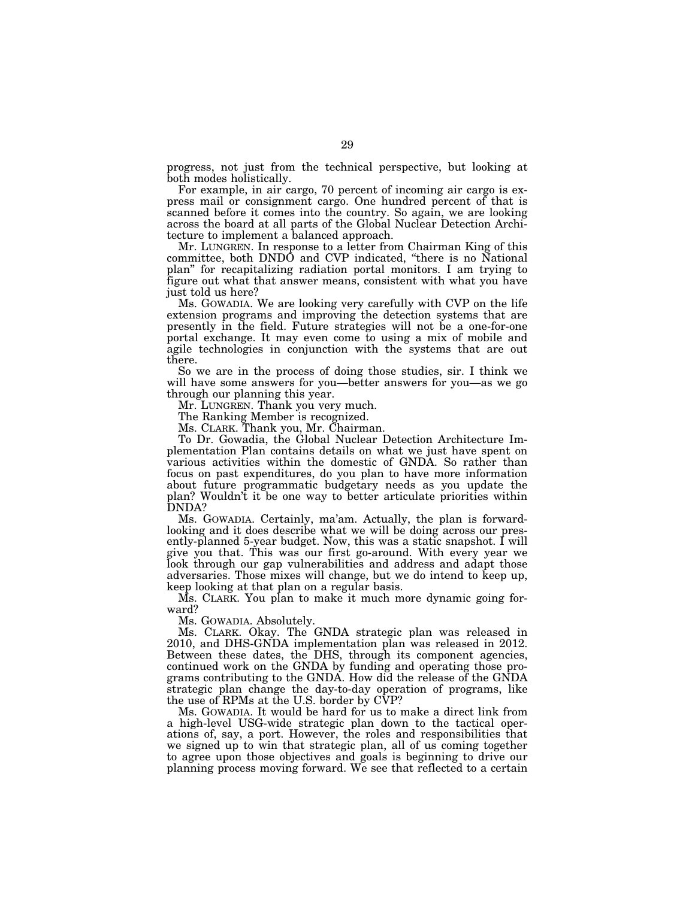progress, not just from the technical perspective, but looking at both modes holistically.

For example, in air cargo, 70 percent of incoming air cargo is express mail or consignment cargo. One hundred percent of that is scanned before it comes into the country. So again, we are looking across the board at all parts of the Global Nuclear Detection Architecture to implement a balanced approach.

Mr. LUNGREN. In response to a letter from Chairman King of this committee, both DNDO and CVP indicated, "there is no National plan" for recapitalizing radiation portal monitors. I am trying to figure out what that answer means, consistent with what you have just told us here?

Ms. GOWADIA. We are looking very carefully with CVP on the life extension programs and improving the detection systems that are presently in the field. Future strategies will not be a one-for-one portal exchange. It may even come to using a mix of mobile and agile technologies in conjunction with the systems that are out there.

So we are in the process of doing those studies, sir. I think we will have some answers for you—better answers for you—as we go through our planning this year.

Mr. LUNGREN. Thank you very much.

The Ranking Member is recognized.

Ms. CLARK. Thank you, Mr. Chairman.

To Dr. Gowadia, the Global Nuclear Detection Architecture Implementation Plan contains details on what we just have spent on various activities within the domestic of GNDA. So rather than focus on past expenditures, do you plan to have more information about future programmatic budgetary needs as you update the plan? Wouldn't it be one way to better articulate priorities within DNDA?

Ms. GOWADIA. Certainly, ma'am. Actually, the plan is forward-looking and it does describe what we will be doing across our presently-planned 5-year budget. Now, this was a static snapshot. I will give you that. This was our first go-around. With every year we look through our gap vulnerabilities and address and adapt those adversaries. Those mixes will change, but we do intend to keep up, keep looking at that plan on a regular basis.

Ms. CLARK. You plan to make it much more dynamic going forward?

Ms. GOWADIA. Absolutely.

Ms. CLARK. Okay. The GNDA strategic plan was released in 2010, and DHS-GNDA implementation plan was released in 2012. Between these dates, the DHS, through its component agencies, continued work on the GNDA by funding and operating those programs contributing to the GNDA. How did the release of the GNDA strategic plan change the day-to-day operation of programs, like the use of RPMs at the U.S. border by CVP?

Ms. GOWADIA. It would be hard for us to make a direct link from a high-level USG-wide strategic plan down to the tactical operations of, say, a port. However, the roles and responsibilities that we signed up to win that strategic plan, all of us coming together to agree upon those objectives and goals is beginning to drive our planning process moving forward. We see that reflected to a certain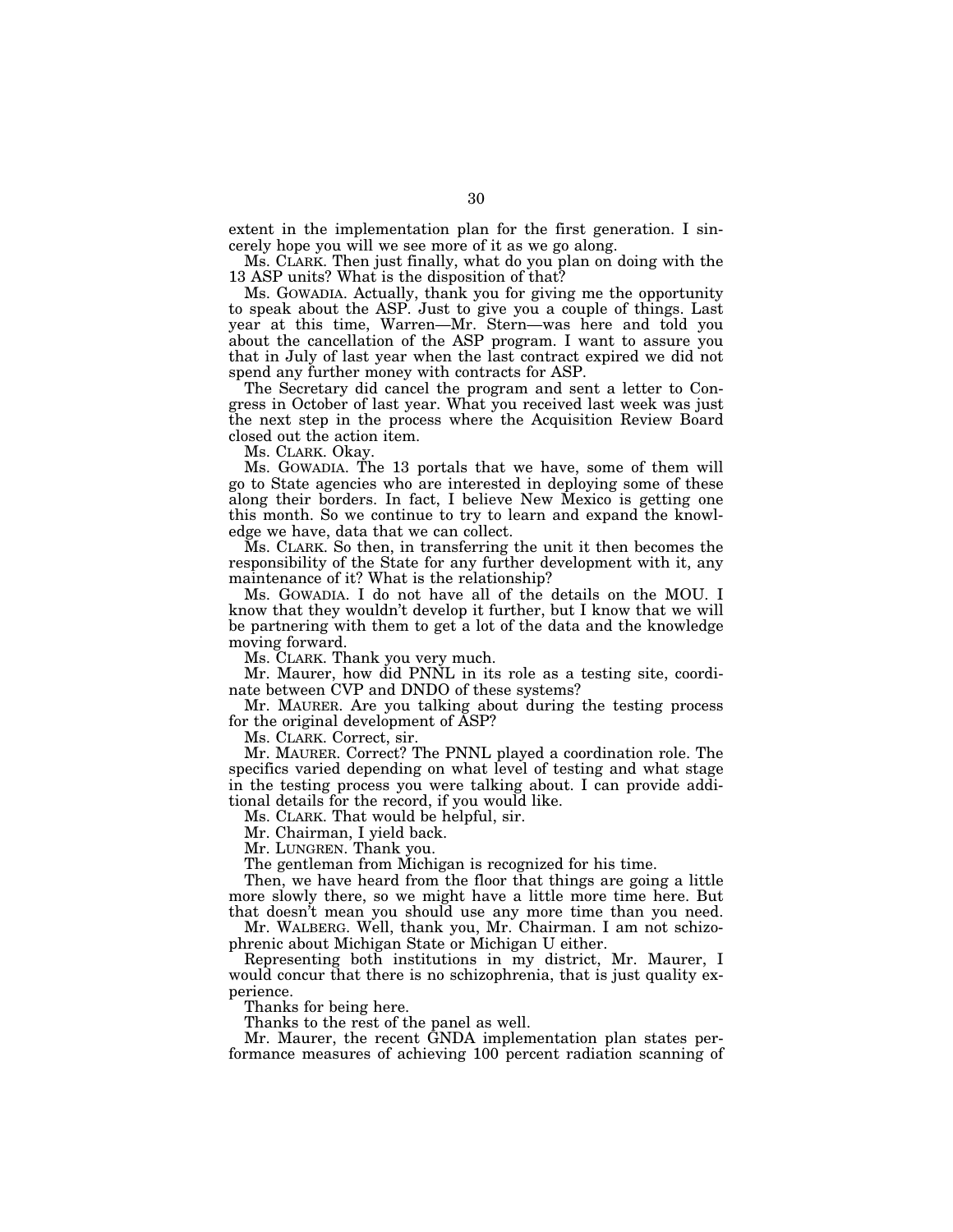extent in the implementation plan for the first generation. I sincerely hope you will we see more of it as we go along.

Ms. CLARK. Then just finally, what do you plan on doing with the 13 ASP units? What is the disposition of that?

Ms. GOWADIA. Actually, thank you for giving me the opportunity to speak about the ASP. Just to give you a couple of things. Last year at this time, Warren—Mr. Stern—was here and told you about the cancellation of the ASP program. I want to assure you that in July of last year when the last contract expired we did not spend any further money with contracts for ASP.

The Secretary did cancel the program and sent a letter to Congress in October of last year. What you received last week was just the next step in the process where the Acquisition Review Board closed out the action item.

Ms. CLARK. Okay.

Ms. GOWADIA. The 13 portals that we have, some of them will go to State agencies who are interested in deploying some of these along their borders. In fact, I believe New Mexico is getting one this month. So we continue to try to learn and expand the knowledge we have, data that we can collect.

Ms. CLARK. So then, in transferring the unit it then becomes the responsibility of the State for any further development with it, any maintenance of it? What is the relationship?

Ms. GOWADIA. I do not have all of the details on the MOU. I know that they wouldn't develop it further, but I know that we will be partnering with them to get a lot of the data and the knowledge moving forward.

Ms. CLARK. Thank you very much.

Mr. Maurer, how did PNNL in its role as a testing site, coordinate between CVP and DNDO of these systems?

Mr. MAURER. Are you talking about during the testing process for the original development of ASP?

Ms. CLARK. Correct, sir.

Mr. MAURER. Correct? The PNNL played a coordination role. The specifics varied depending on what level of testing and what stage in the testing process you were talking about. I can provide additional details for the record, if you would like.

Ms. CLARK. That would be helpful, sir.

Mr. Chairman, I yield back.

Mr. LUNGREN. Thank you.

The gentleman from Michigan is recognized for his time.

Then, we have heard from the floor that things are going a little more slowly there, so we might have a little more time here. But that doesn't mean you should use any more time than you need.

Mr. WALBERG. Well, thank you, Mr. Chairman. I am not schizophrenic about Michigan State or Michigan U either.

Representing both institutions in my district, Mr. Maurer, I would concur that there is no schizophrenia, that is just quality experience.

Thanks for being here.

Thanks to the rest of the panel as well.

Mr. Maurer, the recent GNDA implementation plan states performance measures of achieving 100 percent radiation scanning of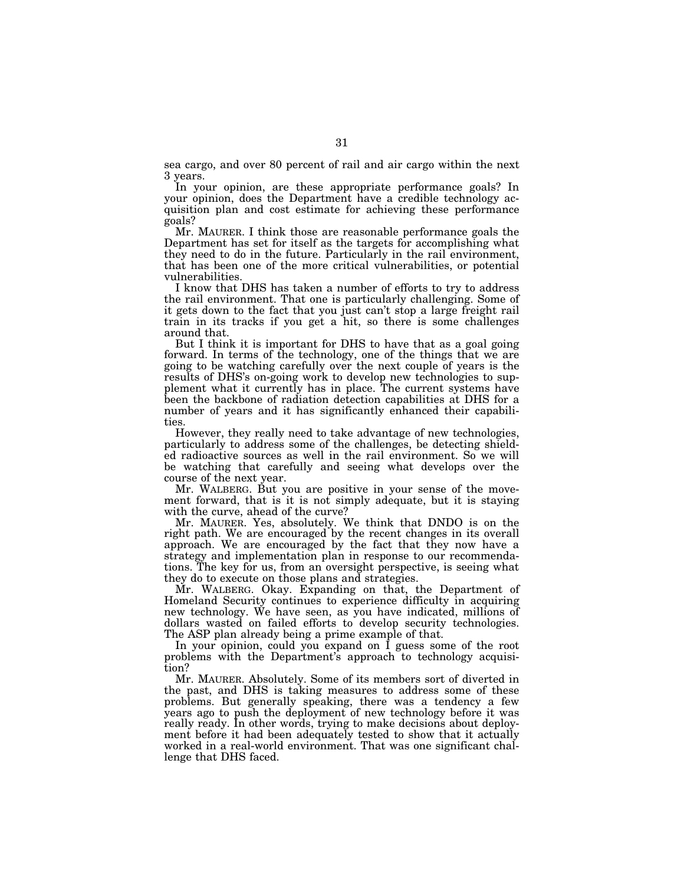sea cargo, and over 80 percent of rail and air cargo within the next 3 years.

In your opinion, are these appropriate performance goals? In your opinion, does the Department have a credible technology acquisition plan and cost estimate for achieving these performance goals?

Mr. MAURER. I think those are reasonable performance goals the Department has set for itself as the targets for accomplishing what they need to do in the future. Particularly in the rail environment, that has been one of the more critical vulnerabilities, or potential vulnerabilities.

I know that DHS has taken a number of efforts to try to address the rail environment. That one is particularly challenging. Some of it gets down to the fact that you just can't stop a large freight rail train in its tracks if you get a hit, so there is some challenges around that.

But I think it is important for DHS to have that as a goal going forward. In terms of the technology, one of the things that we are going to be watching carefully over the next couple of years is the results of DHS's on-going work to develop new technologies to supplement what it currently has in place. The current systems have been the backbone of radiation detection capabilities at DHS for a number of years and it has significantly enhanced their capabilities.

However, they really need to take advantage of new technologies, particularly to address some of the challenges, be detecting shielded radioactive sources as well in the rail environment. So we will be watching that carefully and seeing what develops over the course of the next year.

Mr. WALBERG. But you are positive in your sense of the movement forward, that is it is not simply adequate, but it is staying with the curve, ahead of the curve?

Mr. MAURER. Yes, absolutely. We think that DNDO is on the right path. We are encouraged by the recent changes in its overall approach. We are encouraged by the fact that they now have a strategy and implementation plan in response to our recommendations. The key for us, from an oversight perspective, is seeing what they do to execute on those plans and strategies.

Mr. WALBERG. Okay. Expanding on that, the Department of Homeland Security continues to experience difficulty in acquiring new technology. We have seen, as you have indicated, millions of dollars wasted on failed efforts to develop security technologies. The ASP plan already being a prime example of that.

In your opinion, could you expand on I guess some of the root problems with the Department's approach to technology acquisition?

Mr. MAURER. Absolutely. Some of its members sort of diverted in the past, and DHS is taking measures to address some of these problems. But generally speaking, there was a tendency a few years ago to push the deployment of new technology before it was really ready. In other words, trying to make decisions about deployment before it had been adequately tested to show that it actually worked in a real-world environment. That was one significant challenge that DHS faced.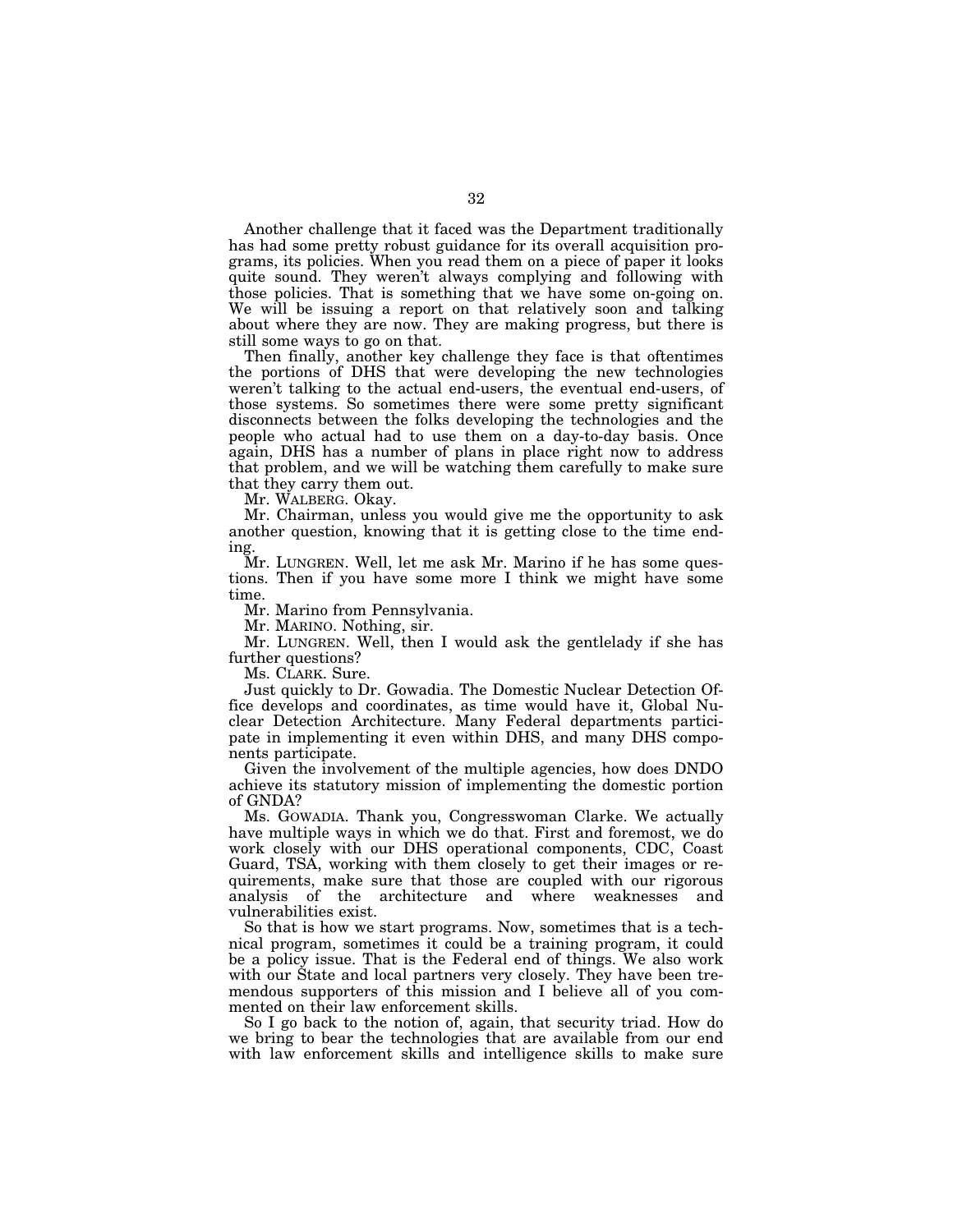Another challenge that it faced was the Department traditionally has had some pretty robust guidance for its overall acquisition programs, its policies. When you read them on a piece of paper it looks quite sound. They weren't always complying and following with those policies. That is something that we have some on-going on. We will be issuing a report on that relatively soon and talking about where they are now. They are making progress, but there is still some ways to go on that.

Then finally, another key challenge they face is that oftentimes the portions of DHS that were developing the new technologies weren't talking to the actual end-users, the eventual end-users, of those systems. So sometimes there were some pretty significant disconnects between the folks developing the technologies and the people who actual had to use them on a day-to-day basis. Once again, DHS has a number of plans in place right now to address that problem, and we will be watching them carefully to make sure that they carry them out.

Mr. WALBERG. Okay.

Mr. Chairman, unless you would give me the opportunity to ask another question, knowing that it is getting close to the time ending.

Mr. LUNGREN. Well, let me ask Mr. Marino if he has some questions. Then if you have some more I think we might have some time.

Mr. Marino from Pennsylvania.

Mr. MARINO. Nothing, sir.

Mr. LUNGREN. Well, then I would ask the gentlelady if she has further questions?

Ms. CLARK. Sure.

Just quickly to Dr. Gowadia. The Domestic Nuclear Detection Office develops and coordinates, as time would have it, Global Nuclear Detection Architecture. Many Federal departments participate in implementing it even within DHS, and many DHS components participate.

Given the involvement of the multiple agencies, how does DNDO achieve its statutory mission of implementing the domestic portion of GNDA?

Ms. GOWADIA. Thank you, Congresswoman Clarke. We actually have multiple ways in which we do that. First and foremost, we do work closely with our DHS operational components, CDC, Coast Guard, TSA, working with them closely to get their images or requirements, make sure that those are coupled with our rigorous analysis of the architecture and where weaknesses and vulnerabilities exist.

So that is how we start programs. Now, sometimes that is a technical program, sometimes it could be a training program, it could be a policy issue. That is the Federal end of things. We also work with our State and local partners very closely. They have been tremendous supporters of this mission and I believe all of you commented on their law enforcement skills.

So I go back to the notion of, again, that security triad. How do we bring to bear the technologies that are available from our end with law enforcement skills and intelligence skills to make sure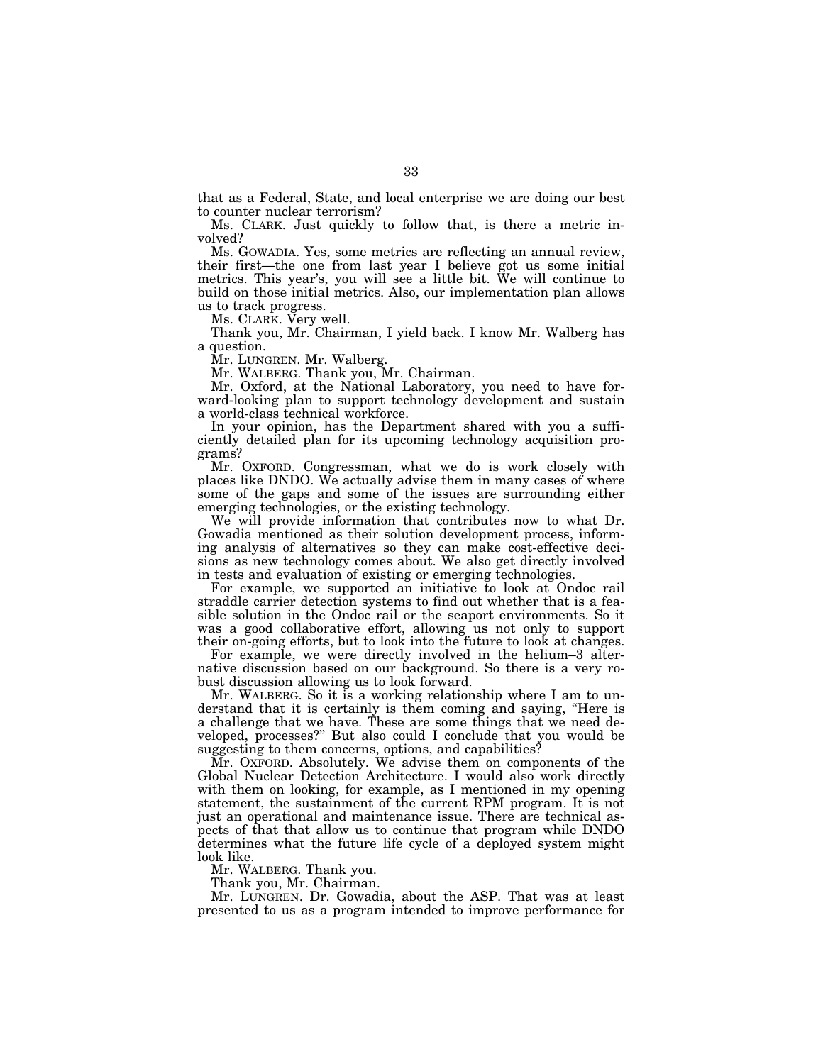that as a Federal, State, and local enterprise we are doing our best to counter nuclear terrorism?

Ms. CLARK. Just quickly to follow that, is there a metric involved?

Ms. GOWADIA. Yes, some metrics are reflecting an annual review, their first—the one from last year I believe got us some initial metrics. This year's, you will see a little bit. We will continue to build on those initial metrics. Also, our implementation plan allows us to track progress.

Ms. CLARK. Very well.

Thank you, Mr. Chairman, I yield back. I know Mr. Walberg has a question.

Mr. LUNGREN. Mr. Walberg.

Mr. WALBERG. Thank you, Mr. Chairman.

Mr. Oxford, at the National Laboratory, you need to have forward-looking plan to support technology development and sustain a world-class technical workforce.

In your opinion, has the Department shared with you a sufficiently detailed plan for its upcoming technology acquisition programs?

Mr. OXFORD. Congressman, what we do is work closely with places like DNDO. We actually advise them in many cases of where some of the gaps and some of the issues are surrounding either emerging technologies, or the existing technology.

We will provide information that contributes now to what Dr. Gowadia mentioned as their solution development process, informing analysis of alternatives so they can make cost-effective decisions as new technology comes about. We also get directly involved in tests and evaluation of existing or emerging technologies.

For example, we supported an initiative to look at Ondoc rail straddle carrier detection systems to find out whether that is a feasible solution in the Ondoc rail or the seaport environments. So it was a good collaborative effort, allowing us not only to support their on-going efforts, but to look into the future to look at changes.

For example, we were directly involved in the helium–3 alternative discussion based on our background. So there is a very robust discussion allowing us to look forward.

Mr. WALBERG. So it is a working relationship where I am to understand that it is certainly is them coming and saying, "Here is a challenge that we have. These are some things that we need developed, processes?" But also could I conclude that you would be suggesting to them concerns, options, and capabilities?

Mr. OXFORD. Absolutely. We advise them on components of the Global Nuclear Detection Architecture. I would also work directly with them on looking, for example, as I mentioned in my opening statement, the sustainment of the current RPM program. It is not just an operational and maintenance issue. There are technical aspects of that that allow us to continue that program while DNDO determines what the future life cycle of a deployed system might look like.

Mr. WALBERG. Thank you.

Thank you, Mr. Chairman.

Mr. LUNGREN. Dr. Gowadia, about the ASP. That was at least presented to us as a program intended to improve performance for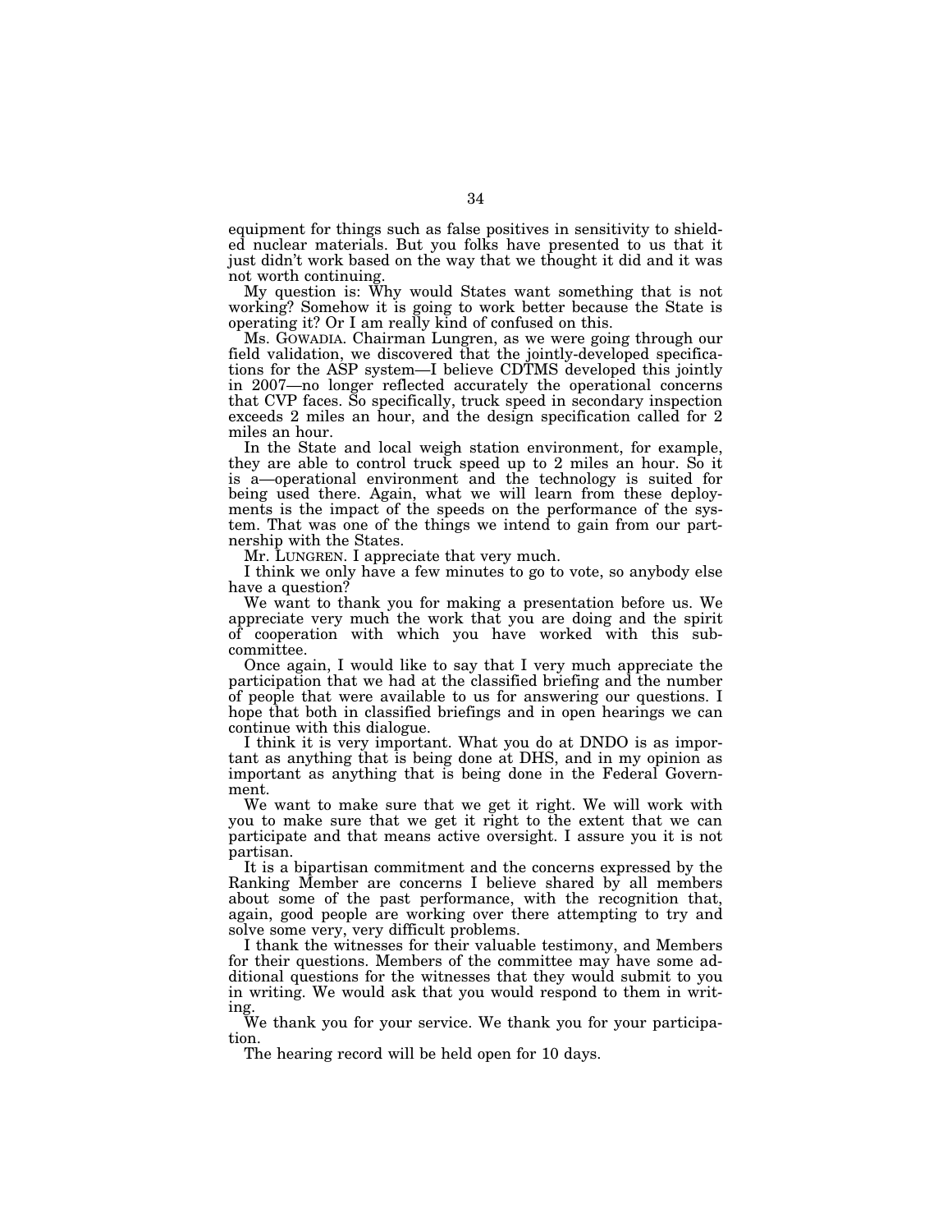equipment for things such as false positives in sensitivity to shielded nuclear materials. But you folks have presented to us that it just didn't work based on the way that we thought it did and it was not worth continuing.

My question is: Why would States want something that is not working? Somehow it is going to work better because the State is operating it? Or I am really kind of confused on this.

Ms. GOWADIA. Chairman Lungren, as we were going through our field validation, we discovered that the jointly-developed specifications for the ASP system—I believe CDTMS developed this jointly in 2007—no longer reflected accurately the operational concerns that CVP faces. So specifically, truck speed in secondary inspection exceeds 2 miles an hour, and the design specification called for 2 miles an hour.

In the State and local weigh station environment, for example, they are able to control truck speed up to 2 miles an hour. So it is a—operational environment and the technology is suited for being used there. Again, what we will learn from these deployments is the impact of the speeds on the performance of the system. That was one of the things we intend to gain from our partnership with the States.

Mr. LUNGREN. I appreciate that very much.

I think we only have a few minutes to go to vote, so anybody else have a question?

We want to thank you for making a presentation before us. We appreciate very much the work that you are doing and the spirit of cooperation with which you have worked with this subcommittee.

Once again, I would like to say that I very much appreciate the participation that we had at the classified briefing and the number of people that were available to us for answering our questions. I hope that both in classified briefings and in open hearings we can continue with this dialogue.

I think it is very important. What you do at DNDO is as important as anything that is being done at DHS, and in my opinion as important as anything that is being done in the Federal Government.

We want to make sure that we get it right. We will work with you to make sure that we get it right to the extent that we can participate and that means active oversight. I assure you it is not partisan.

It is a bipartisan commitment and the concerns expressed by the Ranking Member are concerns I believe shared by all members about some of the past performance, with the recognition that, again, good people are working over there attempting to try and solve some very, very difficult problems.

I thank the witnesses for their valuable testimony, and Members for their questions. Members of the committee may have some additional questions for the witnesses that they would submit to you in writing. We would ask that you would respond to them in writing.

We thank you for your service. We thank you for your participation.

The hearing record will be held open for 10 days.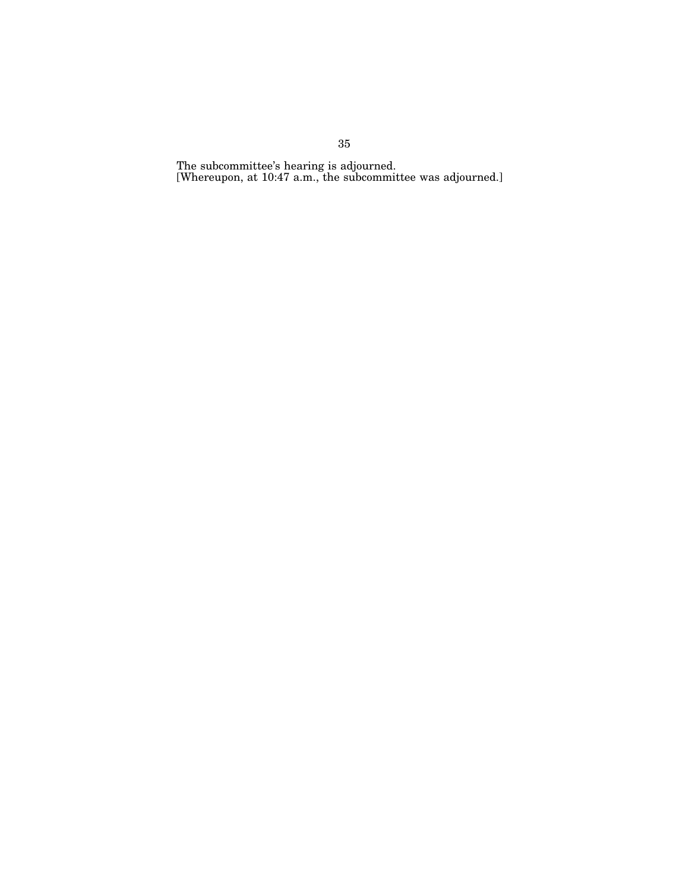The subcommittee's hearing is adjourned.

[Whereupon, at 10:47 a.m., the subcommittee was adjourned.]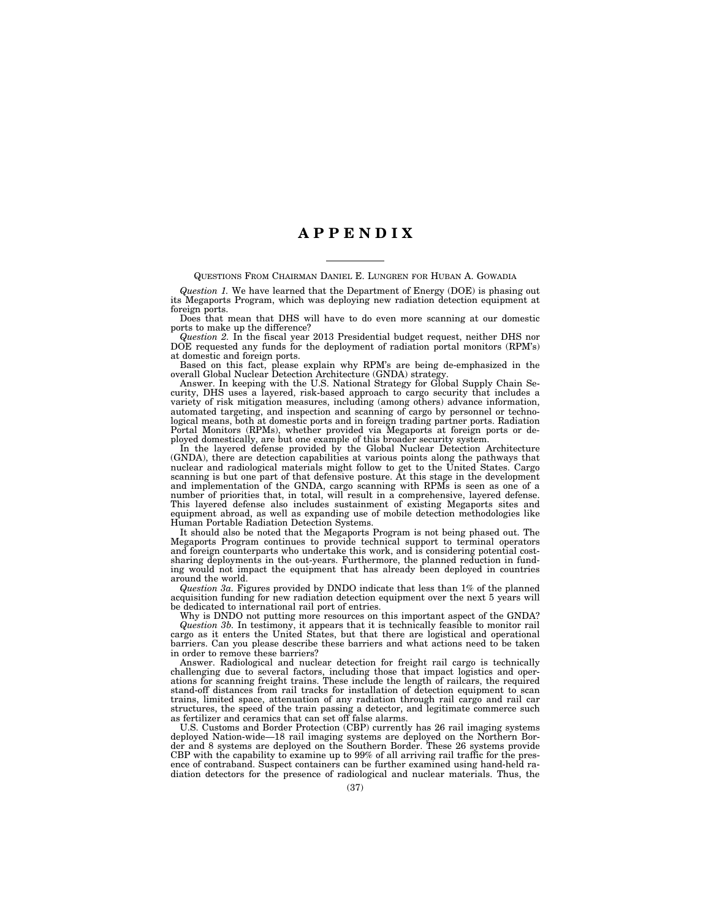# APPENDIX

QUESTIONS FROM CHAIRMAN DANIEL E. LUNGREN FOR HUBAN A. GOWADIA

*Question 1.* We have learned that the Department of Energy (DOE) is phasing out its Megaports Program, which was deploying new radiation detection equipment at foreign ports.

Does that mean that DHS will have to do even more scanning at our domestic ports to make up the difference?

*Question 2.* In the fiscal year 2013 Presidential budget request, neither DHS nor DOE requested any funds for the deployment of radiation portal monitors (RPM's) at domestic and foreign ports.

Based on this fact, please explain why RPM's are being de-emphasized in the overall Global Nuclear Detection Architecture (GNDA) strategy.

Answer. In keeping with the U.S. National Strategy for Global Supply Chain Security, DHS uses a layered, risk-based approach to cargo security that includes a variety of risk mitigation measures, including (among others) advance information, automated targeting, and inspection and scanning of cargo by personnel or technological means, both at domestic ports and in foreign trading partner ports. Radiation Portal Monitors (RPMs), whether provided via Megaports at foreign ports or deployed domestically, are but one example of this broader security system.

In the layered defense provided by the Global Nuclear Detection Architecture (GNDA), there are detection capabilities at various points along the pathways that nuclear and radiological materials might follow to get to the United States. Cargo scanning is but one part of that defensive posture. At this stage in the development and implementation of the GNDA, cargo scanning with RPMs is seen as one of a number of priorities that, in total, will result in a comprehensive, layered defense. This layered defense also includes sustainment of existing Megaports sites and equipment abroad, as well as expanding use of mobile detection methodologies like Human Portable Radiation Detection Systems.

It should also be noted that the Megaports Program is not being phased out. The Megaports Program continues to provide technical support to terminal operators and foreign counterparts who undertake this work, and is considering potential cost-sharing deployments in the out-years. Furthermore, the planned reduction in funding would not impact the equipment that has already been deployed in countries around the world.

*Question 3a.* Figures provided by DNDO indicate that less than 1% of the planned acquisition funding for new radiation detection equipment over the next 5 years will be dedicated to international rail port of entries.

Why is DNDO not putting more resources on this important aspect of the GNDA?

*Question 3b.* In testimony, it appears that it is technically feasible to monitor rail cargo as it enters the United States, but that there are logistical and operational barriers. Can you please describe these barriers and what actions need to be taken in order to remove these barriers?

Answer. Radiological and nuclear detection for freight rail cargo is technically challenging due to several factors, including those that impact logistics and operations for scanning freight trains. These include the length of railcars, the required stand-off distances from rail tracks for installation of detection equipment to scan trains, limited space, attenuation of any radiation through rail cargo and rail car structures, the speed of the train passing a detector, and legitimate commerce such as fertilizer and ceramics that can set off false alarms.

U.S. Customs and Border Protection (CBP) currently has 26 rail imaging systems deployed Nation-wide—18 rail imaging systems are deployed on the Northern Border and 8 systems are deployed on the Southern Border. These 26 systems provide CBP with the capability to examine up to 99% of all arriving rail traffic for the presence of contraband. Suspect containers can be further examined using hand-held radiation detectors for the presence of radiological and nuclear materials. Thus, the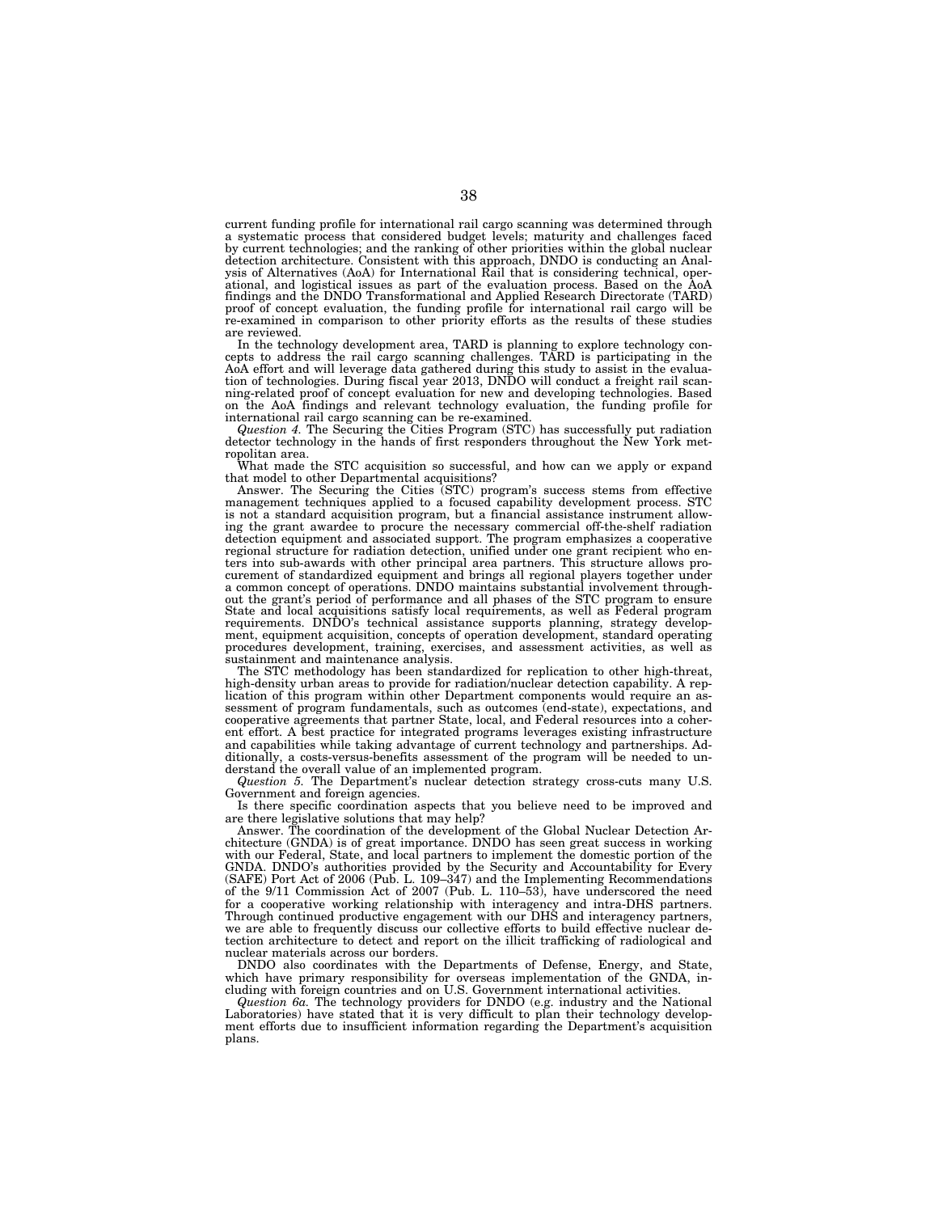current funding profile for international rail cargo scanning was determined through a systematic process that considered budget levels; maturity and challenges faced by current technologies; and the ranking of other priorities within the global nuclear detection architecture. Consistent with this approach, DNDO is conducting an Analysis of Alternatives (AoA) for International Rail that is considering technical, operational, and logistical issues as part of the evaluation process. Based on the AoA findings and the DNDO Transformational and Applied Research Directorate (TARD) proof of concept evaluation, the funding profile for international rail cargo will be re-examined in comparison to other priority efforts as the results of these studies are reviewed.

In the technology development area, TARD is planning to explore technology concepts to address the rail cargo scanning challenges. TARD is participating in the AoA effort and will leverage data gathered during this study to assist in the evaluation of technologies. During fiscal year 2013, DNDO will conduct a freight rail scanning-related proof of concept evaluation for new and developing technologies. Based on the AoA findings and relevant technology evaluation, the funding profile for international rail cargo scanning can be re-examined.

*Question 4.* The Securing the Cities Program (STC) has successfully put radiation detector technology in the hands of first responders throughout the New York metropolitan area.

What made the STC acquisition so successful, and how can we apply or expand that model to other Departmental acquisitions?

Answer. The Securing the Cities (STC) program's success stems from effective management techniques applied to a focused capability development process. STC is not a standard acquisition program, but a financial assistance instrument allowing the grant awardee to procure the necessary commercial off-the-shelf radiation detection equipment and associated support. The program emphasizes a cooperative regional structure for radiation detection, unified under one grant recipient who enters into sub-awards with other principal area partners. This structure allows procurement of standardized equipment and brings all regional players together under a common concept of operations. DNDO maintains substantial involvement throughout the grant's period of performance and all phases of the STC program to ensure State and local acquisitions satisfy local requirements, as well as Federal program requirements. DNDO's technical assistance supports planning, strategy development, equipment acquisition, concepts of operation development, standard operating procedures development, training, exercises, and assessment activities, as well as sustainment and maintenance analysis.

The STC methodology has been standardized for replication to other high-threat, high-density urban areas to provide for radiation/nuclear detection capability. A replication of this program within other Department components would require an assessment of program fundamentals, such as outcomes (end-state), expectations, and cooperative agreements that partner State, local, and Federal resources into a coherent effort. A best practice for integrated programs leverages existing infrastructure and capabilities while taking advantage of current technology and partnerships. Additionally, a costs-versus-benefits assessment of the program will be needed to understand the overall value of an implemented program.

*Question 5.* The Department's nuclear detection strategy cross-cuts many U.S. Government and foreign agencies.

Is there specific coordination aspects that you believe need to be improved and are there legislative solutions that may help?

Answer. The coordination of the development of the Global Nuclear Detection Architecture (GNDA) is of great importance. DNDO has seen great success in working with our Federal, State, and local partners to implement the domestic portion of the GNDA. DNDO's authorities provided by the Security and Accountability for Every (SAFE) Port Act of 2006 (Pub. L. 109–347) and the Implementing Recommendations of the 9/11 Commission Act of 2007 (Pub. L. 110–53), have underscored the need for a cooperative working relationship with interagency and intra-DHS partners. Through continued productive engagement with our DHS and interagency partners, we are able to frequently discuss our collective efforts to build effective nuclear detection architecture to detect and report on the illicit trafficking of radiological and nuclear materials across our borders.

DNDO also coordinates with the Departments of Defense, Energy, and State, which have primary responsibility for overseas implementation of the GNDA, including with foreign countries and on U.S. Government international activities.

*Question 6a.* The technology providers for DNDO (e.g. industry and the National Laboratories) have stated that it is very difficult to plan their technology development efforts due to insufficient information regarding the Department's acquisition plans.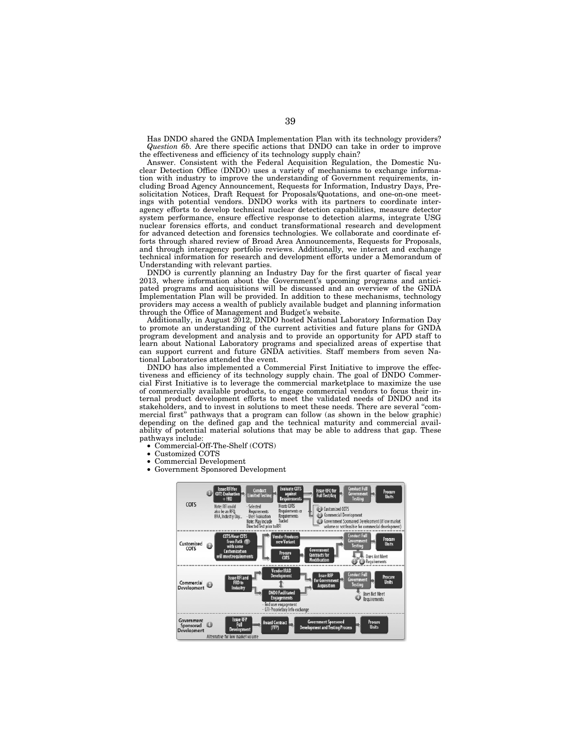Has DNDO shared the GNDA Implementation Plan with its technology providers?

*Question 6b.* Are there specific actions that DNDO can take in order to improve the effectiveness and efficiency of its technology supply chain?

Answer. Consistent with the Federal Acquisition Regulation, the Domestic Nuclear Detection Office (DNDO) uses a variety of mechanisms to exchange information with industry to improve the understanding of Government requirements, including Broad Agency Announcement, Requests for Information, Industry Days, Pre-solicitation Notices, Draft Request for Proposals/Quotations, and one-on-one meetings with potential vendors. DNDO works with its partners to coordinate interagency efforts to develop technical nuclear detection capabilities, measure detector system performance, ensure effective response to detection alarms, integrate USG nuclear forensics efforts, and conduct transformational research and development for advanced detection and forensics technologies. We collaborate and coordinate efforts through shared review of Broad Area Announcements, Requests for Proposals, and through interagency portfolio reviews. Additionally, we interact and exchange technical information for research and development efforts under a Memorandum of Understanding with relevant parties.

DNDO is currently planning an Industry Day for the first quarter of fiscal year 2013, where information about the Government's upcoming programs and anticipated programs and acquisitions will be discussed and an overview of the GNDA Implementation Plan will be provided. In addition to these mechanisms, technology providers may access a wealth of publicly available budget and planning information through the Office of Management and Budget's website.

Additionally, in August 2012, DNDO hosted National Laboratory Information Day to promote an understanding of the current activities and future plans for GNDA program development and analysis and to provide an opportunity for APD staff to learn about National Laboratory programs and specialized areas of expertise that can support current and future GNDA activities. Staff members from seven National Laboratories attended the event.

DNDO has also implemented a Commercial First Initiative to improve the effectiveness and efficiency of its technology supply chain. The goal of DNDO Commercial First Initiative is to leverage the commercial marketplace to maximize the use of commercially available products, to engage commercial vendors to focus their internal product development efforts to meet the validated needs of DNDO and its stakeholders, and to invest in solutions to meet these needs. There are several "commercial first" pathways that a program can follow (as shown in the below graphic) depending on the defined gap and the technical maturity and commercial availability of potential material solutions that may be able to address that gap. These pathways include:

- Commercial-Off-The-Shelf (COTS)
- Customized COTS
- Commercial Development
- Government Sponsored Development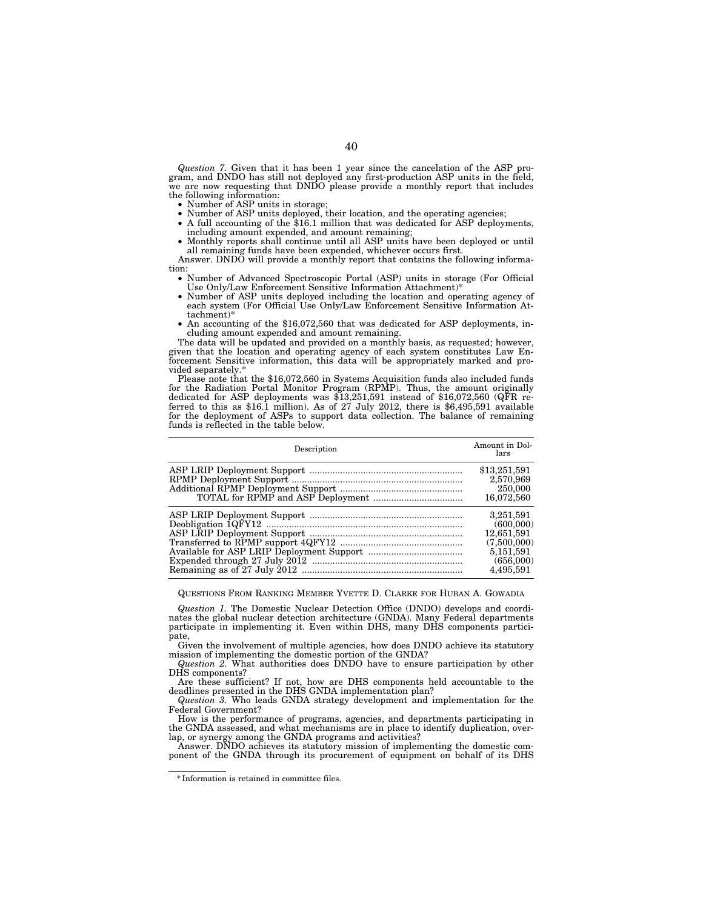*Question 7.* Given that it has been 1 year since the cancelation of the ASP program, and DNDO has still not deployed any first-production ASP units in the field, we are now requesting that DNDO please provide a monthly report that includes the following information:

- Number of ASP units in storage;
- Number of ASP units deployed, their location, and the operating agencies;
- A full accounting of the $16.1 million that was dedicated for ASP deployments, including amount expended, and amount remaining;
- Monthly reports shall continue until all ASP units have been deployed or until all remaining funds have been expended, whichever occurs first.

Answer. DNDO will provide a monthly report that contains the following information:

- Number of Advanced Spectroscopic Portal (ASP) units in storage (For Official Use Only/Law Enforcement Sensitive Information Attachment)*
- Number of ASP units deployed including the location and operating agency of each system (For Official Use Only/Law Enforcement Sensitive Information Attachment)*
- An accounting of the $16,072,560 that was dedicated for ASP deployments, including amount expended and amount remaining.

The data will be updated and provided on a monthly basis, as requested; however, given that the location and operating agency of each system constitutes Law Enforcement Sensitive information, this data will be appropriately marked and provided separately.*

Please note that the $16,072,560 in Systems Acquisition funds also included funds for the Radiation Portal Monitor Program (RPMP). Thus, the amount originally dedicated for ASP deployments was $13,251,591 instead of $16,072,560 (QFR referred to this as $16.1 million). As of 27 July 2012, there is $6,495,591 available for the deployment of ASPs to support data collection. The balance of remaining funds is reflected in the table below.

| Description | Amount in Dollars |
|---|---|
| ASP LRIP Deployment Support | $13,251,591 |
| RPMP Deployment Support | 2,570,969 |
| Additional RPMP Deployment Support | 250,000 |
| TOTAL for RPMP and ASP Deployment | 16,072,560 |
| ASP LRIP Deployment Support | 3,251,591 |
| Deobligation 1QFY12 | (600,000) |
| ASP LRIP Deployment Support | 12,651,591 |
| Transferred to RPMP support 4QFY12 | (7,500,000) |
| Available for ASP LRIP Deployment Support | 5,151,591 |
| Expended through 27 July 2012 | (656,000) |
| Remaining as of 27 July 2012 | 4,495,591 |

QUESTIONS FROM RANKING MEMBER YVETTE D. CLARKE FOR HUBAN A. GOWADIA

*Question 1.* The Domestic Nuclear Detection Office (DNDO) develops and coordinates the global nuclear detection architecture (GNDA). Many Federal departments participate in implementing it. Even within DHS, many DHS components participate,

Given the involvement of multiple agencies, how does DNDO achieve its statutory mission of implementing the domestic portion of the GNDA?

*Question 2.* What authorities does DNDO have to ensure participation by other DHS components?

Are these sufficient? If not, how are DHS components held accountable to the deadlines presented in the DHS GNDA implementation plan?

*Question 3.* Who leads GNDA strategy development and implementation for the Federal Government?

How is the performance of programs, agencies, and departments participating in the GNDA assessed, and what mechanisms are in place to identify duplication, overlap, or synergy among the GNDA programs and activities?

Answer. DNDO achieves its statutory mission of implementing the domestic component of the GNDA through its procurement of equipment on behalf of its DHS

---

*Information is retained in committee files.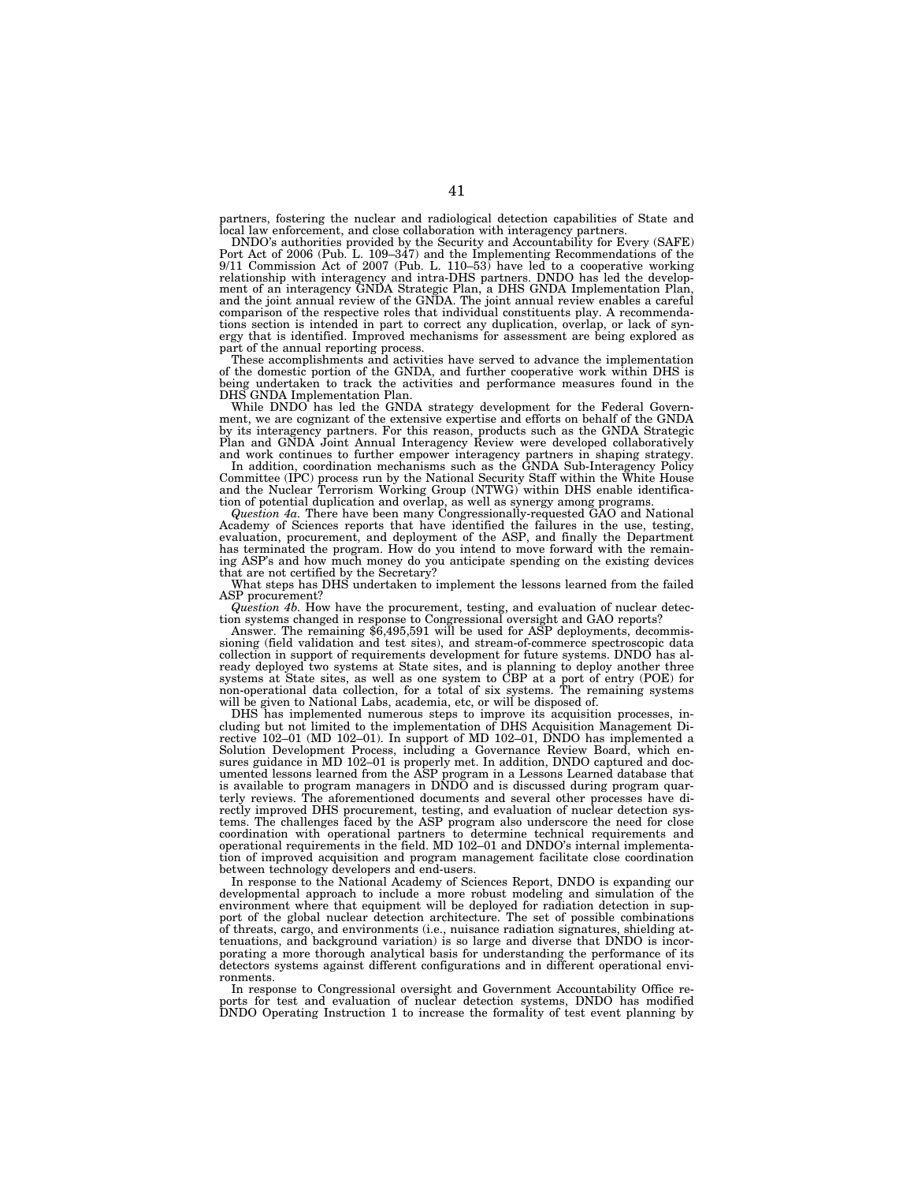partners, fostering the nuclear and radiological detection capabilities of State and local law enforcement, and close collaboration with interagency partners.

DNDO's authorities provided by the Security and Accountability for Every (SAFE) Port Act of 2006 (Pub. L. 109–347) and the Implementing Recommendations of the 9/11 Commission Act of 2007 (Pub. L. 110–53) have led to a cooperative working relationship with interagency and intra-DHS partners. DNDO has led the development of an interagency GNDA Strategic Plan, a DHS GNDA Implementation Plan, and the joint annual review of the GNDA. The joint annual review enables a careful comparison of the respective roles that individual constituents play. A recommendations section is intended in part to correct any duplication, overlap, or lack of synergy that is identified. Improved mechanisms for assessment are being explored as part of the annual reporting process.

These accomplishments and activities have served to advance the implementation of the domestic portion of the GNDA, and further cooperative work within DHS is being undertaken to track the activities and performance measures found in the DHS GNDA Implementation Plan.

While DNDO has led the GNDA strategy development for the Federal Government, we are cognizant of the extensive expertise and efforts on behalf of the GNDA by its interagency partners. For this reason, products such as the GNDA Strategic Plan and GNDA Joint Annual Interagency Review were developed collaboratively and work continues to further empower interagency partners in shaping strategy.

In addition, coordination mechanisms such as the GNDA Sub-Interagency Policy Committee (IPC) process run by the National Security Staff within the White House and the Nuclear Terrorism Working Group (NTWG) within DHS enable identification of potential duplication and overlap, as well as synergy among programs.

*Question 4a.* There have been many Congressionally-requested GAO and National Academy of Sciences reports that have identified the failures in the use, testing, evaluation, procurement, and deployment of the ASP, and finally the Department has terminated the program. How do you intend to move forward with the remaining ASP's and how much money do you anticipate spending on the existing devices that are not certified by the Secretary?

What steps has DHS undertaken to implement the lessons learned from the failed ASP procurement?

*Question 4b.* How have the procurement, testing, and evaluation of nuclear detection systems changed in response to Congressional oversight and GAO reports?

Answer. The remaining $6,495,591 will be used for ASP deployments, decommissioning (field validation and test sites), and stream-of-commerce spectroscopic data collection in support of requirements development for future systems. DNDO has already deployed two systems at State sites, and is planning to deploy another three systems at State sites, as well as one system to CBP at a port of entry (POE) for non-operational data collection, for a total of six systems. The remaining systems will be given to National Labs, academia, etc, or will be disposed of.

DHS has implemented numerous steps to improve its acquisition processes, including but not limited to the implementation of DHS Acquisition Management Directive 102–01 (MD 102–01). In support of MD 102–01, DNDO has implemented a Solution Development Process, including a Governance Review Board, which ensures guidance in MD 102–01 is properly met. In addition, DNDO captured and documented lessons learned from the ASP program in a Lessons Learned database that is available to program managers in DNDO and is discussed during program quarterly reviews. The aforementioned documents and several other processes have directly improved DHS procurement, testing, and evaluation of nuclear detection systems. The challenges faced by the ASP program also underscore the need for close coordination with operational partners to determine technical requirements and operational requirements in the field. MD 102–01 and DNDO's internal implementation of improved acquisition and program management facilitate close coordination between technology developers and end-users.

In response to the National Academy of Sciences Report, DNDO is expanding our developmental approach to include a more robust modeling and simulation of the environment where that equipment will be deployed for radiation detection in support of the global nuclear detection architecture. The set of possible combinations of threats, cargo, and environments (i.e., nuisance radiation signatures, shielding attenuations, and background variation) is so large and diverse that DNDO is incorporating a more thorough analytical basis for understanding the performance of its detectors systems against different configurations and in different operational environments.

In response to Congressional oversight and Government Accountability Office reports for test and evaluation of nuclear detection systems, DNDO has modified DNDO Operating Instruction 1 to increase the formality of test event planning by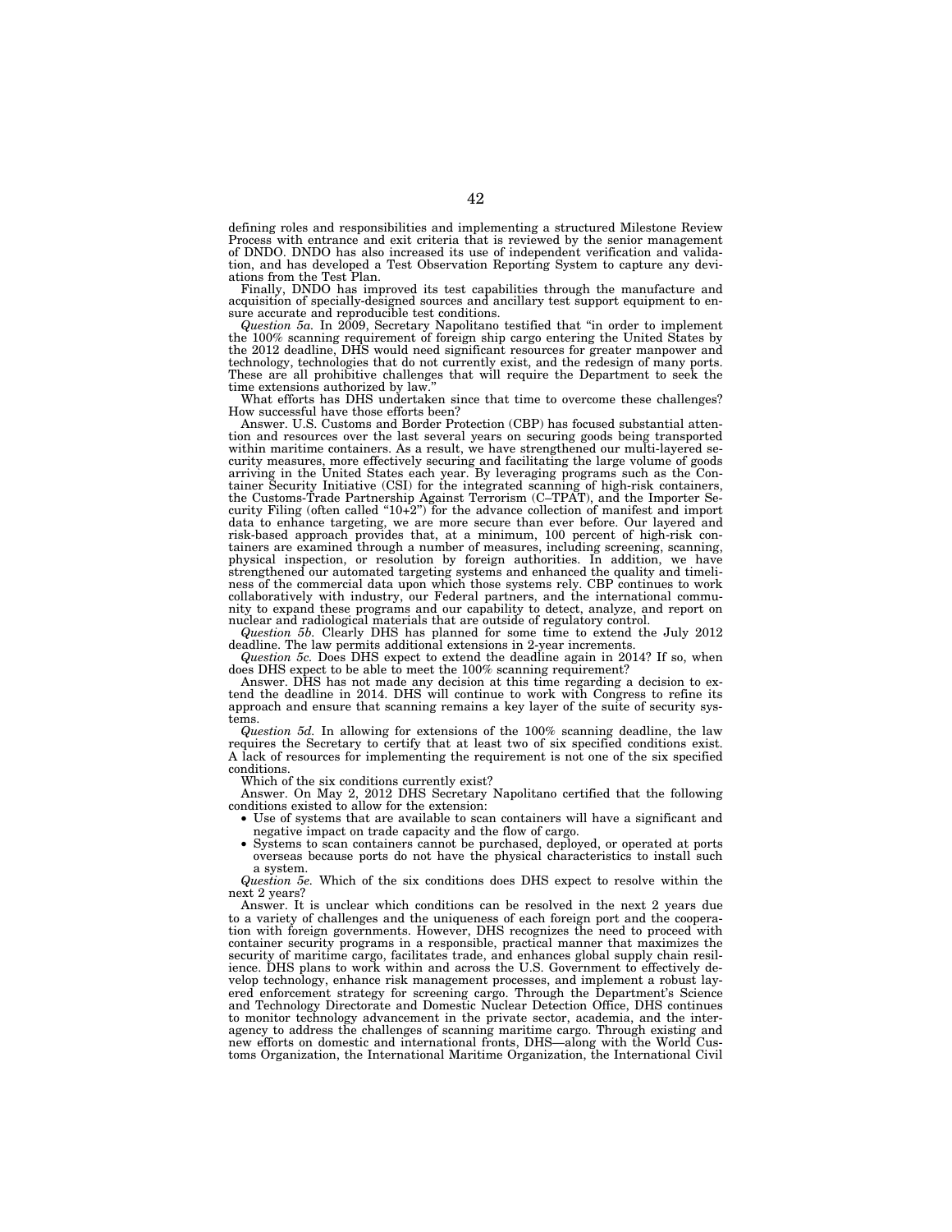defining roles and responsibilities and implementing a structured Milestone Review Process with entrance and exit criteria that is reviewed by the senior management of DNDO. DNDO has also increased its use of independent verification and validation, and has developed a Test Observation Reporting System to capture any deviations from the Test Plan.

Finally, DNDO has improved its test capabilities through the manufacture and acquisition of specially-designed sources and ancillary test support equipment to ensure accurate and reproducible test conditions.

*Question 5a.* In 2009, Secretary Napolitano testified that "in order to implement the 100% scanning requirement of foreign ship cargo entering the United States by the 2012 deadline, DHS would need significant resources for greater manpower and technology, technologies that do not currently exist, and the redesign of many ports. These are all prohibitive challenges that will require the Department to seek the time extensions authorized by law."

What efforts has DHS undertaken since that time to overcome these challenges? How successful have those efforts been?

Answer. U.S. Customs and Border Protection (CBP) has focused substantial attention and resources over the last several years on securing goods being transported within maritime containers. As a result, we have strengthened our multi-layered security measures, more effectively securing and facilitating the large volume of goods arriving in the United States each year. By leveraging programs such as the Container Security Initiative (CSI) for the integrated scanning of high-risk containers, the Customs-Trade Partnership Against Terrorism (C–TPAT), and the Importer Security Filing (often called "10+2") for the advance collection of manifest and import data to enhance targeting, we are more secure than ever before. Our layered and risk-based approach provides that, at a minimum, 100 percent of high-risk containers are examined through a number of measures, including screening, scanning, physical inspection, or resolution by foreign authorities. In addition, we have strengthened our automated targeting systems and enhanced the quality and timeliness of the commercial data upon which those systems rely. CBP continues to work collaboratively with industry, our Federal partners, and the international community to expand these programs and our capability to detect, analyze, and report on nuclear and radiological materials that are outside of regulatory control.

*Question 5b.* Clearly DHS has planned for some time to extend the July 2012 deadline. The law permits additional extensions in 2-year increments.

*Question 5c.* Does DHS expect to extend the deadline again in 2014? If so, when does DHS expect to be able to meet the 100% scanning requirement?

Answer. DHS has not made any decision at this time regarding a decision to extend the deadline in 2014. DHS will continue to work with Congress to refine its approach and ensure that scanning remains a key layer of the suite of security systems.

*Question 5d.* In allowing for extensions of the 100% scanning deadline, the law requires the Secretary to certify that at least two of six specified conditions exist. A lack of resources for implementing the requirement is not one of the six specified conditions.

Which of the six conditions currently exist?

Answer. On May 2, 2012 DHS Secretary Napolitano certified that the following conditions existed to allow for the extension:

- Use of systems that are available to scan containers will have a significant and negative impact on trade capacity and the flow of cargo.
- Systems to scan containers cannot be purchased, deployed, or operated at ports overseas because ports do not have the physical characteristics to install such a system.

*Question 5e.* Which of the six conditions does DHS expect to resolve within the next 2 years?

Answer. It is unclear which conditions can be resolved in the next 2 years due to a variety of challenges and the uniqueness of each foreign port and the cooperation with foreign governments. However, DHS recognizes the need to proceed with container security programs in a responsible, practical manner that maximizes the security of maritime cargo, facilitates trade, and enhances global supply chain resilience. DHS plans to work within and across the U.S. Government to effectively develop technology, enhance risk management processes, and implement a robust layered enforcement strategy for screening cargo. Through the Department's Science and Technology Directorate and Domestic Nuclear Detection Office, DHS continues to monitor technology advancement in the private sector, academia, and the interagency to address the challenges of scanning maritime cargo. Through existing and new efforts on domestic and international fronts, DHS—along with the World Customs Organization, the International Maritime Organization, the International Civil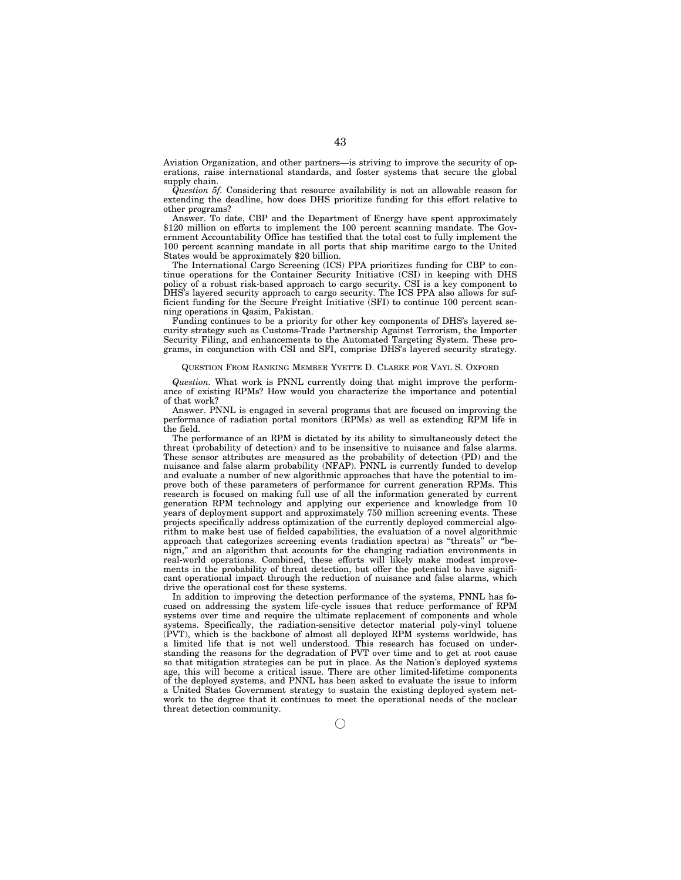Aviation Organization, and other partners—is striving to improve the security of operations, raise international standards, and foster systems that secure the global supply chain.

*Question 5f.* Considering that resource availability is not an allowable reason for extending the deadline, how does DHS prioritize funding for this effort relative to other programs?

Answer. To date, CBP and the Department of Energy have spent approximately $120 million on efforts to implement the 100 percent scanning mandate. The Government Accountability Office has testified that the total cost to fully implement the 100 percent scanning mandate in all ports that ship maritime cargo to the United States would be approximately $20 billion.

The International Cargo Screening (ICS) PPA prioritizes funding for CBP to continue operations for the Container Security Initiative (CSI) in keeping with DHS policy of a robust risk-based approach to cargo security. CSI is a key component to DHS's layered security approach to cargo security. The ICS PPA also allows for sufficient funding for the Secure Freight Initiative (SFI) to continue 100 percent scanning operations in Qasim, Pakistan.

Funding continues to be a priority for other key components of DHS's layered security strategy such as Customs-Trade Partnership Against Terrorism, the Importer Security Filing, and enhancements to the Automated Targeting System. These programs, in conjunction with CSI and SFI, comprise DHS's layered security strategy.

## Question From Ranking Member Yvette D. Clarke for Vayl S. Oxford

*Question.* What work is PNNL currently doing that might improve the performance of existing RPMs? How would you characterize the importance and potential of that work?

Answer. PNNL is engaged in several programs that are focused on improving the performance of radiation portal monitors (RPMs) as well as extending RPM life in the field.

The performance of an RPM is dictated by its ability to simultaneously detect the threat (probability of detection) and to be insensitive to nuisance and false alarms. These sensor attributes are measured as the probability of detection (PD) and the nuisance and false alarm probability (NFAP). PNNL is currently funded to develop and evaluate a number of new algorithmic approaches that have the potential to improve both of these parameters of performance for current generation RPMs. This research is focused on making full use of all the information generated by current generation RPM technology and applying our experience and knowledge from 10 years of deployment support and approximately 750 million screening events. These projects specifically address optimization of the currently deployed commercial algorithm to make best use of fielded capabilities, the evaluation of a novel algorithmic approach that categorizes screening events (radiation spectra) as "threats" or "benign," and an algorithm that accounts for the changing radiation environments in real-world operations. Combined, these efforts will likely make modest improvements in the probability of threat detection, but offer the potential to have significant operational impact through the reduction of nuisance and false alarms, which drive the operational cost for these systems.

In addition to improving the detection performance of the systems, PNNL has focused on addressing the system life-cycle issues that reduce performance of RPM systems over time and require the ultimate replacement of components and whole systems. Specifically, the radiation-sensitive detector material poly-vinyl toluene (PVT), which is the backbone of almost all deployed RPM systems worldwide, has a limited life that is not well understood. This research has focused on understanding the reasons for the degradation of PVT over time and to get at root cause so that mitigation strategies can be put in place. As the Nation's deployed systems age, this will become a critical issue. There are other limited-lifetime components of the deployed systems, and PNNL has been asked to evaluate the issue to inform a United States Government strategy to sustain the existing deployed system network to the degree that it continues to meet the operational needs of the nuclear threat detection community.